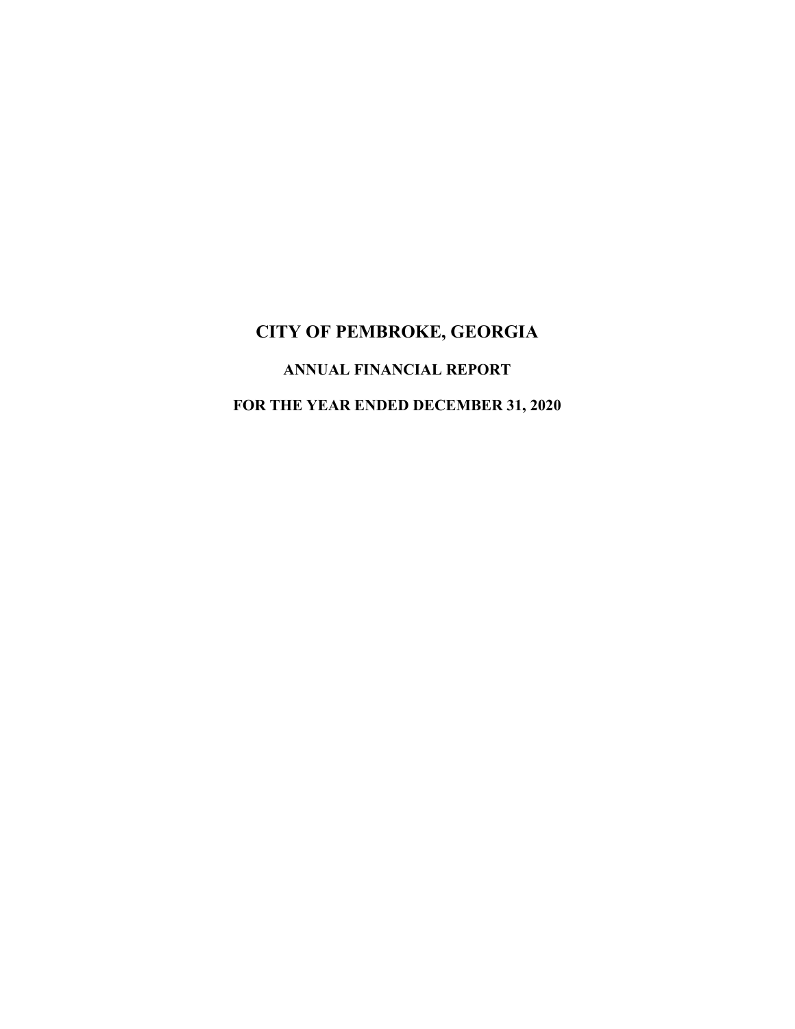# CITY OF PEMBROKE, GEORGIA

## ANNUAL FINANCIAL REPORT

## FOR THE YEAR ENDED DECEMBER 31, 2020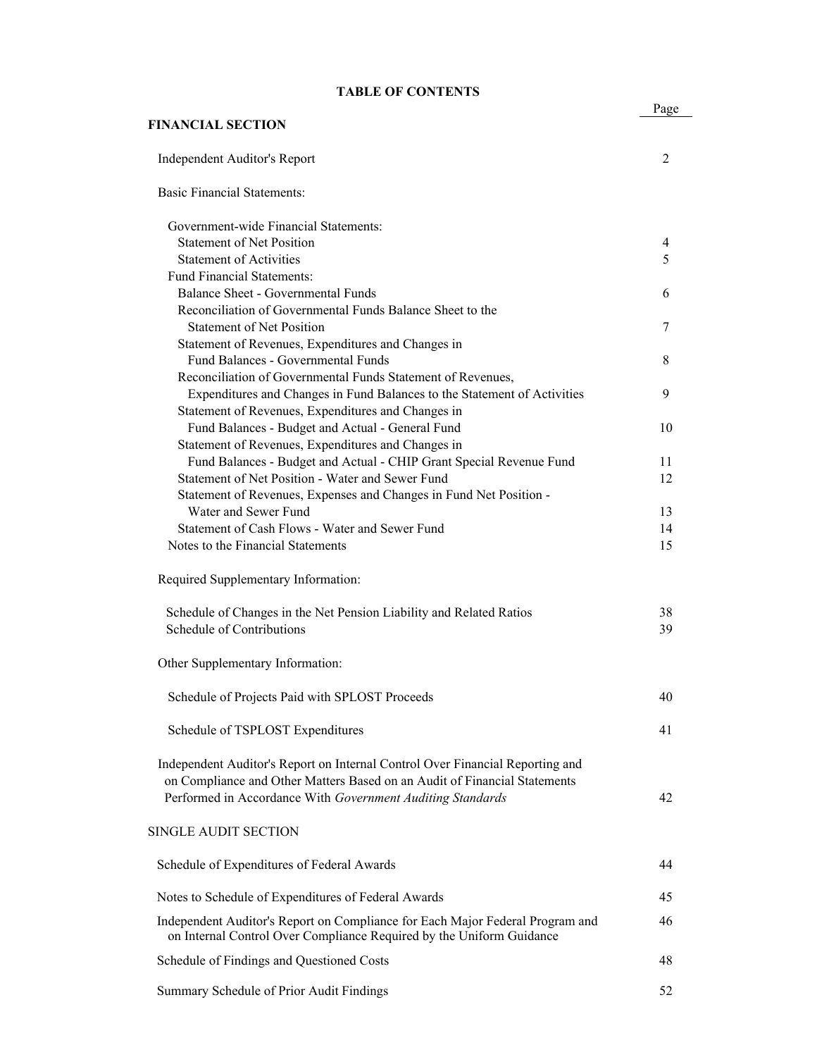# TABLE OF CONTENTS

| | Page |
|---|---|
| **FINANCIAL SECTION** | |
| Independent Auditor's Report | 2 |
| Basic Financial Statements: | |
| Government-wide Financial Statements: | |
| Statement of Net Position | 4 |
| Statement of Activities | 5 |
| Fund Financial Statements: | |
| Balance Sheet - Governmental Funds | 6 |
| Reconciliation of Governmental Funds Balance Sheet to the Statement of Net Position | 7 |
| Statement of Revenues, Expenditures and Changes in Fund Balances - Governmental Funds | 8 |
| Reconciliation of Governmental Funds Statement of Revenues, Expenditures and Changes in Fund Balances to the Statement of Activities | 9 |
| Statement of Revenues, Expenditures and Changes in Fund Balances - Budget and Actual - General Fund | 10 |
| Statement of Revenues, Expenditures and Changes in Fund Balances - Budget and Actual - CHIP Grant Special Revenue Fund | 11 |
| Statement of Net Position - Water and Sewer Fund | 12 |
| Statement of Revenues, Expenses and Changes in Fund Net Position - Water and Sewer Fund | 13 |
| Statement of Cash Flows - Water and Sewer Fund | 14 |
| Notes to the Financial Statements | 15 |
| Required Supplementary Information: | |
| Schedule of Changes in the Net Pension Liability and Related Ratios | 38 |
| Schedule of Contributions | 39 |
| Other Supplementary Information: | |
| Schedule of Projects Paid with SPLOST Proceeds | 40 |
| Schedule of TSPLOST Expenditures | 41 |
| Independent Auditor's Report on Internal Control Over Financial Reporting and on Compliance and Other Matters Based on an Audit of Financial Statements Performed in Accordance With *Government Auditing Standards* | 42 |
| SINGLE AUDIT SECTION | |
| Schedule of Expenditures of Federal Awards | 44 |
| Notes to Schedule of Expenditures of Federal Awards | 45 |
| Independent Auditor's Report on Compliance for Each Major Federal Program and on Internal Control Over Compliance Required by the Uniform Guidance | 46 |
| Schedule of Findings and Questioned Costs | 48 |
| Summary Schedule of Prior Audit Findings | 52 |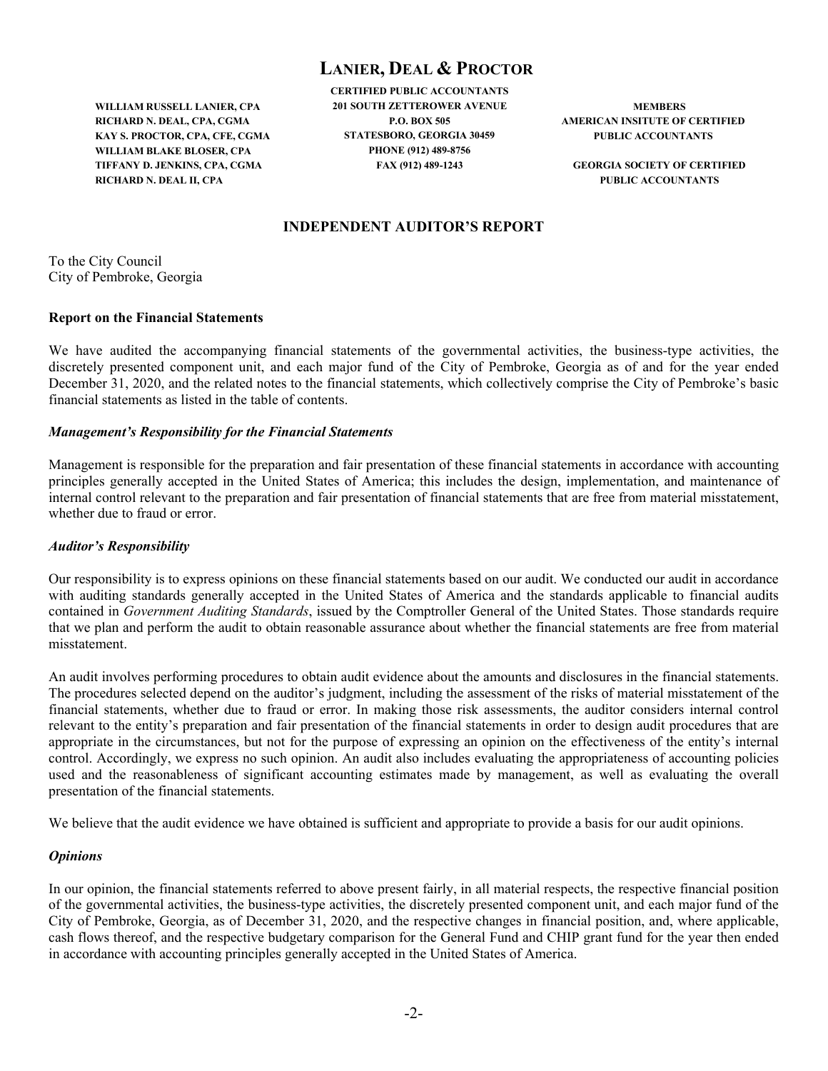# LANIER, DEAL & PROCTOR

WILLIAM RUSSELL LANIER, CPA
RICHARD N. DEAL, CPA, CGMA
KAY S. PROCTOR, CPA, CFE, CGMA
WILLIAM BLAKE BLOSER, CPA
TIFFANY D. JENKINS, CPA, CGMA
RICHARD N. DEAL II, CPA

CERTIFIED PUBLIC ACCOUNTANTS
201 SOUTH ZETTEROWER AVENUE
P.O. BOX 505
STATESBORO, GEORGIA 30459
PHONE (912) 489-8756
FAX (912) 489-1243

MEMBERS
AMERICAN INSITUTE OF CERTIFIED PUBLIC ACCOUNTANTS

GEORGIA SOCIETY OF CERTIFIED PUBLIC ACCOUNTANTS

## INDEPENDENT AUDITOR'S REPORT

To the City Council
City of Pembroke, Georgia

### Report on the Financial Statements

We have audited the accompanying financial statements of the governmental activities, the business-type activities, the discretely presented component unit, and each major fund of the City of Pembroke, Georgia as of and for the year ended December 31, 2020, and the related notes to the financial statements, which collectively comprise the City of Pembroke's basic financial statements as listed in the table of contents.

#### *Management's Responsibility for the Financial Statements*

Management is responsible for the preparation and fair presentation of these financial statements in accordance with accounting principles generally accepted in the United States of America; this includes the design, implementation, and maintenance of internal control relevant to the preparation and fair presentation of financial statements that are free from material misstatement, whether due to fraud or error.

#### *Auditor's Responsibility*

Our responsibility is to express opinions on these financial statements based on our audit. We conducted our audit in accordance with auditing standards generally accepted in the United States of America and the standards applicable to financial audits contained in *Government Auditing Standards*, issued by the Comptroller General of the United States. Those standards require that we plan and perform the audit to obtain reasonable assurance about whether the financial statements are free from material misstatement.

An audit involves performing procedures to obtain audit evidence about the amounts and disclosures in the financial statements. The procedures selected depend on the auditor's judgment, including the assessment of the risks of material misstatement of the financial statements, whether due to fraud or error. In making those risk assessments, the auditor considers internal control relevant to the entity's preparation and fair presentation of the financial statements in order to design audit procedures that are appropriate in the circumstances, but not for the purpose of expressing an opinion on the effectiveness of the entity's internal control. Accordingly, we express no such opinion. An audit also includes evaluating the appropriateness of accounting policies used and the reasonableness of significant accounting estimates made by management, as well as evaluating the overall presentation of the financial statements.

We believe that the audit evidence we have obtained is sufficient and appropriate to provide a basis for our audit opinions.

#### *Opinions*

In our opinion, the financial statements referred to above present fairly, in all material respects, the respective financial position of the governmental activities, the business-type activities, the discretely presented component unit, and each major fund of the City of Pembroke, Georgia, as of December 31, 2020, and the respective changes in financial position, and, where applicable, cash flows thereof, and the respective budgetary comparison for the General Fund and CHIP grant fund for the year then ended in accordance with accounting principles generally accepted in the United States of America.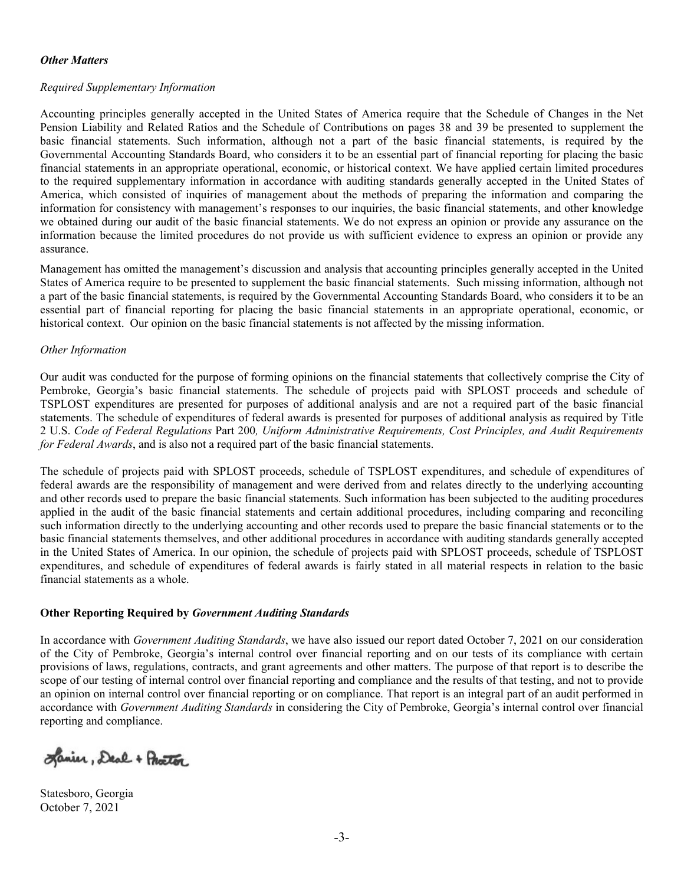***Other Matters***

*Required Supplementary Information*

Accounting principles generally accepted in the United States of America require that the Schedule of Changes in the Net Pension Liability and Related Ratios and the Schedule of Contributions on pages 38 and 39 be presented to supplement the basic financial statements. Such information, although not a part of the basic financial statements, is required by the Governmental Accounting Standards Board, who considers it to be an essential part of financial reporting for placing the basic financial statements in an appropriate operational, economic, or historical context. We have applied certain limited procedures to the required supplementary information in accordance with auditing standards generally accepted in the United States of America, which consisted of inquiries of management about the methods of preparing the information and comparing the information for consistency with management's responses to our inquiries, the basic financial statements, and other knowledge we obtained during our audit of the basic financial statements. We do not express an opinion or provide any assurance on the information because the limited procedures do not provide us with sufficient evidence to express an opinion or provide any assurance.

Management has omitted the management's discussion and analysis that accounting principles generally accepted in the United States of America require to be presented to supplement the basic financial statements. Such missing information, although not a part of the basic financial statements, is required by the Governmental Accounting Standards Board, who considers it to be an essential part of financial reporting for placing the basic financial statements in an appropriate operational, economic, or historical context. Our opinion on the basic financial statements is not affected by the missing information.

*Other Information*

Our audit was conducted for the purpose of forming opinions on the financial statements that collectively comprise the City of Pembroke, Georgia's basic financial statements. The schedule of projects paid with SPLOST proceeds and schedule of TSPLOST expenditures are presented for purposes of additional analysis and are not a required part of the basic financial statements. The schedule of expenditures of federal awards is presented for purposes of additional analysis as required by Title 2 U.S. *Code of Federal Regulations* Part 200*, Uniform Administrative Requirements, Cost Principles, and Audit Requirements for Federal Awards*, and is also not a required part of the basic financial statements.

The schedule of projects paid with SPLOST proceeds, schedule of TSPLOST expenditures, and schedule of expenditures of federal awards are the responsibility of management and were derived from and relates directly to the underlying accounting and other records used to prepare the basic financial statements. Such information has been subjected to the auditing procedures applied in the audit of the basic financial statements and certain additional procedures, including comparing and reconciling such information directly to the underlying accounting and other records used to prepare the basic financial statements or to the basic financial statements themselves, and other additional procedures in accordance with auditing standards generally accepted in the United States of America. In our opinion, the schedule of projects paid with SPLOST proceeds, schedule of TSPLOST expenditures, and schedule of expenditures of federal awards is fairly stated in all material respects in relation to the basic financial statements as a whole.

**Other Reporting Required by *Government Auditing Standards***

In accordance with *Government Auditing Standards*, we have also issued our report dated October 7, 2021 on our consideration of the City of Pembroke, Georgia's internal control over financial reporting and on our tests of its compliance with certain provisions of laws, regulations, contracts, and grant agreements and other matters. The purpose of that report is to describe the scope of our testing of internal control over financial reporting and compliance and the results of that testing, and not to provide an opinion on internal control over financial reporting or on compliance. That report is an integral part of an audit performed in accordance with *Government Auditing Standards* in considering the City of Pembroke, Georgia's internal control over financial reporting and compliance.

Lanier, Deal + Proctor

Statesboro, Georgia
October 7, 2021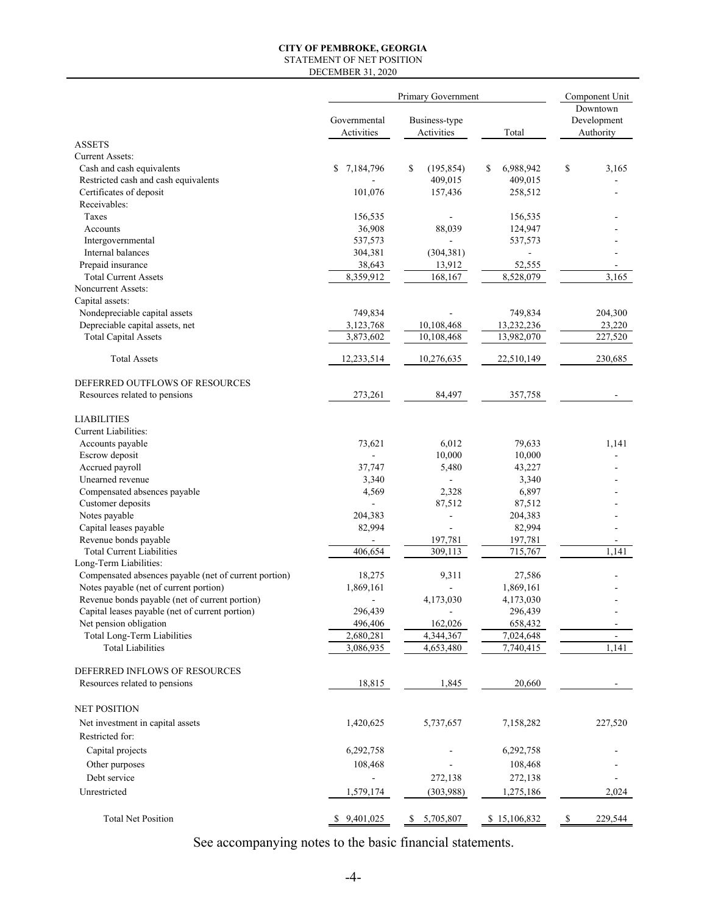# CITY OF PEMBROKE, GEORGIA

## STATEMENT OF NET POSITION

### DECEMBER 31, 2020

| | Primary Government | | | Component Unit |
|---|---|---|---|---|
| | Governmental Activities | Business-type Activities | Total | Downtown Development Authority |
| **ASSETS** | | | | |
| Current Assets: | | | | |
| Cash and cash equivalents | $ 7,184,796 | $ (195,854) | $ 6,988,942 | $ 3,165 |
| Restricted cash and cash equivalents | - | 409,015 | 409,015 | - |
| Certificates of deposit | 101,076 | 157,436 | 258,512 | - |
| Receivables: | | | | |
| Taxes | 156,535 | - | 156,535 | - |
| Accounts | 36,908 | 88,039 | 124,947 | - |
| Intergovernmental | 537,573 | - | 537,573 | - |
| Internal balances | 304,381 | (304,381) | - | - |
| Prepaid insurance | 38,643 | 13,912 | 52,555 | - |
| Total Current Assets | 8,359,912 | 168,167 | 8,528,079 | 3,165 |
| Noncurrent Assets: | | | | |
| Capital assets: | | | | |
| Nondepreciable capital assets | 749,834 | - | 749,834 | 204,300 |
| Depreciable capital assets, net | 3,123,768 | 10,108,468 | 13,232,236 | 23,220 |
| Total Capital Assets | 3,873,602 | 10,108,468 | 13,982,070 | 227,520 |
| Total Assets | 12,233,514 | 10,276,635 | 22,510,149 | 230,685 |
| **DEFERRED OUTFLOWS OF RESOURCES** | | | | |
| Resources related to pensions | 273,261 | 84,497 | 357,758 | - |
| **LIABILITIES** | | | | |
| Current Liabilities: | | | | |
| Accounts payable | 73,621 | 6,012 | 79,633 | 1,141 |
| Escrow deposit | - | 10,000 | 10,000 | - |
| Accrued payroll | 37,747 | 5,480 | 43,227 | - |
| Unearned revenue | 3,340 | - | 3,340 | - |
| Compensated absences payable | 4,569 | 2,328 | 6,897 | - |
| Customer deposits | - | 87,512 | 87,512 | - |
| Notes payable | 204,383 | - | 204,383 | - |
| Capital leases payable | 82,994 | - | 82,994 | - |
| Revenue bonds payable | - | 197,781 | 197,781 | - |
| Total Current Liabilities | 406,654 | 309,113 | 715,767 | 1,141 |
| Long-Term Liabilities: | | | | |
| Compensated absences payable (net of current portion) | 18,275 | 9,311 | 27,586 | - |
| Notes payable (net of current portion) | 1,869,161 | - | 1,869,161 | - |
| Revenue bonds payable (net of current portion) | - | 4,173,030 | 4,173,030 | - |
| Capital leases payable (net of current portion) | 296,439 | - | 296,439 | - |
| Net pension obligation | 496,406 | 162,026 | 658,432 | - |
| Total Long-Term Liabilities | 2,680,281 | 4,344,367 | 7,024,648 | - |
| Total Liabilities | 3,086,935 | 4,653,480 | 7,740,415 | 1,141 |
| **DEFERRED INFLOWS OF RESOURCES** | | | | |
| Resources related to pensions | 18,815 | 1,845 | 20,660 | - |
| **NET POSITION** | | | | |
| Net investment in capital assets | 1,420,625 | 5,737,657 | 7,158,282 | 227,520 |
| Restricted for: | | | | |
| Capital projects | 6,292,758 | - | 6,292,758 | - |
| Other purposes | 108,468 | - | 108,468 | - |
| Debt service | - | 272,138 | 272,138 | - |
| Unrestricted | 1,579,174 | (303,988) | 1,275,186 | 2,024 |
| Total Net Position | $ 9,401,025 | $ 5,705,807 | $ 15,106,832 | $ 229,544 |

See accompanying notes to the basic financial statements.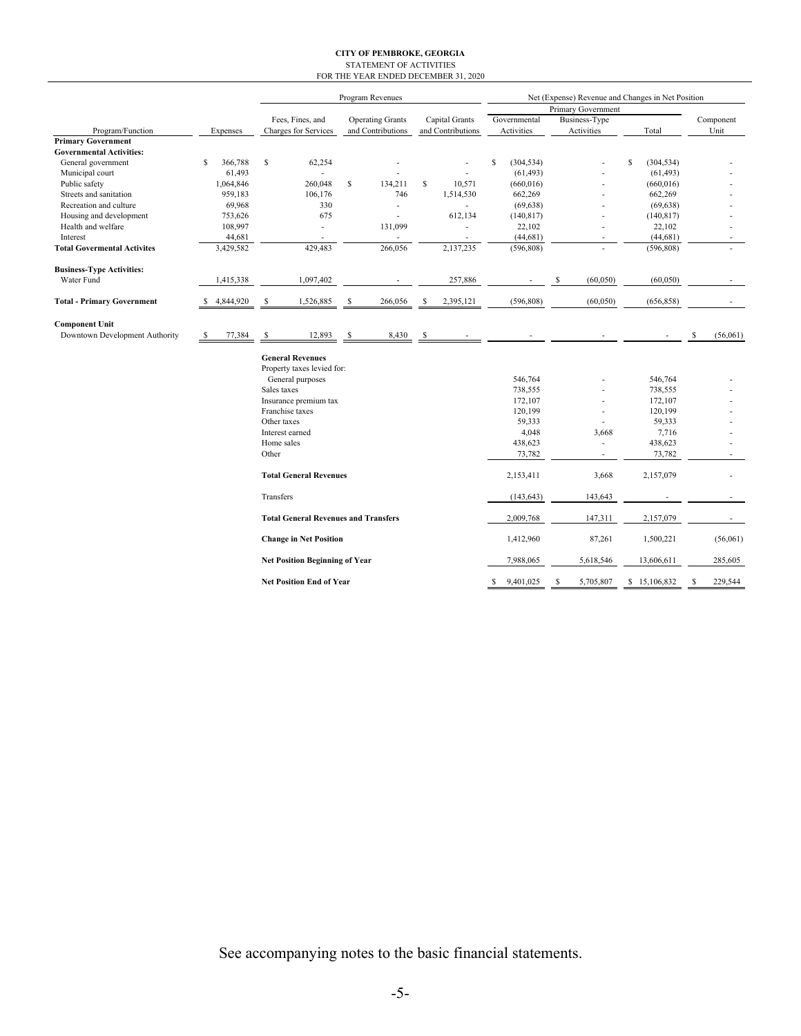**CITY OF PEMBROKE, GEORGIA**
STATEMENT OF ACTIVITIES
FOR THE YEAR ENDED DECEMBER 31, 2020

| | | Program Revenues | | | Net (Expense) Revenue and Changes in Net Position | | | |
|---|---|---|---|---|---|---|---|---|
| | | | | | Primary Government | | | |
| Program/Function | Expenses | Fees, Fines, and Charges for Services | Operating Grants and Contributions | Capital Grants and Contributions | Governmental Activities | Business-Type Activities | Total | Component Unit |
| **Primary Government** | | | | | | | | |
| **Governmental Activities:** | | | | | | | | |
| General government | $ 366,788 | $ 62,254 | - | - | $ (304,534) | - | $ (304,534) | - |
| Municipal court | 61,493 | - | - | - | (61,493) | - | (61,493) | - |
| Public safety | 1,064,846 | 260,048 | $ 134,211 | $ 10,571 | (660,016) | - | (660,016) | - |
| Streets and sanitation | 959,183 | 106,176 | 746 | 1,514,530 | 662,269 | - | 662,269 | - |
| Recreation and culture | 69,968 | 330 | - | - | (69,638) | - | (69,638) | - |
| Housing and development | 753,626 | 675 | - | 612,134 | (140,817) | - | (140,817) | - |
| Health and welfare | 108,997 | - | 131,099 | - | 22,102 | - | 22,102 | - |
| Interest | 44,681 | - | - | - | (44,681) | - | (44,681) | - |
| **Total Govermental Activites** | 3,429,582 | 429,483 | 266,056 | 2,137,235 | (596,808) | - | (596,808) | - |
| **Business-Type Activities:** | | | | | | | | |
| Water Fund | 1,415,338 | 1,097,402 | - | 257,886 | - | $ (60,050) | (60,050) | - |
| **Total - Primary Government** | $ 4,844,920 | $ 1,526,885 | $ 266,056 | $ 2,395,121 | (596,808) | (60,050) | (656,858) | - |
| **Component Unit** | | | | | | | | |
| Downtown Development Authority | $ 77,384 | $ 12,893 | $ 8,430 | $ - | - | - | - | $ (56,061) |
| | | **General Revenues** | | | | | | |
| | | Property taxes levied for: | | | | | | |
| | | General purposes | | | 546,764 | - | 546,764 | - |
| | | Sales taxes | | | 738,555 | - | 738,555 | - |
| | | Insurance premium tax | | | 172,107 | - | 172,107 | - |
| | | Franchise taxes | | | 120,199 | - | 120,199 | - |
| | | Other taxes | | | 59,333 | - | 59,333 | - |
| | | Interest earned | | | 4,048 | 3,668 | 7,716 | - |
| | | Home sales | | | 438,623 | - | 438,623 | - |
| | | Other | | | 73,782 | - | 73,782 | - |
| | | **Total General Revenues** | | | 2,153,411 | 3,668 | 2,157,079 | - |
| | | Transfers | | | (143,643) | 143,643 | - | - |
| | | **Total General Revenues and Transfers** | | | 2,009,768 | 147,311 | 2,157,079 | - |
| | | **Change in Net Position** | | | 1,412,960 | 87,261 | 1,500,221 | (56,061) |
| | | **Net Position Beginning of Year** | | | 7,988,065 | 5,618,546 | 13,606,611 | 285,605 |
| | | **Net Position End of Year** | | | $ 9,401,025 | $ 5,705,807 | $ 15,106,832 | $ 229,544 |

See accompanying notes to the basic financial statements.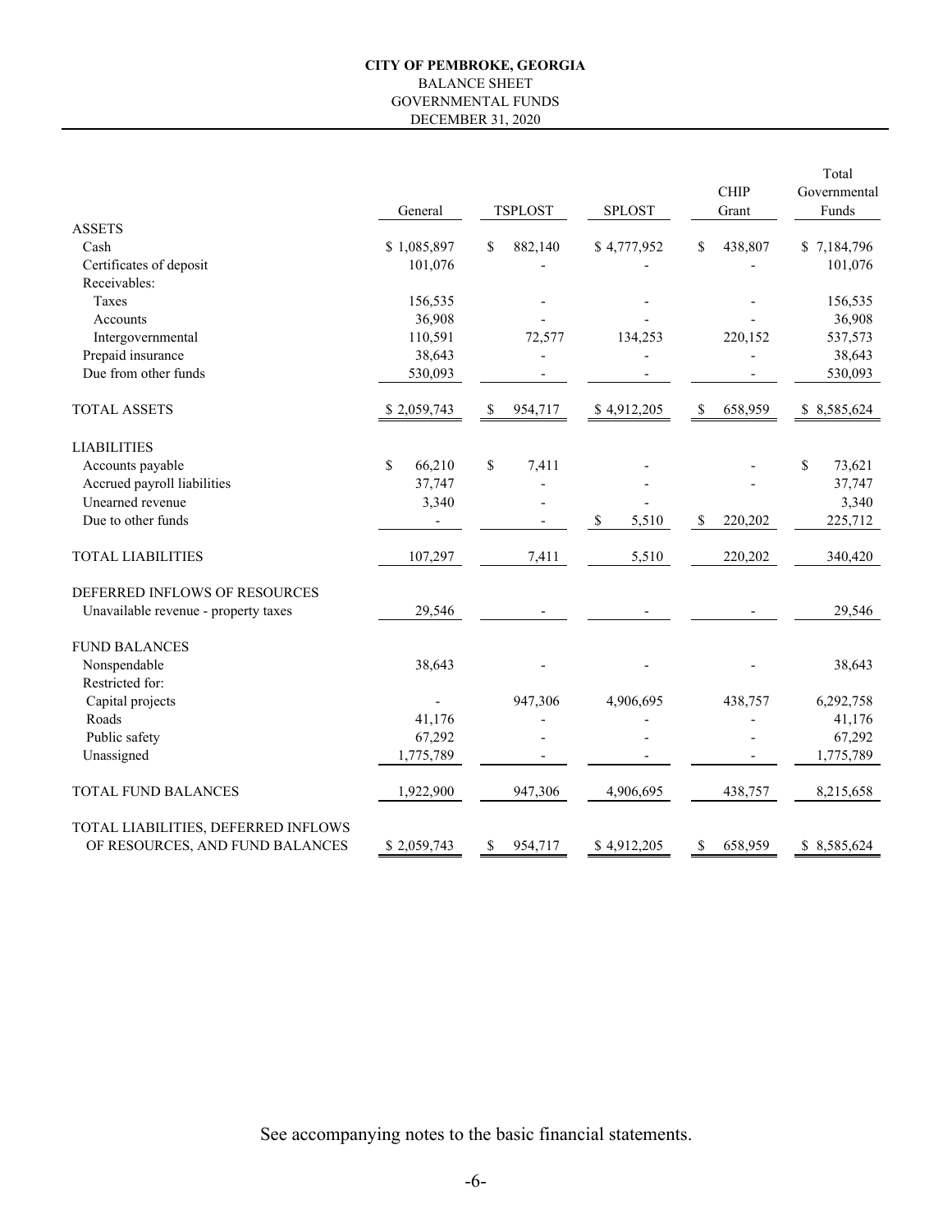**CITY OF PEMBROKE, GEORGIA**
BALANCE SHEET
GOVERNMENTAL FUNDS
DECEMBER 31, 2020

| | General | TSPLOST | SPLOST | CHIP Grant | Total Governmental Funds |
|---|---|---|---|---|---|
| ASSETS | | | | | |
| Cash | $ 1,085,897 | $ 882,140 | $ 4,777,952 | $ 438,807 | $ 7,184,796 |
| Certificates of deposit | 101,076 | - | - | - | 101,076 |
| Receivables: | | | | | |
| Taxes | 156,535 | - | - | - | 156,535 |
| Accounts | 36,908 | - | - | - | 36,908 |
| Intergovernmental | 110,591 | 72,577 | 134,253 | 220,152 | 537,573 |
| Prepaid insurance | 38,643 | - | - | - | 38,643 |
| Due from other funds | 530,093 | - | - | - | 530,093 |
| TOTAL ASSETS | $ 2,059,743 | $ 954,717 | $ 4,912,205 | $ 658,959 | $ 8,585,624 |
| LIABILITIES | | | | | |
| Accounts payable | $ 66,210 | $ 7,411 | - | - | $ 73,621 |
| Accrued payroll liabilities | 37,747 | - | - | - | 37,747 |
| Unearned revenue | 3,340 | - | - | - | 3,340 |
| Due to other funds | - | - | $ 5,510 | $ 220,202 | 225,712 |
| TOTAL LIABILITIES | 107,297 | 7,411 | 5,510 | 220,202 | 340,420 |
| DEFERRED INFLOWS OF RESOURCES | | | | | |
| Unavailable revenue - property taxes | 29,546 | - | - | - | 29,546 |
| FUND BALANCES | | | | | |
| Nonspendable | 38,643 | - | - | - | 38,643 |
| Restricted for: | | | | | |
| Capital projects | - | 947,306 | 4,906,695 | 438,757 | 6,292,758 |
| Roads | 41,176 | - | - | - | 41,176 |
| Public safety | 67,292 | - | - | - | 67,292 |
| Unassigned | 1,775,789 | - | - | - | 1,775,789 |
| TOTAL FUND BALANCES | 1,922,900 | 947,306 | 4,906,695 | 438,757 | 8,215,658 |
| TOTAL LIABILITIES, DEFERRED INFLOWS OF RESOURCES, AND FUND BALANCES | $ 2,059,743 | $ 954,717 | $ 4,912,205 | $ 658,959 | $ 8,585,624 |

See accompanying notes to the basic financial statements.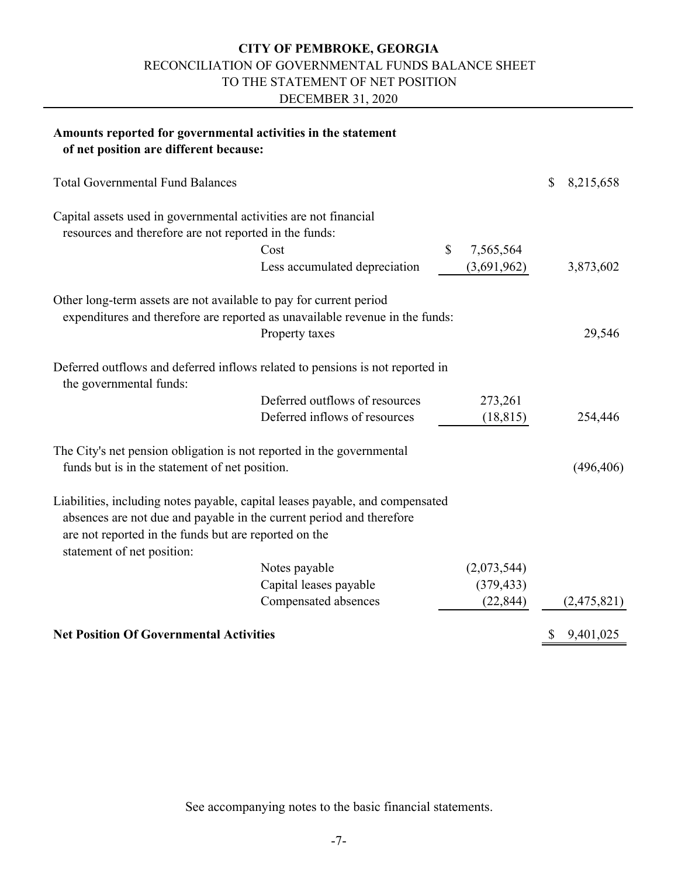**CITY OF PEMBROKE, GEORGIA**
RECONCILIATION OF GOVERNMENTAL FUNDS BALANCE SHEET
TO THE STATEMENT OF NET POSITION
DECEMBER 31, 2020

| **Amounts reported for governmental activities in the statement of net position are different because:** | | | |
|---|---|---|---|
| Total Governmental Fund Balances | | | $ 8,215,658 |
| Capital assets used in governmental activities are not financial resources and therefore are not reported in the funds: | | | |
| | Cost | $ 7,565,564 | |
| | Less accumulated depreciation | (3,691,962) | 3,873,602 |
| Other long-term assets are not available to pay for current period expenditures and therefore are reported as unavailable revenue in the funds: | | | |
| | Property taxes | | 29,546 |
| Deferred outflows and deferred inflows related to pensions is not reported in the governmental funds: | | | |
| | Deferred outflows of resources | 273,261 | |
| | Deferred inflows of resources | (18,815) | 254,446 |
| The City's net pension obligation is not reported in the governmental funds but is in the statement of net position. | | | (496,406) |
| Liabilities, including notes payable, capital leases payable, and compensated absences are not due and payable in the current period and therefore are not reported in the funds but are reported on the statement of net position: | | | |
| | Notes payable | (2,073,544) | |
| | Capital leases payable | (379,433) | |
| | Compensated absences | (22,844) | (2,475,821) |
| **Net Position Of Governmental Activities** | | | $ 9,401,025 |

See accompanying notes to the basic financial statements.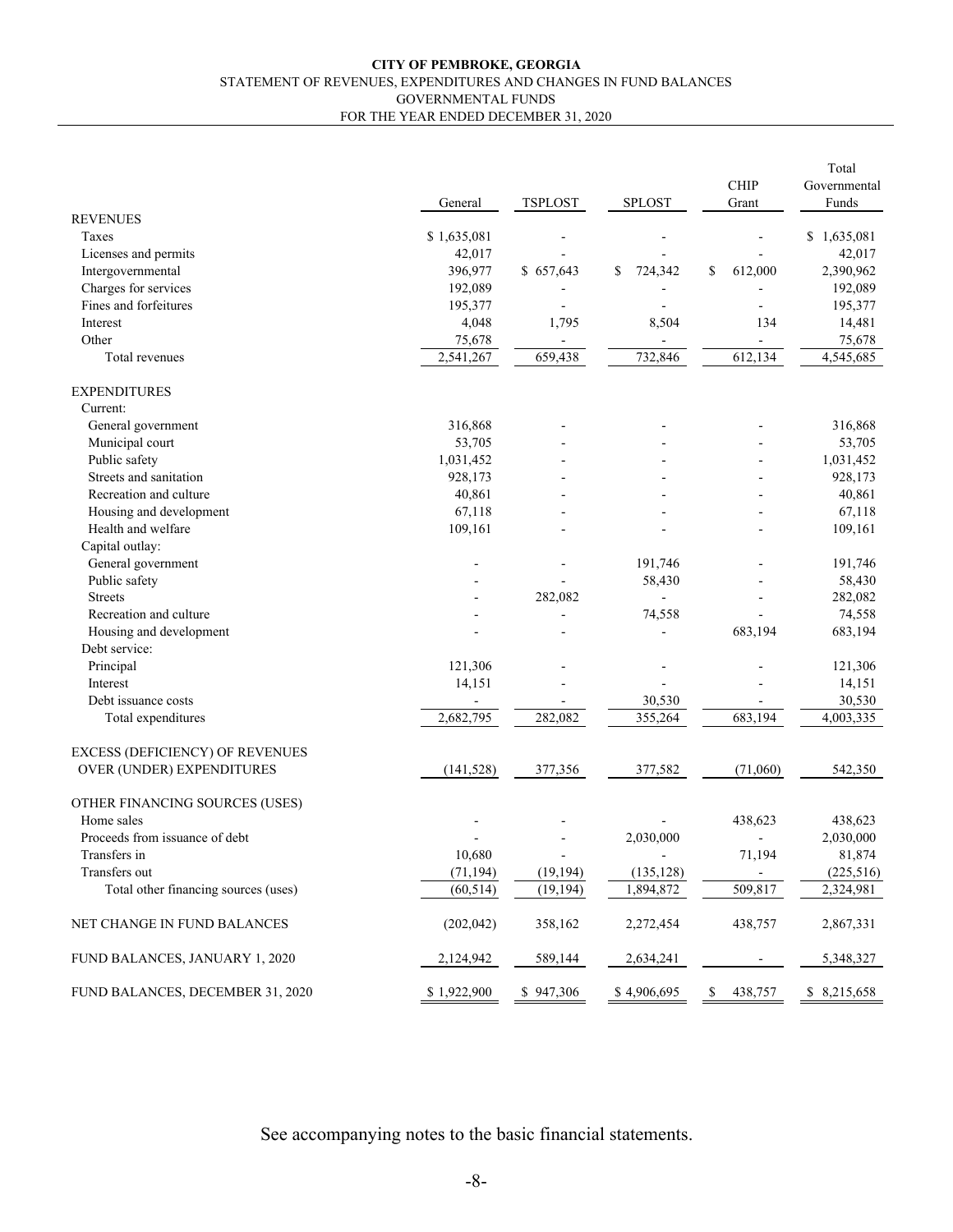**CITY OF PEMBROKE, GEORGIA**
STATEMENT OF REVENUES, EXPENDITURES AND CHANGES IN FUND BALANCES
GOVERNMENTAL FUNDS
FOR THE YEAR ENDED DECEMBER 31, 2020

| | General | TSPLOST | SPLOST | CHIP Grant | Total Governmental Funds |
|---|---|---|---|---|---|
| REVENUES | | | | | |
| Taxes | $ 1,635,081 | - | - | - | $ 1,635,081 |
| Licenses and permits | 42,017 | - | - | - | 42,017 |
| Intergovernmental | 396,977 | $ 657,643 | $ 724,342 | $ 612,000 | 2,390,962 |
| Charges for services | 192,089 | - | - | - | 192,089 |
| Fines and forfeitures | 195,377 | - | - | - | 195,377 |
| Interest | 4,048 | 1,795 | 8,504 | 134 | 14,481 |
| Other | 75,678 | - | - | - | 75,678 |
| Total revenues | 2,541,267 | 659,438 | 732,846 | 612,134 | 4,545,685 |
| EXPENDITURES | | | | | |
| Current: | | | | | |
| General government | 316,868 | - | - | - | 316,868 |
| Municipal court | 53,705 | - | - | - | 53,705 |
| Public safety | 1,031,452 | - | - | - | 1,031,452 |
| Streets and sanitation | 928,173 | - | - | - | 928,173 |
| Recreation and culture | 40,861 | - | - | - | 40,861 |
| Housing and development | 67,118 | - | - | - | 67,118 |
| Health and welfare | 109,161 | - | - | - | 109,161 |
| Capital outlay: | | | | | |
| General government | - | - | 191,746 | - | 191,746 |
| Public safety | - | - | 58,430 | - | 58,430 |
| Streets | - | 282,082 | - | - | 282,082 |
| Recreation and culture | - | - | 74,558 | - | 74,558 |
| Housing and development | - | - | - | 683,194 | 683,194 |
| Debt service: | | | | | |
| Principal | 121,306 | - | - | - | 121,306 |
| Interest | 14,151 | - | - | - | 14,151 |
| Debt issuance costs | - | - | 30,530 | - | 30,530 |
| Total expenditures | 2,682,795 | 282,082 | 355,264 | 683,194 | 4,003,335 |
| EXCESS (DEFICIENCY) OF REVENUES OVER (UNDER) EXPENDITURES | (141,528) | 377,356 | 377,582 | (71,060) | 542,350 |
| OTHER FINANCING SOURCES (USES) | | | | | |
| Home sales | - | - | - | 438,623 | 438,623 |
| Proceeds from issuance of debt | - | - | 2,030,000 | - | 2,030,000 |
| Transfers in | 10,680 | - | - | 71,194 | 81,874 |
| Transfers out | (71,194) | (19,194) | (135,128) | - | (225,516) |
| Total other financing sources (uses) | (60,514) | (19,194) | 1,894,872 | 509,817 | 2,324,981 |
| NET CHANGE IN FUND BALANCES | (202,042) | 358,162 | 2,272,454 | 438,757 | 2,867,331 |
| FUND BALANCES, JANUARY 1, 2020 | 2,124,942 | 589,144 | 2,634,241 | - | 5,348,327 |
| FUND BALANCES, DECEMBER 31, 2020 | $ 1,922,900 | $ 947,306 | $ 4,906,695 | $ 438,757 | $ 8,215,658 |

See accompanying notes to the basic financial statements.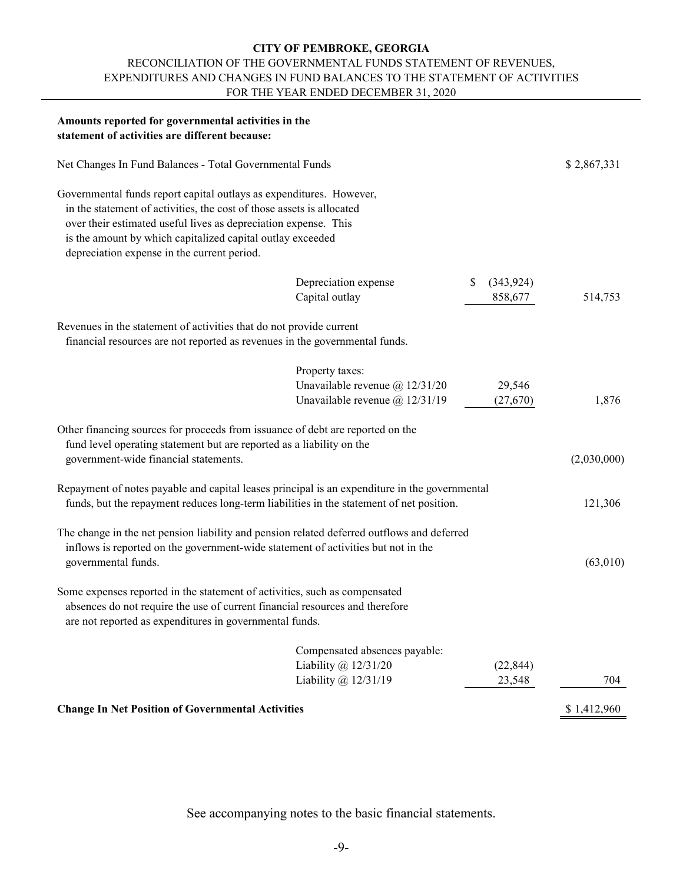**CITY OF PEMBROKE, GEORGIA**

RECONCILIATION OF THE GOVERNMENTAL FUNDS STATEMENT OF REVENUES, EXPENDITURES AND CHANGES IN FUND BALANCES TO THE STATEMENT OF ACTIVITIES

FOR THE YEAR ENDED DECEMBER 31, 2020

**Amounts reported for governmental activities in the statement of activities are different because:**

| | | | |
|---|---|---|---|
| Net Changes In Fund Balances - Total Governmental Funds | | | $ 2,867,331 |
| Governmental funds report capital outlays as expenditures. However, in the statement of activities, the cost of those assets is allocated over their estimated useful lives as depreciation expense. This is the amount by which capitalized capital outlay exceeded depreciation expense in the current period. | | | |
| | Depreciation expense | $ (343,924) | |
| | Capital outlay | 858,677 | 514,753 |
| Revenues in the statement of activities that do not provide current financial resources are not reported as revenues in the governmental funds. | | | |
| | Property taxes: | | |
| | Unavailable revenue @ 12/31/20 | 29,546 | |
| | Unavailable revenue @ 12/31/19 | (27,670) | 1,876 |
| Other financing sources for proceeds from issuance of debt are reported on the fund level operating statement but are reported as a liability on the government-wide financial statements. | | | (2,030,000) |
| Repayment of notes payable and capital leases principal is an expenditure in the governmental funds, but the repayment reduces long-term liabilities in the statement of net position. | | | 121,306 |
| The change in the net pension liability and pension related deferred outflows and deferred inflows is reported on the government-wide statement of activities but not in the governmental funds. | | | (63,010) |
| Some expenses reported in the statement of activities, such as compensated absences do not require the use of current financial resources and therefore are not reported as expenditures in governmental funds. | | | |
| | Compensated absences payable: | | |
| | Liability @ 12/31/20 | (22,844) | |
| | Liability @ 12/31/19 | 23,548 | 704 |
| **Change In Net Position of Governmental Activities** | | | $ 1,412,960 |

See accompanying notes to the basic financial statements.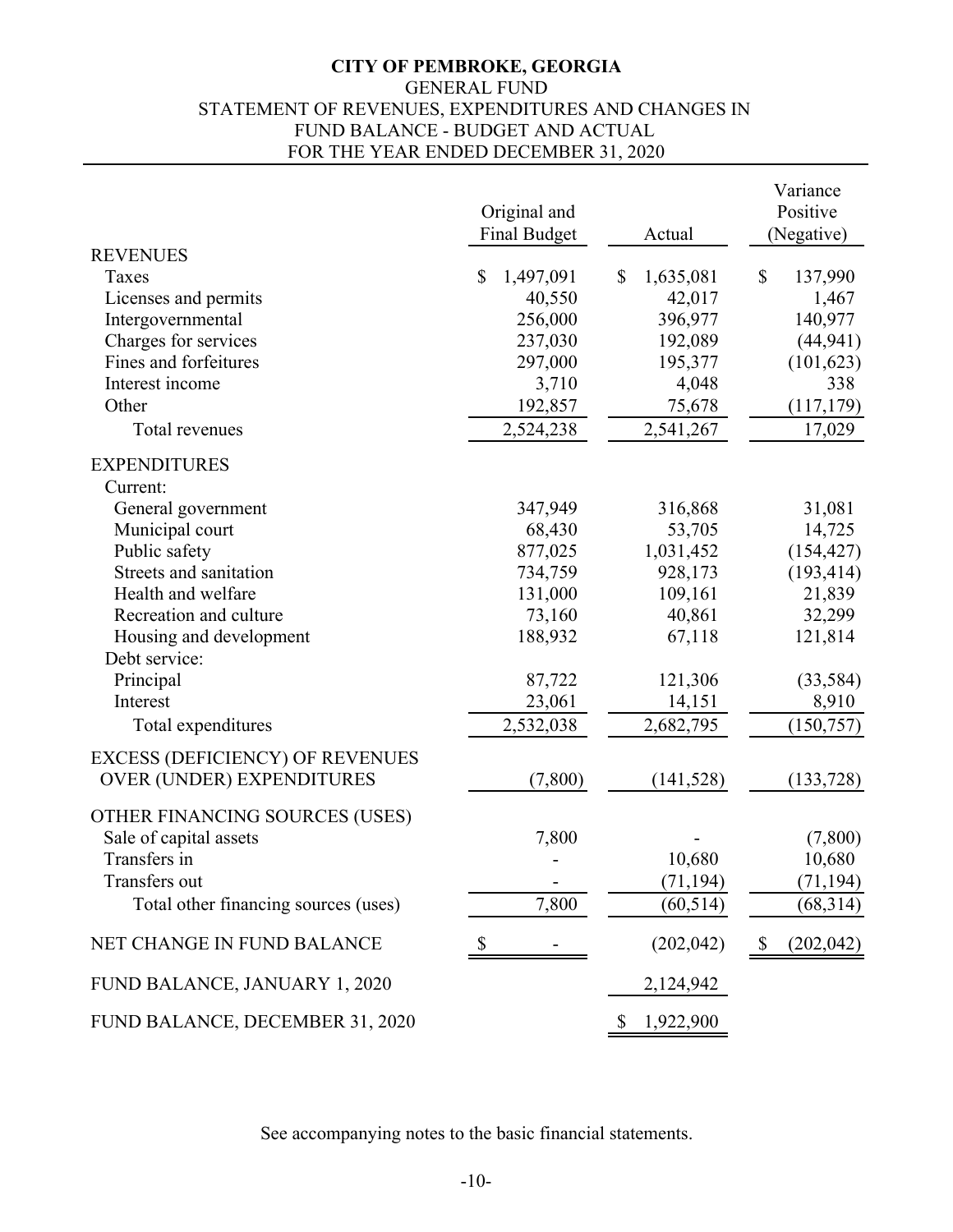# CITY OF PEMBROKE, GEORGIA

GENERAL FUND
STATEMENT OF REVENUES, EXPENDITURES AND CHANGES IN
FUND BALANCE - BUDGET AND ACTUAL
FOR THE YEAR ENDED DECEMBER 31, 2020

| | Original and Final Budget | Actual | Variance Positive (Negative) |
|---|---|---|---|
| **REVENUES** | | | |
| Taxes | $ 1,497,091 | $ 1,635,081 | $ 137,990 |
| Licenses and permits | 40,550 | 42,017 | 1,467 |
| Intergovernmental | 256,000 | 396,977 | 140,977 |
| Charges for services | 237,030 | 192,089 | (44,941) |
| Fines and forfeitures | 297,000 | 195,377 | (101,623) |
| Interest income | 3,710 | 4,048 | 338 |
| Other | 192,857 | 75,678 | (117,179) |
| Total revenues | 2,524,238 | 2,541,267 | 17,029 |
| **EXPENDITURES** | | | |
| Current: | | | |
| General government | 347,949 | 316,868 | 31,081 |
| Municipal court | 68,430 | 53,705 | 14,725 |
| Public safety | 877,025 | 1,031,452 | (154,427) |
| Streets and sanitation | 734,759 | 928,173 | (193,414) |
| Health and welfare | 131,000 | 109,161 | 21,839 |
| Recreation and culture | 73,160 | 40,861 | 32,299 |
| Housing and development | 188,932 | 67,118 | 121,814 |
| Debt service: | | | |
| Principal | 87,722 | 121,306 | (33,584) |
| Interest | 23,061 | 14,151 | 8,910 |
| Total expenditures | 2,532,038 | 2,682,795 | (150,757) |
| EXCESS (DEFICIENCY) OF REVENUES OVER (UNDER) EXPENDITURES | (7,800) | (141,528) | (133,728) |
| **OTHER FINANCING SOURCES (USES)** | | | |
| Sale of capital assets | 7,800 | - | (7,800) |
| Transfers in | - | 10,680 | 10,680 |
| Transfers out | - | (71,194) | (71,194) |
| Total other financing sources (uses) | 7,800 | (60,514) | (68,314) |
| NET CHANGE IN FUND BALANCE | $ - | (202,042) | $ (202,042) |
| FUND BALANCE, JANUARY 1, 2020 | | 2,124,942 | |
| FUND BALANCE, DECEMBER 31, 2020 | | $ 1,922,900 | |

See accompanying notes to the basic financial statements.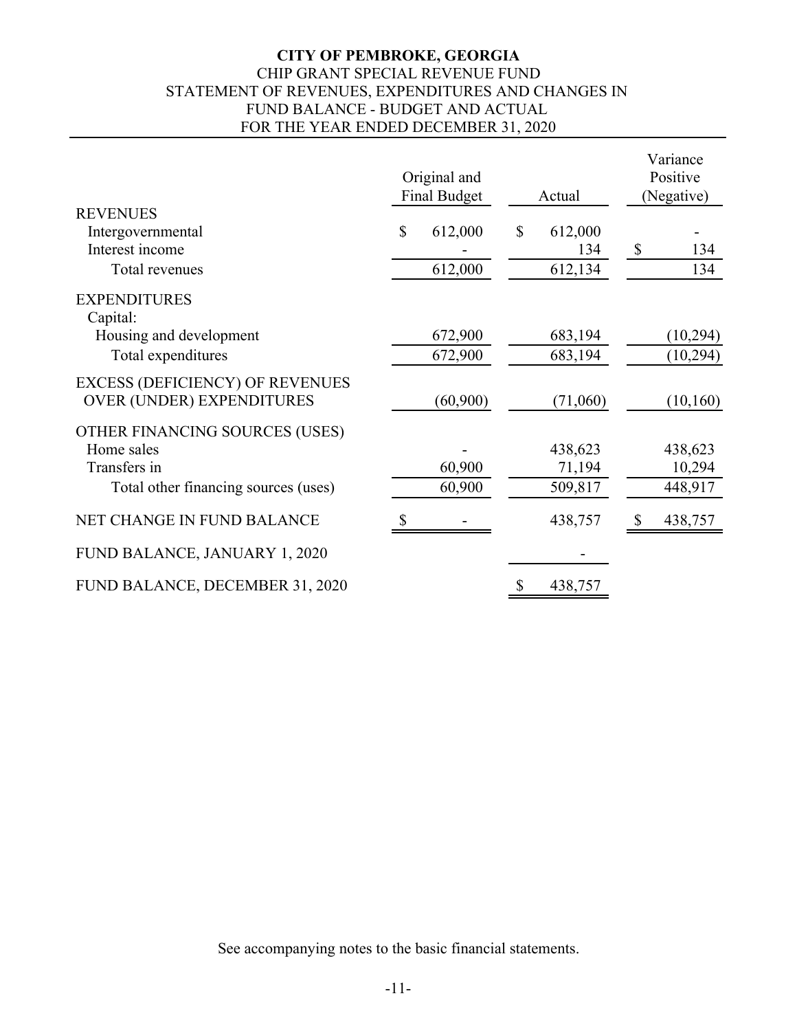**CITY OF PEMBROKE, GEORGIA**
CHIP GRANT SPECIAL REVENUE FUND
STATEMENT OF REVENUES, EXPENDITURES AND CHANGES IN
FUND BALANCE - BUDGET AND ACTUAL
FOR THE YEAR ENDED DECEMBER 31, 2020

| | Original and Final Budget | Actual | Variance Positive (Negative) |
|---|---|---|---|
| REVENUES | | | |
| Intergovernmental | $ 612,000 | $ 612,000 | - |
| Interest income | - | 134 | $ 134 |
| Total revenues | 612,000 | 612,134 | 134 |
| EXPENDITURES | | | |
| Capital: | | | |
| Housing and development | 672,900 | 683,194 | (10,294) |
| Total expenditures | 672,900 | 683,194 | (10,294) |
| EXCESS (DEFICIENCY) OF REVENUES OVER (UNDER) EXPENDITURES | (60,900) | (71,060) | (10,160) |
| OTHER FINANCING SOURCES (USES) | | | |
| Home sales | - | 438,623 | 438,623 |
| Transfers in | 60,900 | 71,194 | 10,294 |
| Total other financing sources (uses) | 60,900 | 509,817 | 448,917 |
| NET CHANGE IN FUND BALANCE | $ - | 438,757 | $ 438,757 |
| FUND BALANCE, JANUARY 1, 2020 | | - | |
| FUND BALANCE, DECEMBER 31, 2020 | | $ 438,757 | |

See accompanying notes to the basic financial statements.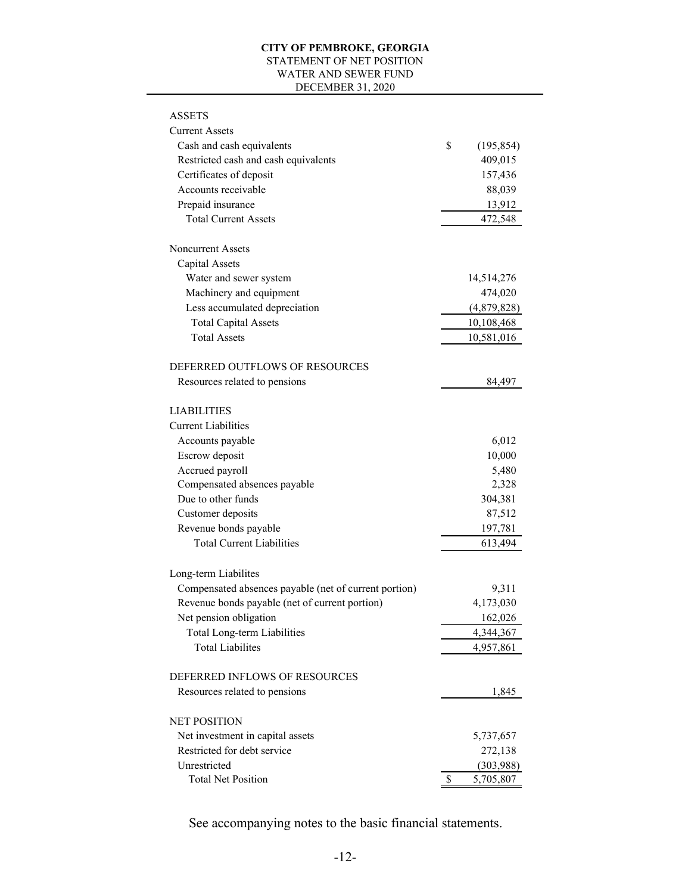# CITY OF PEMBROKE, GEORGIA

STATEMENT OF NET POSITION
WATER AND SEWER FUND
DECEMBER 31, 2020

| | |
|---|---|
| **ASSETS** | |
| Current Assets | |
| Cash and cash equivalents | $ (195,854) |
| Restricted cash and cash equivalents | 409,015 |
| Certificates of deposit | 157,436 |
| Accounts receivable | 88,039 |
| Prepaid insurance | 13,912 |
| Total Current Assets | 472,548 |
| | |
| Noncurrent Assets | |
| Capital Assets | |
| Water and sewer system | 14,514,276 |
| Machinery and equipment | 474,020 |
| Less accumulated depreciation | (4,879,828) |
| Total Capital Assets | 10,108,468 |
| Total Assets | 10,581,016 |
| | |
| **DEFERRED OUTFLOWS OF RESOURCES** | |
| Resources related to pensions | 84,497 |
| | |
| **LIABILITIES** | |
| Current Liabilities | |
| Accounts payable | 6,012 |
| Escrow deposit | 10,000 |
| Accrued payroll | 5,480 |
| Compensated absences payable | 2,328 |
| Due to other funds | 304,381 |
| Customer deposits | 87,512 |
| Revenue bonds payable | 197,781 |
| Total Current Liabilities | 613,494 |
| | |
| Long-term Liabilites | |
| Compensated absences payable (net of current portion) | 9,311 |
| Revenue bonds payable (net of current portion) | 4,173,030 |
| Net pension obligation | 162,026 |
| Total Long-term Liabilities | 4,344,367 |
| Total Liabilites | 4,957,861 |
| | |
| **DEFERRED INFLOWS OF RESOURCES** | |
| Resources related to pensions | 1,845 |
| | |
| **NET POSITION** | |
| Net investment in capital assets | 5,737,657 |
| Restricted for debt service | 272,138 |
| Unrestricted | (303,988) |
| Total Net Position | $ 5,705,807 |

See accompanying notes to the basic financial statements.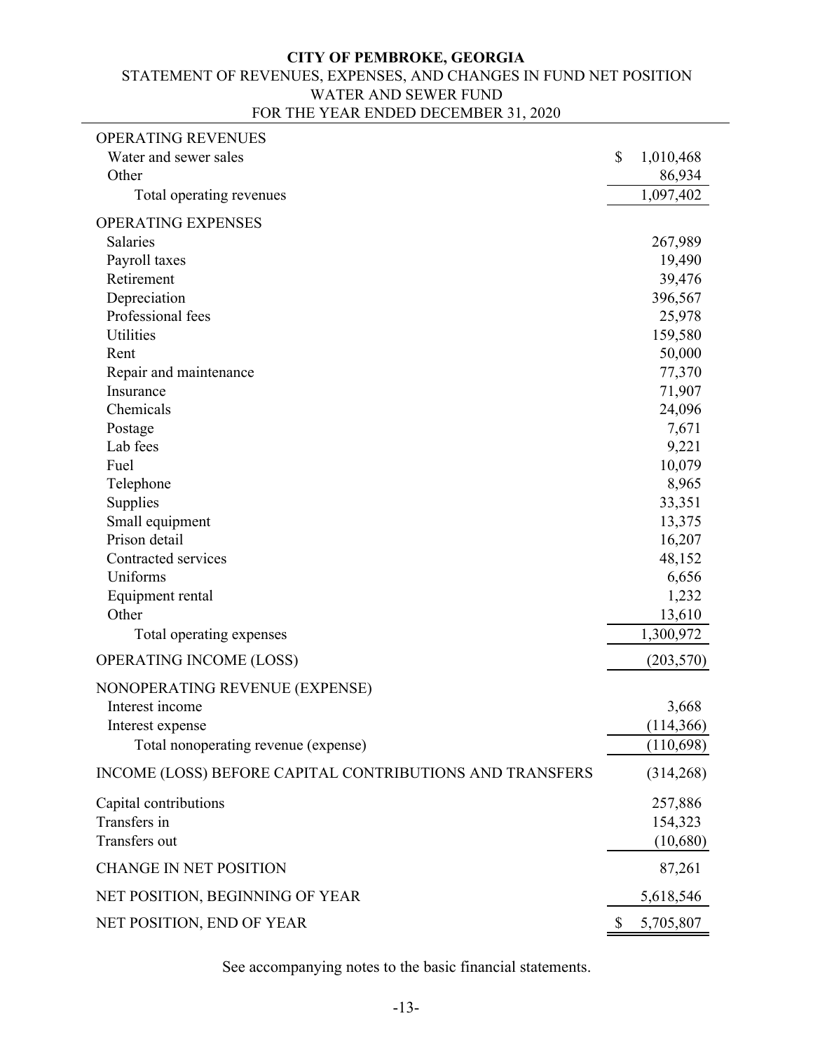# CITY OF PEMBROKE, GEORGIA

## STATEMENT OF REVENUES, EXPENSES, AND CHANGES IN FUND NET POSITION

## WATER AND SEWER FUND

## FOR THE YEAR ENDED DECEMBER 31, 2020

| | |
|---|---|
| OPERATING REVENUES | |
| Water and sewer sales | $ 1,010,468 |
| Other | 86,934 |
| Total operating revenues | 1,097,402 |
| OPERATING EXPENSES | |
| Salaries | 267,989 |
| Payroll taxes | 19,490 |
| Retirement | 39,476 |
| Depreciation | 396,567 |
| Professional fees | 25,978 |
| Utilities | 159,580 |
| Rent | 50,000 |
| Repair and maintenance | 77,370 |
| Insurance | 71,907 |
| Chemicals | 24,096 |
| Postage | 7,671 |
| Lab fees | 9,221 |
| Fuel | 10,079 |
| Telephone | 8,965 |
| Supplies | 33,351 |
| Small equipment | 13,375 |
| Prison detail | 16,207 |
| Contracted services | 48,152 |
| Uniforms | 6,656 |
| Equipment rental | 1,232 |
| Other | 13,610 |
| Total operating expenses | 1,300,972 |
| OPERATING INCOME (LOSS) | (203,570) |
| NONOPERATING REVENUE (EXPENSE) | |
| Interest income | 3,668 |
| Interest expense | (114,366) |
| Total nonoperating revenue (expense) | (110,698) |
| INCOME (LOSS) BEFORE CAPITAL CONTRIBUTIONS AND TRANSFERS | (314,268) |
| Capital contributions | 257,886 |
| Transfers in | 154,323 |
| Transfers out | (10,680) |
| CHANGE IN NET POSITION | 87,261 |
| NET POSITION, BEGINNING OF YEAR | 5,618,546 |
| NET POSITION, END OF YEAR | $ 5,705,807 |

See accompanying notes to the basic financial statements.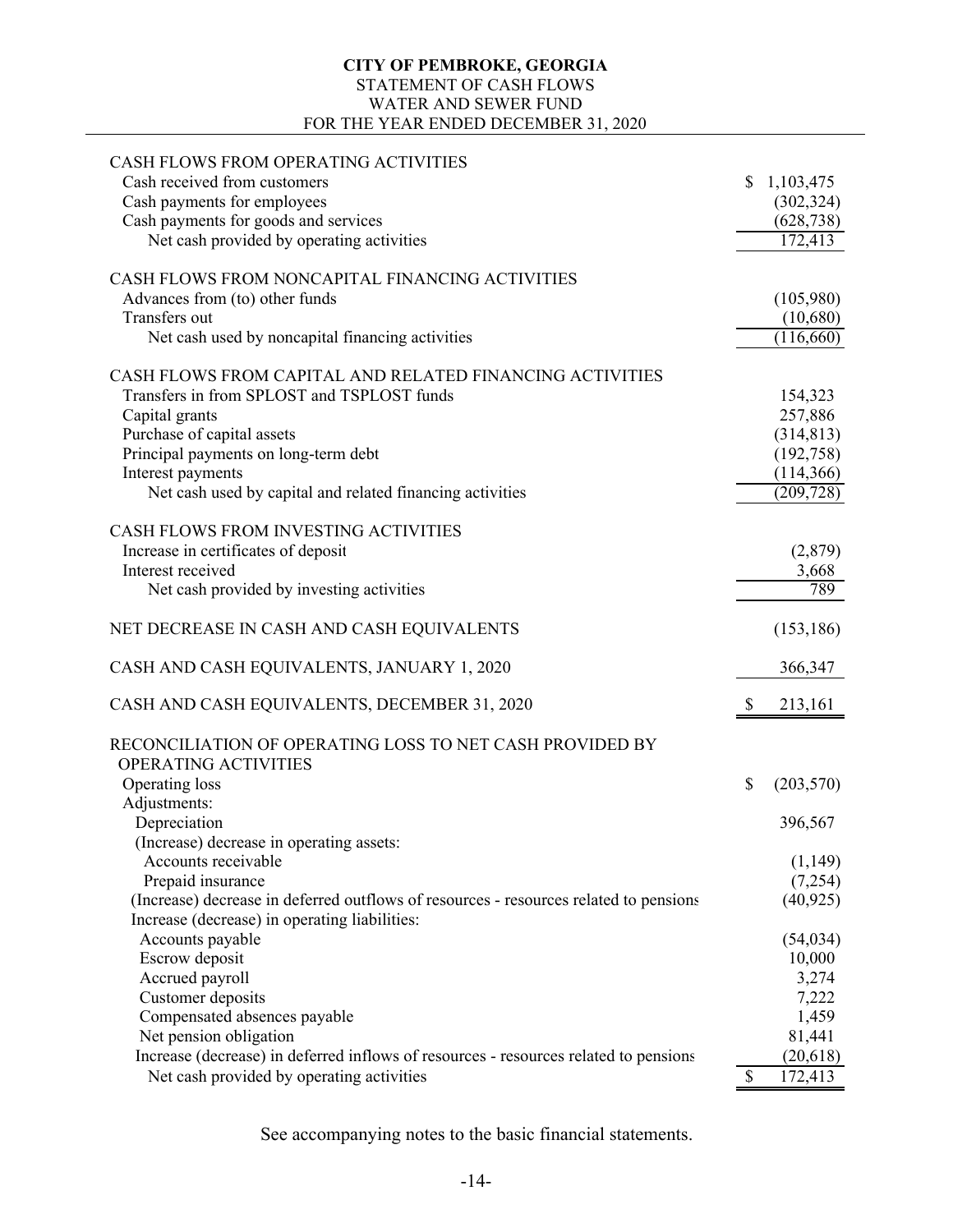**CITY OF PEMBROKE, GEORGIA**
STATEMENT OF CASH FLOWS
WATER AND SEWER FUND
FOR THE YEAR ENDED DECEMBER 31, 2020

| | |
|---|---|
| CASH FLOWS FROM OPERATING ACTIVITIES | |
| Cash received from customers | $ 1,103,475 |
| Cash payments for employees | (302,324) |
| Cash payments for goods and services | (628,738) |
| Net cash provided by operating activities | 172,413 |
| | |
| CASH FLOWS FROM NONCAPITAL FINANCING ACTIVITIES | |
| Advances from (to) other funds | (105,980) |
| Transfers out | (10,680) |
| Net cash used by noncapital financing activities | (116,660) |
| | |
| CASH FLOWS FROM CAPITAL AND RELATED FINANCING ACTIVITIES | |
| Transfers in from SPLOST and TSPLOST funds | 154,323 |
| Capital grants | 257,886 |
| Purchase of capital assets | (314,813) |
| Principal payments on long-term debt | (192,758) |
| Interest payments | (114,366) |
| Net cash used by capital and related financing activities | (209,728) |
| | |
| CASH FLOWS FROM INVESTING ACTIVITIES | |
| Increase in certificates of deposit | (2,879) |
| Interest received | 3,668 |
| Net cash provided by investing activities | 789 |
| | |
| NET DECREASE IN CASH AND CASH EQUIVALENTS | (153,186) |
| | |
| CASH AND CASH EQUIVALENTS, JANUARY 1, 2020 | 366,347 |
| | |
| CASH AND CASH EQUIVALENTS, DECEMBER 31, 2020 | $ 213,161 |
| | |
| RECONCILIATION OF OPERATING LOSS TO NET CASH PROVIDED BY OPERATING ACTIVITIES | |
| Operating loss | $ (203,570) |
| Adjustments: | |
| Depreciation | 396,567 |
| (Increase) decrease in operating assets: | |
| Accounts receivable | (1,149) |
| Prepaid insurance | (7,254) |
| (Increase) decrease in deferred outflows of resources - resources related to pensions | (40,925) |
| Increase (decrease) in operating liabilities: | |
| Accounts payable | (54,034) |
| Escrow deposit | 10,000 |
| Accrued payroll | 3,274 |
| Customer deposits | 7,222 |
| Compensated absences payable | 1,459 |
| Net pension obligation | 81,441 |
| Increase (decrease) in deferred inflows of resources - resources related to pensions | (20,618) |
| Net cash provided by operating activities | $ 172,413 |

See accompanying notes to the basic financial statements.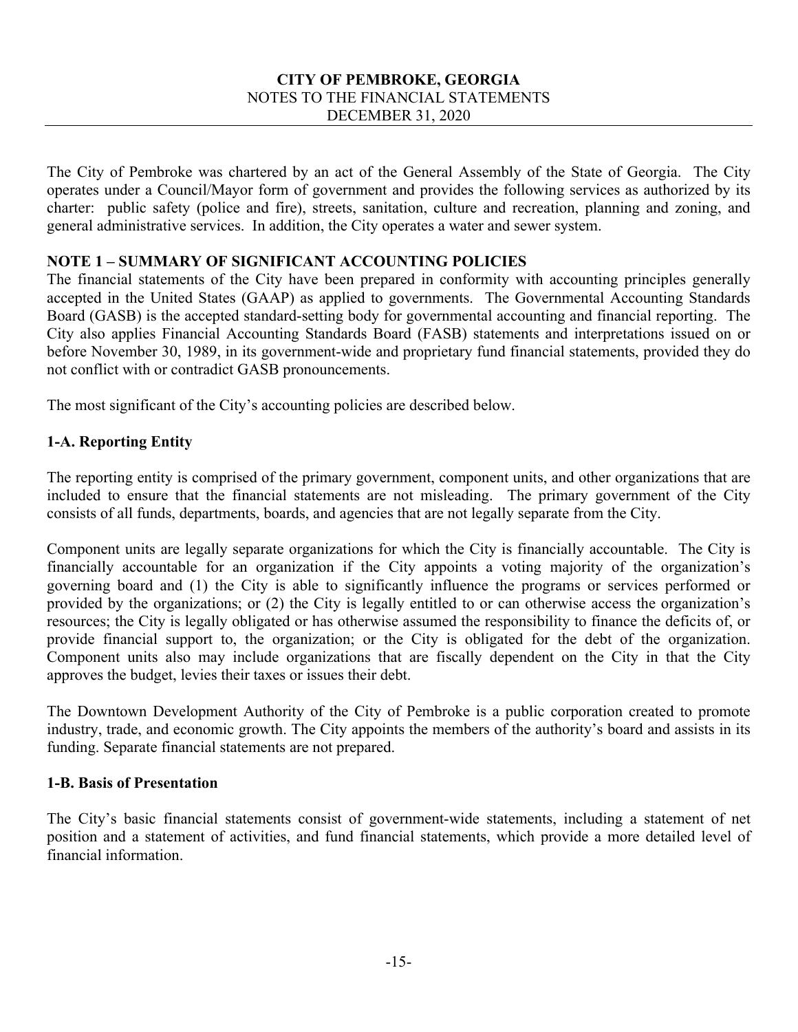**CITY OF PEMBROKE, GEORGIA**
NOTES TO THE FINANCIAL STATEMENTS
DECEMBER 31, 2020

The City of Pembroke was chartered by an act of the General Assembly of the State of Georgia. The City operates under a Council/Mayor form of government and provides the following services as authorized by its charter: public safety (police and fire), streets, sanitation, culture and recreation, planning and zoning, and general administrative services. In addition, the City operates a water and sewer system.

## NOTE 1 – SUMMARY OF SIGNIFICANT ACCOUNTING POLICIES

The financial statements of the City have been prepared in conformity with accounting principles generally accepted in the United States (GAAP) as applied to governments. The Governmental Accounting Standards Board (GASB) is the accepted standard-setting body for governmental accounting and financial reporting. The City also applies Financial Accounting Standards Board (FASB) statements and interpretations issued on or before November 30, 1989, in its government-wide and proprietary fund financial statements, provided they do not conflict with or contradict GASB pronouncements.

The most significant of the City's accounting policies are described below.

### 1-A. Reporting Entity

The reporting entity is comprised of the primary government, component units, and other organizations that are included to ensure that the financial statements are not misleading. The primary government of the City consists of all funds, departments, boards, and agencies that are not legally separate from the City.

Component units are legally separate organizations for which the City is financially accountable. The City is financially accountable for an organization if the City appoints a voting majority of the organization's governing board and (1) the City is able to significantly influence the programs or services performed or provided by the organizations; or (2) the City is legally entitled to or can otherwise access the organization's resources; the City is legally obligated or has otherwise assumed the responsibility to finance the deficits of, or provide financial support to, the organization; or the City is obligated for the debt of the organization. Component units also may include organizations that are fiscally dependent on the City in that the City approves the budget, levies their taxes or issues their debt.

The Downtown Development Authority of the City of Pembroke is a public corporation created to promote industry, trade, and economic growth. The City appoints the members of the authority's board and assists in its funding. Separate financial statements are not prepared.

### 1-B. Basis of Presentation

The City's basic financial statements consist of government-wide statements, including a statement of net position and a statement of activities, and fund financial statements, which provide a more detailed level of financial information.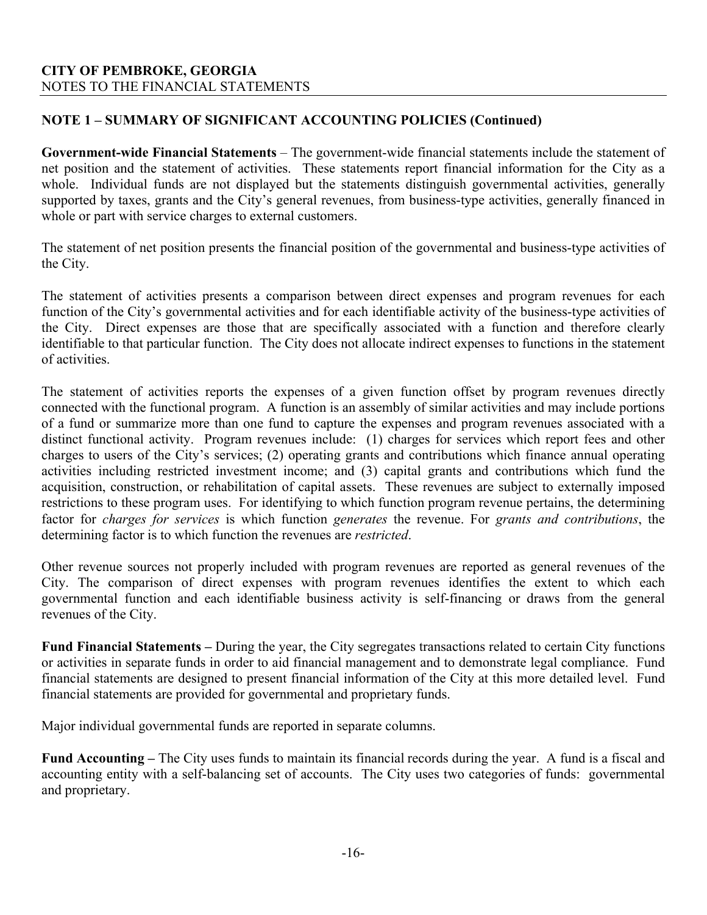**CITY OF PEMBROKE, GEORGIA**
NOTES TO THE FINANCIAL STATEMENTS

## NOTE 1 – SUMMARY OF SIGNIFICANT ACCOUNTING POLICIES (Continued)

**Government-wide Financial Statements** – The government-wide financial statements include the statement of net position and the statement of activities. These statements report financial information for the City as a whole. Individual funds are not displayed but the statements distinguish governmental activities, generally supported by taxes, grants and the City's general revenues, from business-type activities, generally financed in whole or part with service charges to external customers.

The statement of net position presents the financial position of the governmental and business-type activities of the City.

The statement of activities presents a comparison between direct expenses and program revenues for each function of the City's governmental activities and for each identifiable activity of the business-type activities of the City. Direct expenses are those that are specifically associated with a function and therefore clearly identifiable to that particular function. The City does not allocate indirect expenses to functions in the statement of activities.

The statement of activities reports the expenses of a given function offset by program revenues directly connected with the functional program. A function is an assembly of similar activities and may include portions of a fund or summarize more than one fund to capture the expenses and program revenues associated with a distinct functional activity. Program revenues include: (1) charges for services which report fees and other charges to users of the City's services; (2) operating grants and contributions which finance annual operating activities including restricted investment income; and (3) capital grants and contributions which fund the acquisition, construction, or rehabilitation of capital assets. These revenues are subject to externally imposed restrictions to these program uses. For identifying to which function program revenue pertains, the determining factor for *charges for services* is which function *generates* the revenue. For *grants and contributions*, the determining factor is to which function the revenues are *restricted*.

Other revenue sources not properly included with program revenues are reported as general revenues of the City. The comparison of direct expenses with program revenues identifies the extent to which each governmental function and each identifiable business activity is self-financing or draws from the general revenues of the City.

**Fund Financial Statements –** During the year, the City segregates transactions related to certain City functions or activities in separate funds in order to aid financial management and to demonstrate legal compliance. Fund financial statements are designed to present financial information of the City at this more detailed level. Fund financial statements are provided for governmental and proprietary funds.

Major individual governmental funds are reported in separate columns.

**Fund Accounting –** The City uses funds to maintain its financial records during the year. A fund is a fiscal and accounting entity with a self-balancing set of accounts. The City uses two categories of funds: governmental and proprietary.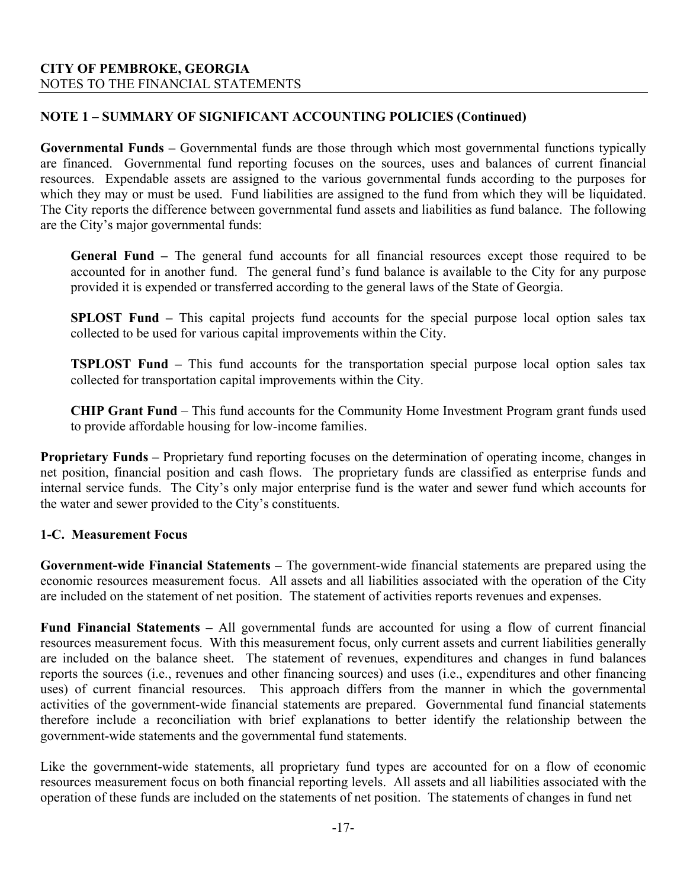## NOTE 1 – SUMMARY OF SIGNIFICANT ACCOUNTING POLICIES (Continued)

**Governmental Funds –** Governmental funds are those through which most governmental functions typically are financed. Governmental fund reporting focuses on the sources, uses and balances of current financial resources. Expendable assets are assigned to the various governmental funds according to the purposes for which they may or must be used. Fund liabilities are assigned to the fund from which they will be liquidated. The City reports the difference between governmental fund assets and liabilities as fund balance. The following are the City's major governmental funds:

> **General Fund –** The general fund accounts for all financial resources except those required to be accounted for in another fund. The general fund's fund balance is available to the City for any purpose provided it is expended or transferred according to the general laws of the State of Georgia.
>
> **SPLOST Fund –** This capital projects fund accounts for the special purpose local option sales tax collected to be used for various capital improvements within the City.
>
> **TSPLOST Fund –** This fund accounts for the transportation special purpose local option sales tax collected for transportation capital improvements within the City.
>
> **CHIP Grant Fund** – This fund accounts for the Community Home Investment Program grant funds used to provide affordable housing for low-income families.

**Proprietary Funds –** Proprietary fund reporting focuses on the determination of operating income, changes in net position, financial position and cash flows. The proprietary funds are classified as enterprise funds and internal service funds. The City's only major enterprise fund is the water and sewer fund which accounts for the water and sewer provided to the City's constituents.

### 1-C. Measurement Focus

**Government-wide Financial Statements –** The government-wide financial statements are prepared using the economic resources measurement focus. All assets and all liabilities associated with the operation of the City are included on the statement of net position. The statement of activities reports revenues and expenses.

**Fund Financial Statements –** All governmental funds are accounted for using a flow of current financial resources measurement focus. With this measurement focus, only current assets and current liabilities generally are included on the balance sheet. The statement of revenues, expenditures and changes in fund balances reports the sources (i.e., revenues and other financing sources) and uses (i.e., expenditures and other financing uses) of current financial resources. This approach differs from the manner in which the governmental activities of the government-wide financial statements are prepared. Governmental fund financial statements therefore include a reconciliation with brief explanations to better identify the relationship between the government-wide statements and the governmental fund statements.

Like the government-wide statements, all proprietary fund types are accounted for on a flow of economic resources measurement focus on both financial reporting levels. All assets and all liabilities associated with the operation of these funds are included on the statements of net position. The statements of changes in fund net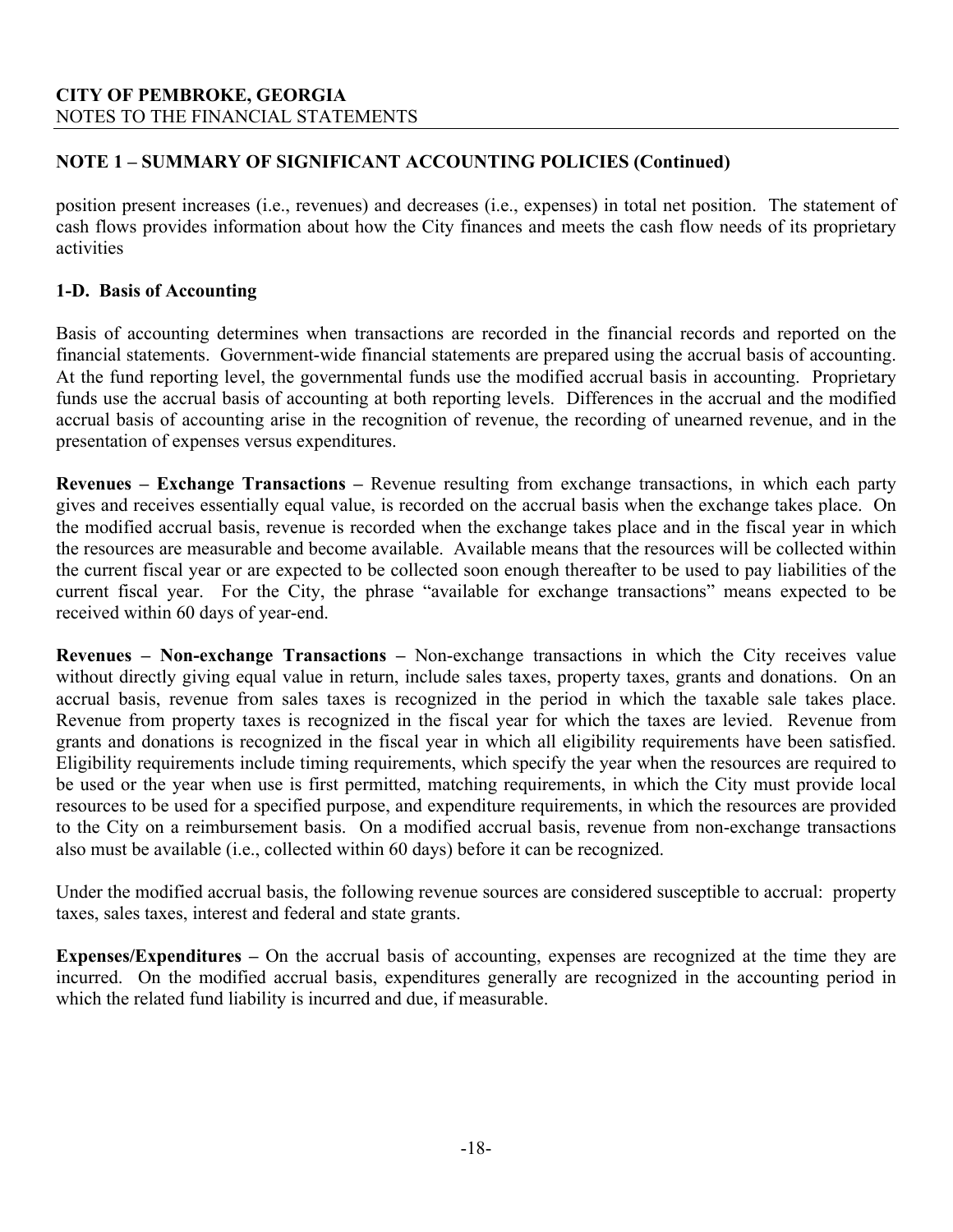## NOTE 1 – SUMMARY OF SIGNIFICANT ACCOUNTING POLICIES (Continued)

position present increases (i.e., revenues) and decreases (i.e., expenses) in total net position. The statement of cash flows provides information about how the City finances and meets the cash flow needs of its proprietary activities

### 1-D. Basis of Accounting

Basis of accounting determines when transactions are recorded in the financial records and reported on the financial statements. Government-wide financial statements are prepared using the accrual basis of accounting. At the fund reporting level, the governmental funds use the modified accrual basis in accounting. Proprietary funds use the accrual basis of accounting at both reporting levels. Differences in the accrual and the modified accrual basis of accounting arise in the recognition of revenue, the recording of unearned revenue, and in the presentation of expenses versus expenditures.

**Revenues – Exchange Transactions –** Revenue resulting from exchange transactions, in which each party gives and receives essentially equal value, is recorded on the accrual basis when the exchange takes place. On the modified accrual basis, revenue is recorded when the exchange takes place and in the fiscal year in which the resources are measurable and become available. Available means that the resources will be collected within the current fiscal year or are expected to be collected soon enough thereafter to be used to pay liabilities of the current fiscal year. For the City, the phrase "available for exchange transactions" means expected to be received within 60 days of year-end.

**Revenues – Non-exchange Transactions –** Non-exchange transactions in which the City receives value without directly giving equal value in return, include sales taxes, property taxes, grants and donations. On an accrual basis, revenue from sales taxes is recognized in the period in which the taxable sale takes place. Revenue from property taxes is recognized in the fiscal year for which the taxes are levied. Revenue from grants and donations is recognized in the fiscal year in which all eligibility requirements have been satisfied. Eligibility requirements include timing requirements, which specify the year when the resources are required to be used or the year when use is first permitted, matching requirements, in which the City must provide local resources to be used for a specified purpose, and expenditure requirements, in which the resources are provided to the City on a reimbursement basis. On a modified accrual basis, revenue from non-exchange transactions also must be available (i.e., collected within 60 days) before it can be recognized.

Under the modified accrual basis, the following revenue sources are considered susceptible to accrual: property taxes, sales taxes, interest and federal and state grants.

**Expenses/Expenditures –** On the accrual basis of accounting, expenses are recognized at the time they are incurred. On the modified accrual basis, expenditures generally are recognized in the accounting period in which the related fund liability is incurred and due, if measurable.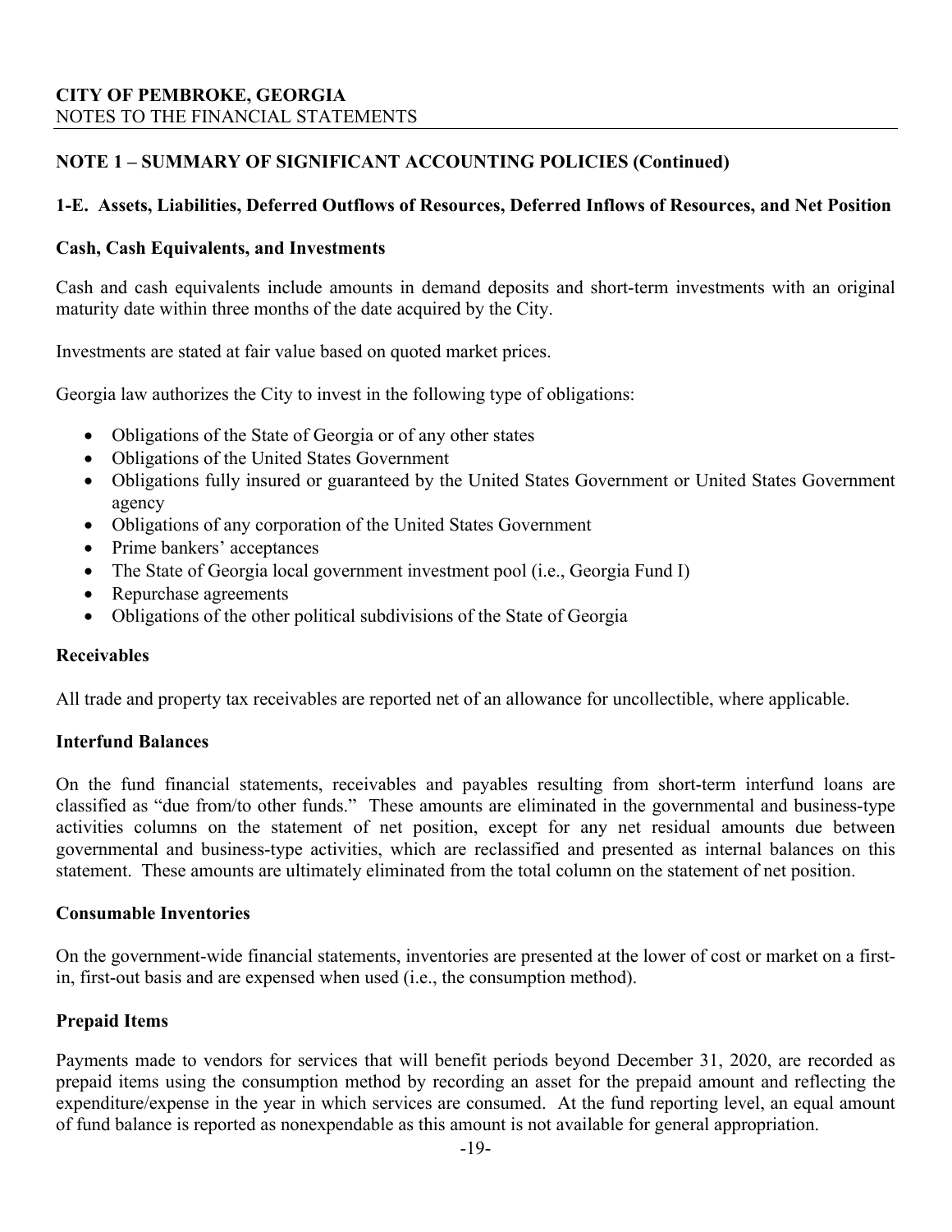**CITY OF PEMBROKE, GEORGIA**
NOTES TO THE FINANCIAL STATEMENTS

## NOTE 1 – SUMMARY OF SIGNIFICANT ACCOUNTING POLICIES (Continued)

### 1-E. Assets, Liabilities, Deferred Outflows of Resources, Deferred Inflows of Resources, and Net Position

#### Cash, Cash Equivalents, and Investments

Cash and cash equivalents include amounts in demand deposits and short-term investments with an original maturity date within three months of the date acquired by the City.

Investments are stated at fair value based on quoted market prices.

Georgia law authorizes the City to invest in the following type of obligations:

- Obligations of the State of Georgia or of any other states
- Obligations of the United States Government
- Obligations fully insured or guaranteed by the United States Government or United States Government agency
- Obligations of any corporation of the United States Government
- Prime bankers' acceptances
- The State of Georgia local government investment pool (i.e., Georgia Fund I)
- Repurchase agreements
- Obligations of the other political subdivisions of the State of Georgia

#### Receivables

All trade and property tax receivables are reported net of an allowance for uncollectible, where applicable.

#### Interfund Balances

On the fund financial statements, receivables and payables resulting from short-term interfund loans are classified as "due from/to other funds." These amounts are eliminated in the governmental and business-type activities columns on the statement of net position, except for any net residual amounts due between governmental and business-type activities, which are reclassified and presented as internal balances on this statement. These amounts are ultimately eliminated from the total column on the statement of net position.

#### Consumable Inventories

On the government-wide financial statements, inventories are presented at the lower of cost or market on a first-in, first-out basis and are expensed when used (i.e., the consumption method).

#### Prepaid Items

Payments made to vendors for services that will benefit periods beyond December 31, 2020, are recorded as prepaid items using the consumption method by recording an asset for the prepaid amount and reflecting the expenditure/expense in the year in which services are consumed. At the fund reporting level, an equal amount of fund balance is reported as nonexpendable as this amount is not available for general appropriation.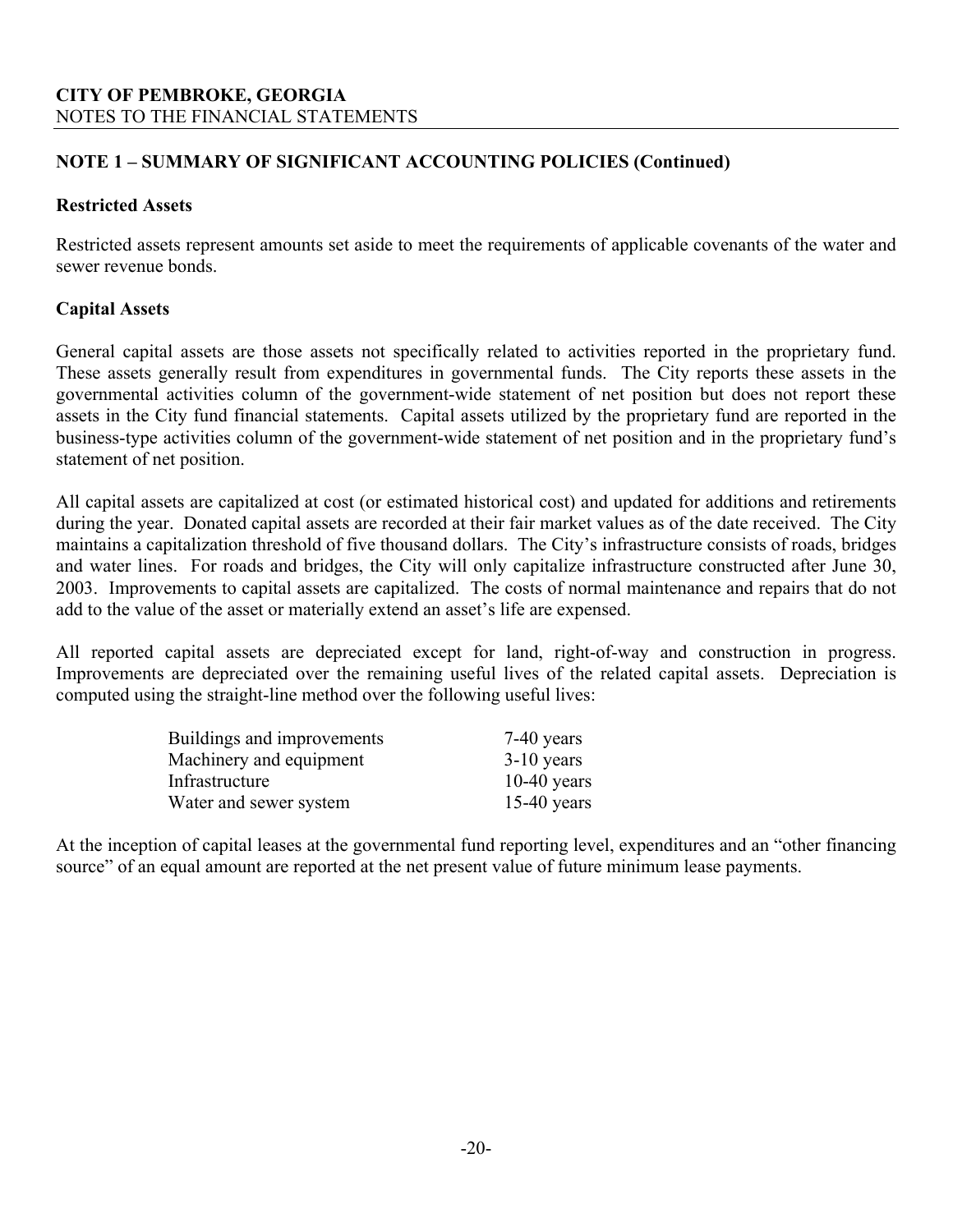## NOTE 1 – SUMMARY OF SIGNIFICANT ACCOUNTING POLICIES (Continued)

### Restricted Assets

Restricted assets represent amounts set aside to meet the requirements of applicable covenants of the water and sewer revenue bonds.

### Capital Assets

General capital assets are those assets not specifically related to activities reported in the proprietary fund. These assets generally result from expenditures in governmental funds. The City reports these assets in the governmental activities column of the government-wide statement of net position but does not report these assets in the City fund financial statements. Capital assets utilized by the proprietary fund are reported in the business-type activities column of the government-wide statement of net position and in the proprietary fund's statement of net position.

All capital assets are capitalized at cost (or estimated historical cost) and updated for additions and retirements during the year. Donated capital assets are recorded at their fair market values as of the date received. The City maintains a capitalization threshold of five thousand dollars. The City's infrastructure consists of roads, bridges and water lines. For roads and bridges, the City will only capitalize infrastructure constructed after June 30, 2003. Improvements to capital assets are capitalized. The costs of normal maintenance and repairs that do not add to the value of the asset or materially extend an asset's life are expensed.

All reported capital assets are depreciated except for land, right-of-way and construction in progress. Improvements are depreciated over the remaining useful lives of the related capital assets. Depreciation is computed using the straight-line method over the following useful lives:

| Asset | Useful Life |
|---|---|
| Buildings and improvements | 7-40 years |
| Machinery and equipment | 3-10 years |
| Infrastructure | 10-40 years |
| Water and sewer system | 15-40 years |

At the inception of capital leases at the governmental fund reporting level, expenditures and an "other financing source" of an equal amount are reported at the net present value of future minimum lease payments.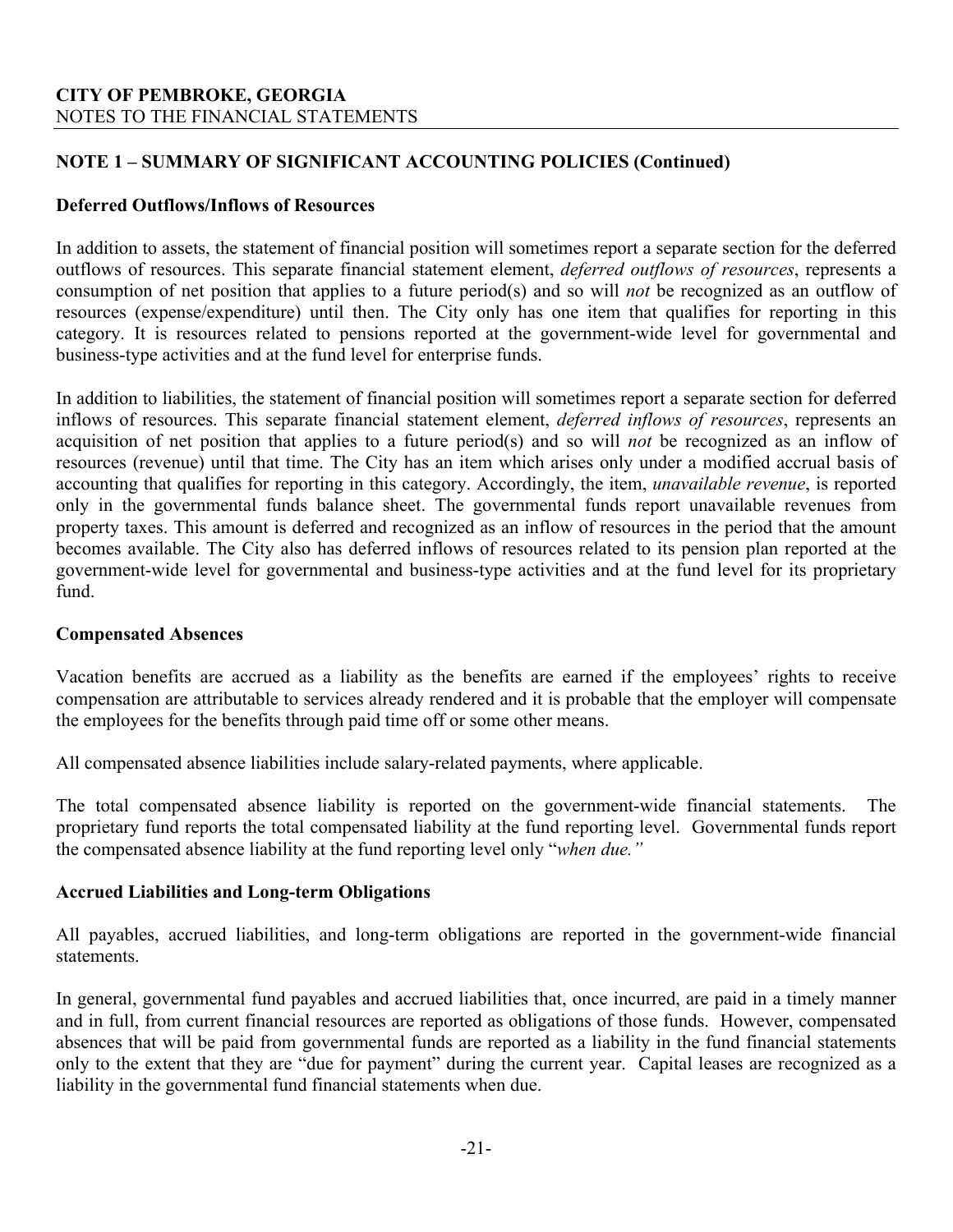**CITY OF PEMBROKE, GEORGIA**
NOTES TO THE FINANCIAL STATEMENTS

## NOTE 1 – SUMMARY OF SIGNIFICANT ACCOUNTING POLICIES (Continued)

### Deferred Outflows/Inflows of Resources

In addition to assets, the statement of financial position will sometimes report a separate section for the deferred outflows of resources. This separate financial statement element, *deferred outflows of resources*, represents a consumption of net position that applies to a future period(s) and so will *not* be recognized as an outflow of resources (expense/expenditure) until then. The City only has one item that qualifies for reporting in this category. It is resources related to pensions reported at the government-wide level for governmental and business-type activities and at the fund level for enterprise funds.

In addition to liabilities, the statement of financial position will sometimes report a separate section for deferred inflows of resources. This separate financial statement element, *deferred inflows of resources*, represents an acquisition of net position that applies to a future period(s) and so will *not* be recognized as an inflow of resources (revenue) until that time. The City has an item which arises only under a modified accrual basis of accounting that qualifies for reporting in this category. Accordingly, the item, *unavailable revenue*, is reported only in the governmental funds balance sheet. The governmental funds report unavailable revenues from property taxes. This amount is deferred and recognized as an inflow of resources in the period that the amount becomes available. The City also has deferred inflows of resources related to its pension plan reported at the government-wide level for governmental and business-type activities and at the fund level for its proprietary fund.

### Compensated Absences

Vacation benefits are accrued as a liability as the benefits are earned if the employees' rights to receive compensation are attributable to services already rendered and it is probable that the employer will compensate the employees for the benefits through paid time off or some other means.

All compensated absence liabilities include salary-related payments, where applicable.

The total compensated absence liability is reported on the government-wide financial statements. The proprietary fund reports the total compensated liability at the fund reporting level. Governmental funds report the compensated absence liability at the fund reporting level only "*when due.*"

### Accrued Liabilities and Long-term Obligations

All payables, accrued liabilities, and long-term obligations are reported in the government-wide financial statements.

In general, governmental fund payables and accrued liabilities that, once incurred, are paid in a timely manner and in full, from current financial resources are reported as obligations of those funds. However, compensated absences that will be paid from governmental funds are reported as a liability in the fund financial statements only to the extent that they are "due for payment" during the current year. Capital leases are recognized as a liability in the governmental fund financial statements when due.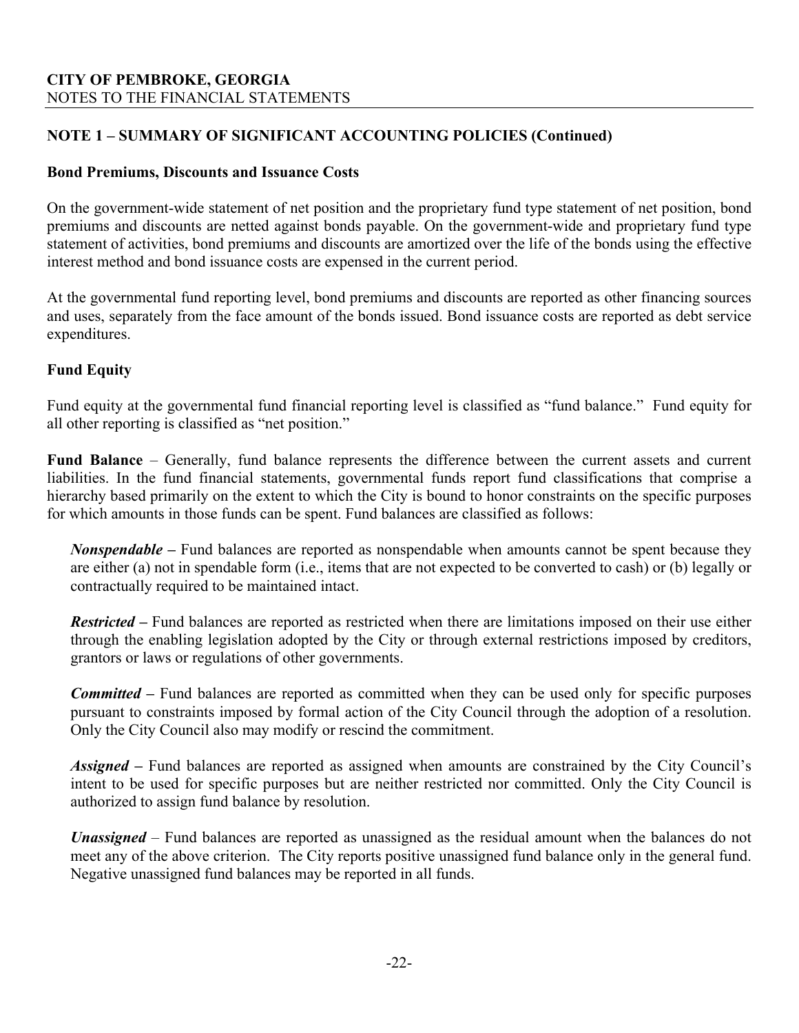## NOTE 1 – SUMMARY OF SIGNIFICANT ACCOUNTING POLICIES (Continued)

### Bond Premiums, Discounts and Issuance Costs

On the government-wide statement of net position and the proprietary fund type statement of net position, bond premiums and discounts are netted against bonds payable. On the government-wide and proprietary fund type statement of activities, bond premiums and discounts are amortized over the life of the bonds using the effective interest method and bond issuance costs are expensed in the current period.

At the governmental fund reporting level, bond premiums and discounts are reported as other financing sources and uses, separately from the face amount of the bonds issued. Bond issuance costs are reported as debt service expenditures.

### Fund Equity

Fund equity at the governmental fund financial reporting level is classified as "fund balance." Fund equity for all other reporting is classified as "net position."

**Fund Balance** – Generally, fund balance represents the difference between the current assets and current liabilities. In the fund financial statements, governmental funds report fund classifications that comprise a hierarchy based primarily on the extent to which the City is bound to honor constraints on the specific purposes for which amounts in those funds can be spent. Fund balances are classified as follows:

***Nonspendable –*** Fund balances are reported as nonspendable when amounts cannot be spent because they are either (a) not in spendable form (i.e., items that are not expected to be converted to cash) or (b) legally or contractually required to be maintained intact.

***Restricted –*** Fund balances are reported as restricted when there are limitations imposed on their use either through the enabling legislation adopted by the City or through external restrictions imposed by creditors, grantors or laws or regulations of other governments.

***Committed –*** Fund balances are reported as committed when they can be used only for specific purposes pursuant to constraints imposed by formal action of the City Council through the adoption of a resolution. Only the City Council also may modify or rescind the commitment.

***Assigned –*** Fund balances are reported as assigned when amounts are constrained by the City Council's intent to be used for specific purposes but are neither restricted nor committed. Only the City Council is authorized to assign fund balance by resolution.

***Unassigned*** – Fund balances are reported as unassigned as the residual amount when the balances do not meet any of the above criterion. The City reports positive unassigned fund balance only in the general fund. Negative unassigned fund balances may be reported in all funds.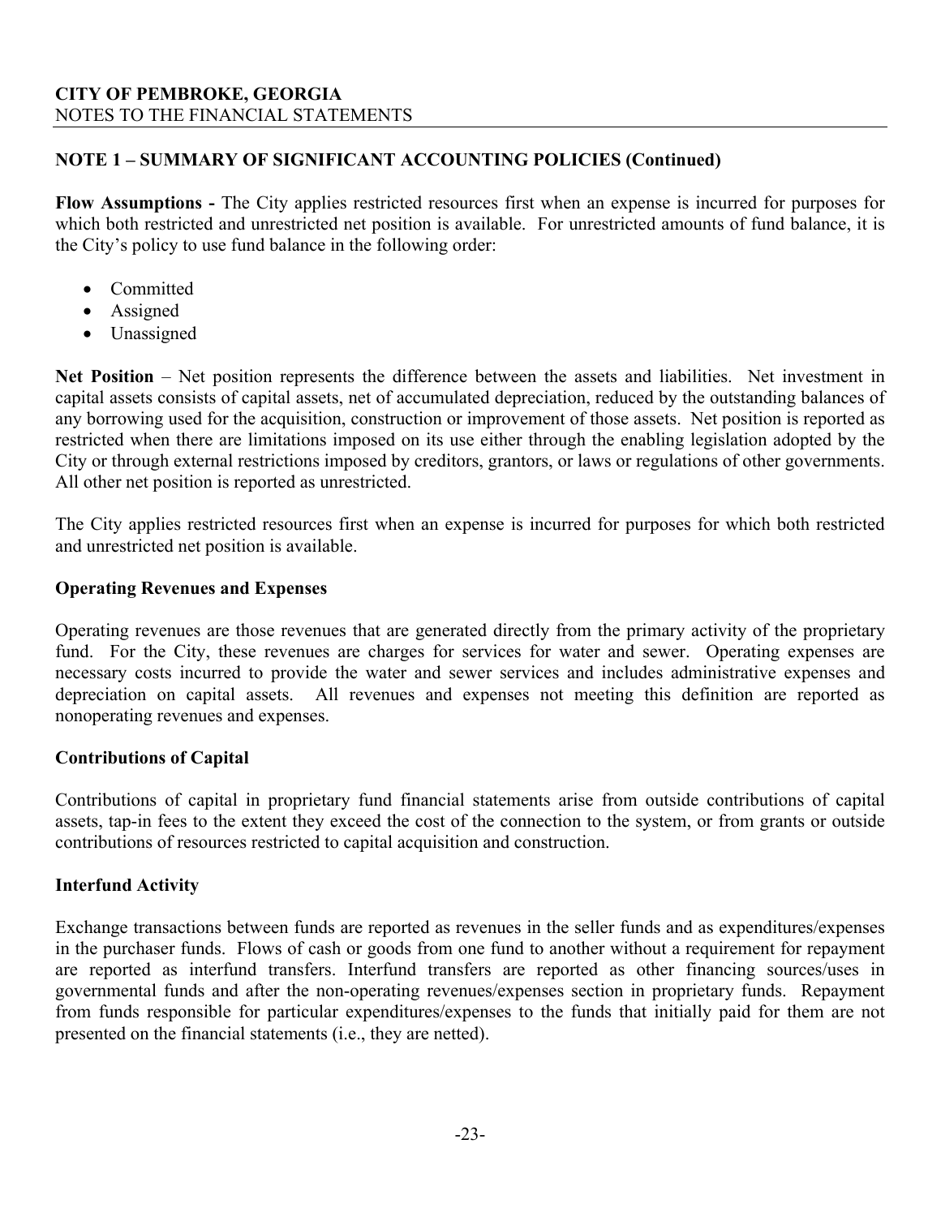**CITY OF PEMBROKE, GEORGIA**
NOTES TO THE FINANCIAL STATEMENTS

## NOTE 1 – SUMMARY OF SIGNIFICANT ACCOUNTING POLICIES (Continued)

**Flow Assumptions -** The City applies restricted resources first when an expense is incurred for purposes for which both restricted and unrestricted net position is available. For unrestricted amounts of fund balance, it is the City's policy to use fund balance in the following order:

- Committed
- Assigned
- Unassigned

**Net Position** – Net position represents the difference between the assets and liabilities. Net investment in capital assets consists of capital assets, net of accumulated depreciation, reduced by the outstanding balances of any borrowing used for the acquisition, construction or improvement of those assets. Net position is reported as restricted when there are limitations imposed on its use either through the enabling legislation adopted by the City or through external restrictions imposed by creditors, grantors, or laws or regulations of other governments. All other net position is reported as unrestricted.

The City applies restricted resources first when an expense is incurred for purposes for which both restricted and unrestricted net position is available.

### Operating Revenues and Expenses

Operating revenues are those revenues that are generated directly from the primary activity of the proprietary fund. For the City, these revenues are charges for services for water and sewer. Operating expenses are necessary costs incurred to provide the water and sewer services and includes administrative expenses and depreciation on capital assets. All revenues and expenses not meeting this definition are reported as nonoperating revenues and expenses.

### Contributions of Capital

Contributions of capital in proprietary fund financial statements arise from outside contributions of capital assets, tap-in fees to the extent they exceed the cost of the connection to the system, or from grants or outside contributions of resources restricted to capital acquisition and construction.

### Interfund Activity

Exchange transactions between funds are reported as revenues in the seller funds and as expenditures/expenses in the purchaser funds. Flows of cash or goods from one fund to another without a requirement for repayment are reported as interfund transfers. Interfund transfers are reported as other financing sources/uses in governmental funds and after the non-operating revenues/expenses section in proprietary funds. Repayment from funds responsible for particular expenditures/expenses to the funds that initially paid for them are not presented on the financial statements (i.e., they are netted).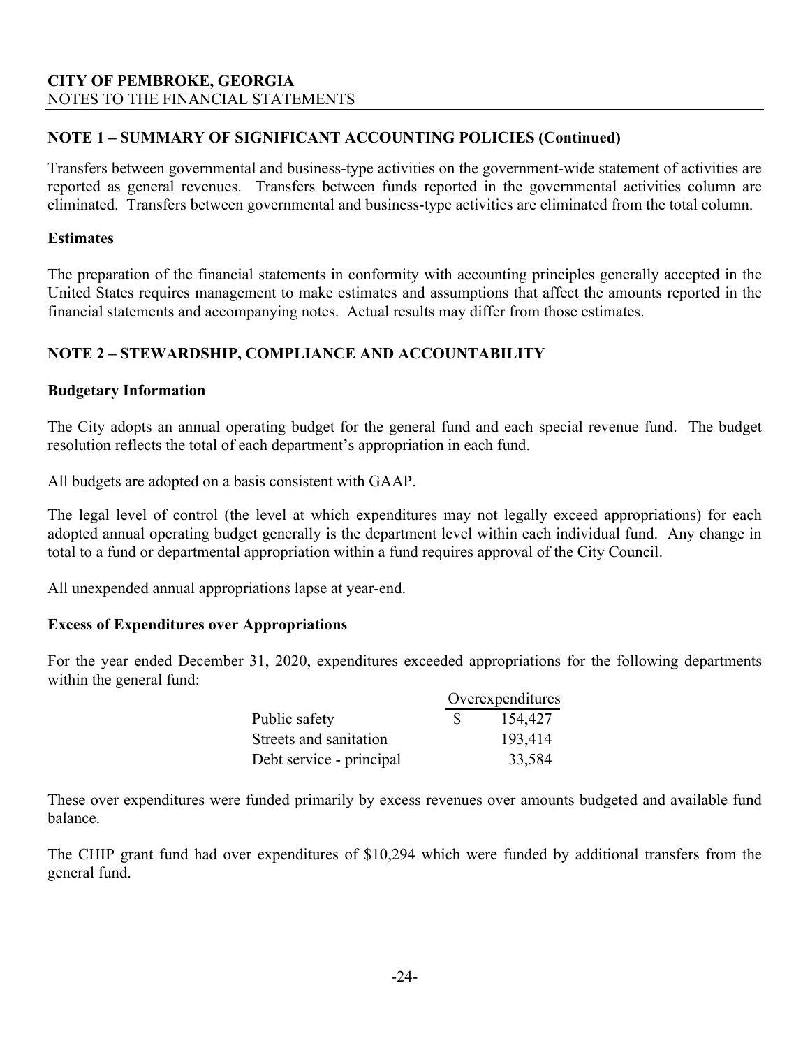## NOTE 1 – SUMMARY OF SIGNIFICANT ACCOUNTING POLICIES (Continued)

Transfers between governmental and business-type activities on the government-wide statement of activities are reported as general revenues. Transfers between funds reported in the governmental activities column are eliminated. Transfers between governmental and business-type activities are eliminated from the total column.

### Estimates

The preparation of the financial statements in conformity with accounting principles generally accepted in the United States requires management to make estimates and assumptions that affect the amounts reported in the financial statements and accompanying notes. Actual results may differ from those estimates.

## NOTE 2 – STEWARDSHIP, COMPLIANCE AND ACCOUNTABILITY

### Budgetary Information

The City adopts an annual operating budget for the general fund and each special revenue fund. The budget resolution reflects the total of each department's appropriation in each fund.

All budgets are adopted on a basis consistent with GAAP.

The legal level of control (the level at which expenditures may not legally exceed appropriations) for each adopted annual operating budget generally is the department level within each individual fund. Any change in total to a fund or departmental appropriation within a fund requires approval of the City Council.

All unexpended annual appropriations lapse at year-end.

### Excess of Expenditures over Appropriations

For the year ended December 31, 2020, expenditures exceeded appropriations for the following departments within the general fund:

| | Overexpenditures |
|---|---|
| Public safety | $ 154,427 |
| Streets and sanitation | 193,414 |
| Debt service - principal | 33,584 |

These over expenditures were funded primarily by excess revenues over amounts budgeted and available fund balance.

The CHIP grant fund had over expenditures of $10,294 which were funded by additional transfers from the general fund.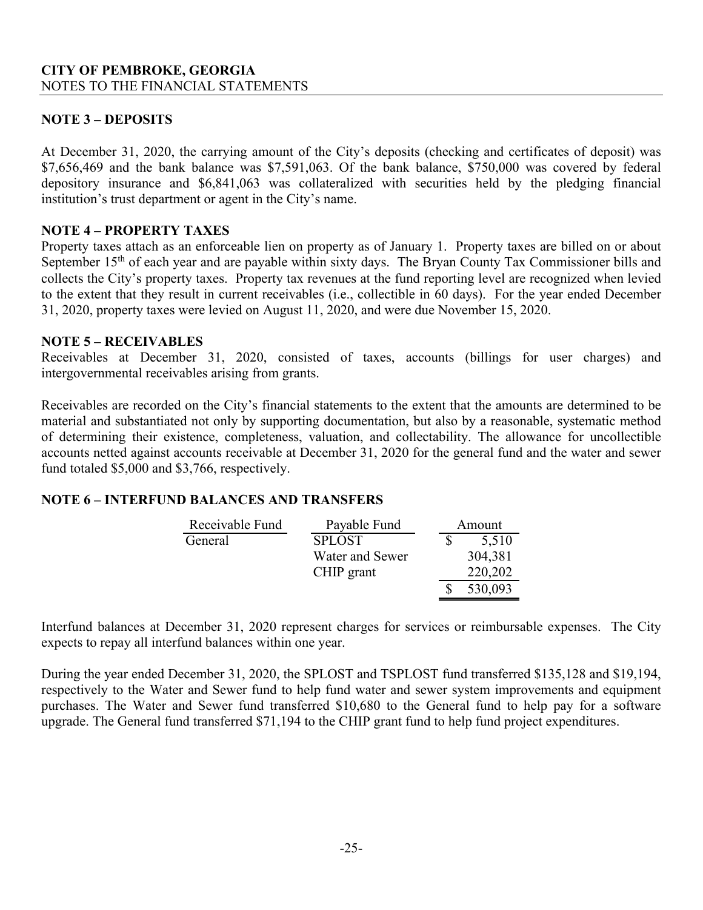**CITY OF PEMBROKE, GEORGIA**
NOTES TO THE FINANCIAL STATEMENTS

## NOTE 3 – DEPOSITS

At December 31, 2020, the carrying amount of the City's deposits (checking and certificates of deposit) was $7,656,469 and the bank balance was $7,591,063. Of the bank balance, $750,000 was covered by federal depository insurance and $6,841,063 was collateralized with securities held by the pledging financial institution's trust department or agent in the City's name.

## NOTE 4 – PROPERTY TAXES

Property taxes attach as an enforceable lien on property as of January 1. Property taxes are billed on or about September 15th of each year and are payable within sixty days. The Bryan County Tax Commissioner bills and collects the City's property taxes. Property tax revenues at the fund reporting level are recognized when levied to the extent that they result in current receivables (i.e., collectible in 60 days). For the year ended December 31, 2020, property taxes were levied on August 11, 2020, and were due November 15, 2020.

## NOTE 5 – RECEIVABLES

Receivables at December 31, 2020, consisted of taxes, accounts (billings for user charges) and intergovernmental receivables arising from grants.

Receivables are recorded on the City's financial statements to the extent that the amounts are determined to be material and substantiated not only by supporting documentation, but also by a reasonable, systematic method of determining their existence, completeness, valuation, and collectability. The allowance for uncollectible accounts netted against accounts receivable at December 31, 2020 for the general fund and the water and sewer fund totaled $5,000 and $3,766, respectively.

## NOTE 6 – INTERFUND BALANCES AND TRANSFERS

| Receivable Fund | Payable Fund | Amount |
|---|---|---|
| General | SPLOST | $ 5,510 |
| | Water and Sewer | 304,381 |
| | CHIP grant | 220,202 |
| | | $ 530,093 |

Interfund balances at December 31, 2020 represent charges for services or reimbursable expenses. The City expects to repay all interfund balances within one year.

During the year ended December 31, 2020, the SPLOST and TSPLOST fund transferred $135,128 and $19,194, respectively to the Water and Sewer fund to help fund water and sewer system improvements and equipment purchases. The Water and Sewer fund transferred $10,680 to the General fund to help pay for a software upgrade. The General fund transferred $71,194 to the CHIP grant fund to help fund project expenditures.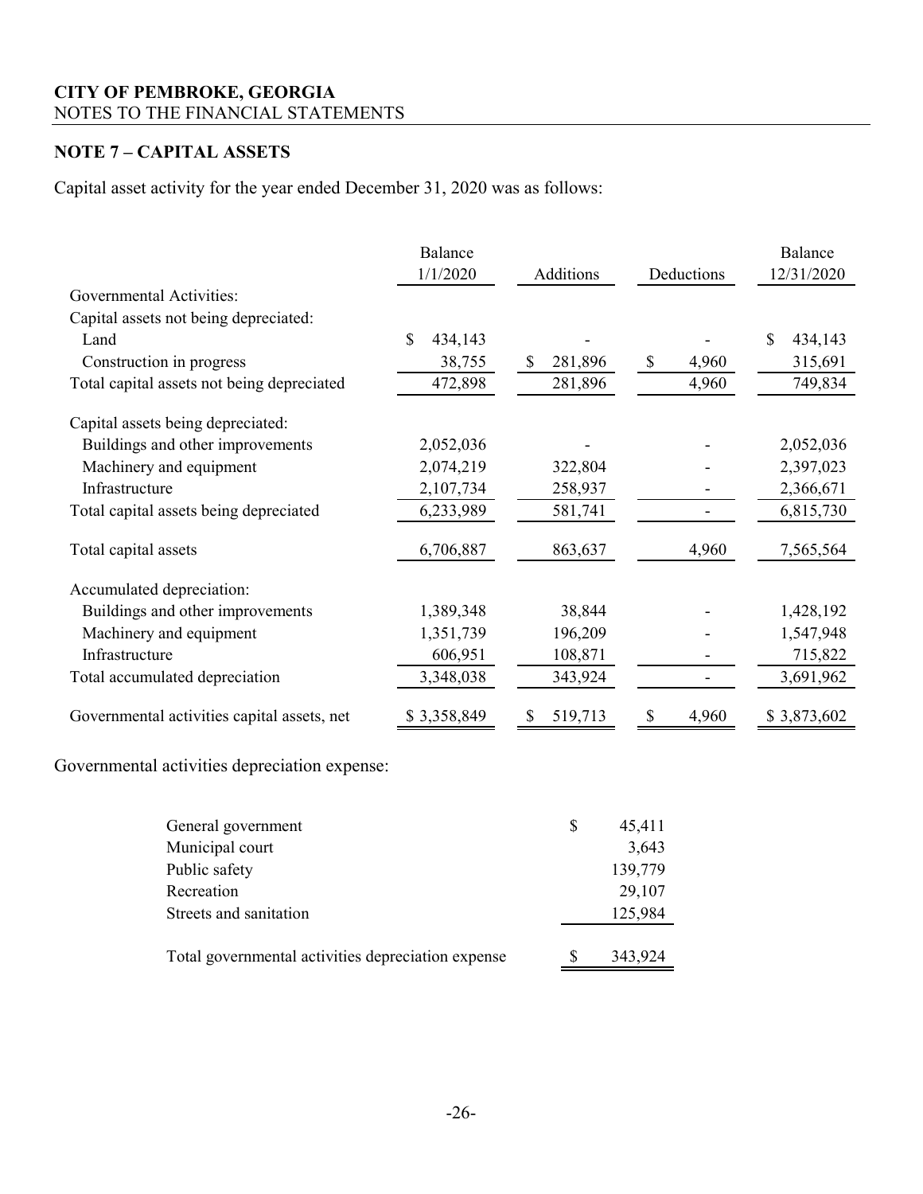**CITY OF PEMBROKE, GEORGIA**
NOTES TO THE FINANCIAL STATEMENTS

## NOTE 7 – CAPITAL ASSETS

Capital asset activity for the year ended December 31, 2020 was as follows:

| | Balance 1/1/2020 | Additions | Deductions | Balance 12/31/2020 |
|---|---|---|---|---|
| Governmental Activities: | | | | |
| Capital assets not being depreciated: | | | | |
| Land | $ 434,143 | - | - | $ 434,143 |
| Construction in progress | 38,755 | $ 281,896 | $ 4,960 | 315,691 |
| Total capital assets not being depreciated | 472,898 | 281,896 | 4,960 | 749,834 |
| Capital assets being depreciated: | | | | |
| Buildings and other improvements | 2,052,036 | - | - | 2,052,036 |
| Machinery and equipment | 2,074,219 | 322,804 | - | 2,397,023 |
| Infrastructure | 2,107,734 | 258,937 | - | 2,366,671 |
| Total capital assets being depreciated | 6,233,989 | 581,741 | - | 6,815,730 |
| Total capital assets | 6,706,887 | 863,637 | 4,960 | 7,565,564 |
| Accumulated depreciation: | | | | |
| Buildings and other improvements | 1,389,348 | 38,844 | - | 1,428,192 |
| Machinery and equipment | 1,351,739 | 196,209 | - | 1,547,948 |
| Infrastructure | 606,951 | 108,871 | - | 715,822 |
| Total accumulated depreciation | 3,348,038 | 343,924 | - | 3,691,962 |
| Governmental activities capital assets, net | $ 3,358,849 | $ 519,713 | $ 4,960 | $ 3,873,602 |

Governmental activities depreciation expense:

| | |
|---|---|
| General government | $ 45,411 |
| Municipal court | 3,643 |
| Public safety | 139,779 |
| Recreation | 29,107 |
| Streets and sanitation | 125,984 |
| Total governmental activities depreciation expense | $ 343,924 |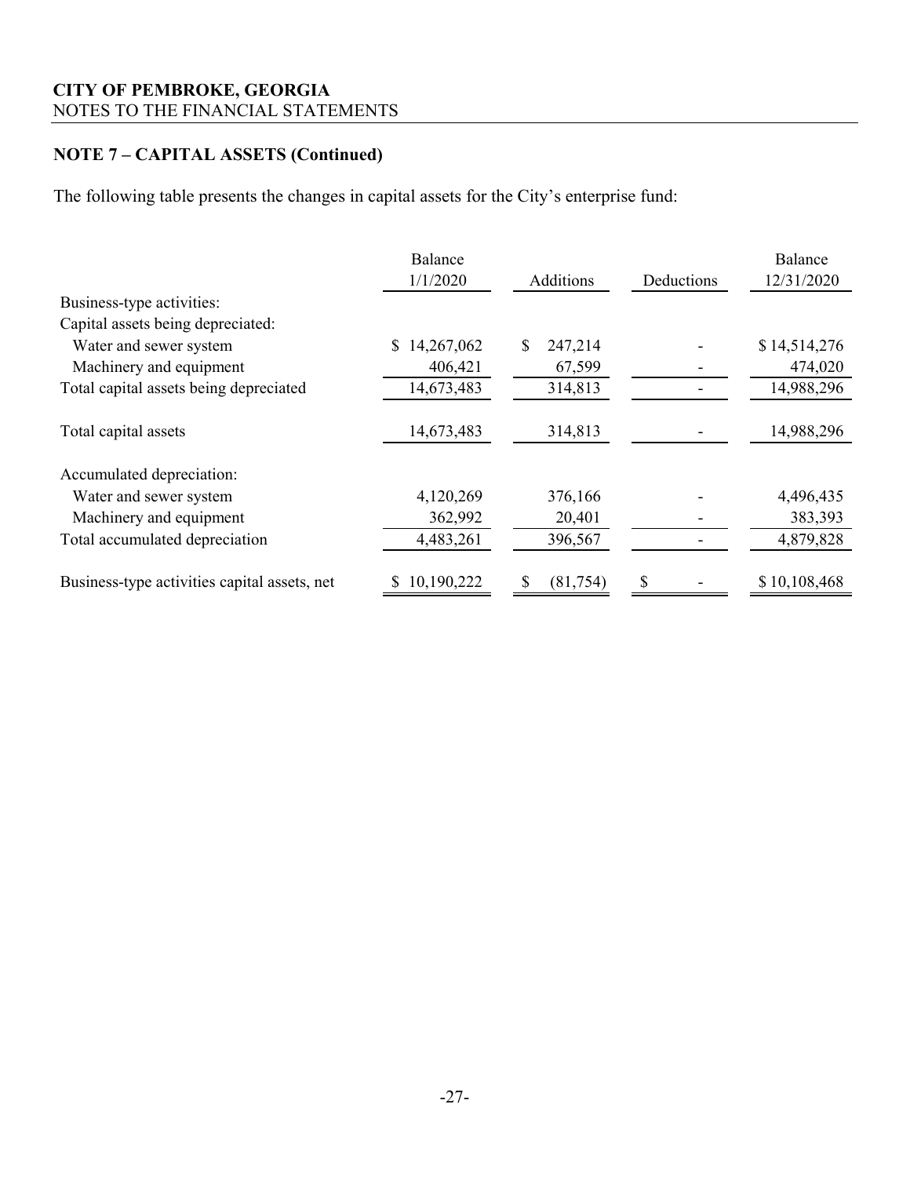**CITY OF PEMBROKE, GEORGIA**
NOTES TO THE FINANCIAL STATEMENTS

## NOTE 7 – CAPITAL ASSETS (Continued)

The following table presents the changes in capital assets for the City's enterprise fund:

| | Balance 1/1/2020 | Additions | Deductions | Balance 12/31/2020 |
|---|---|---|---|---|
| Business-type activities: | | | | |
| Capital assets being depreciated: | | | | |
| Water and sewer system | $ 14,267,062 | $ 247,214 | - | $ 14,514,276 |
| Machinery and equipment | 406,421 | 67,599 | - | 474,020 |
| Total capital assets being depreciated | 14,673,483 | 314,813 | - | 14,988,296 |
| Total capital assets | 14,673,483 | 314,813 | - | 14,988,296 |
| Accumulated depreciation: | | | | |
| Water and sewer system | 4,120,269 | 376,166 | - | 4,496,435 |
| Machinery and equipment | 362,992 | 20,401 | - | 383,393 |
| Total accumulated depreciation | 4,483,261 | 396,567 | - | 4,879,828 |
| Business-type activities capital assets, net | $ 10,190,222 | $ (81,754) | $ - | $ 10,108,468 |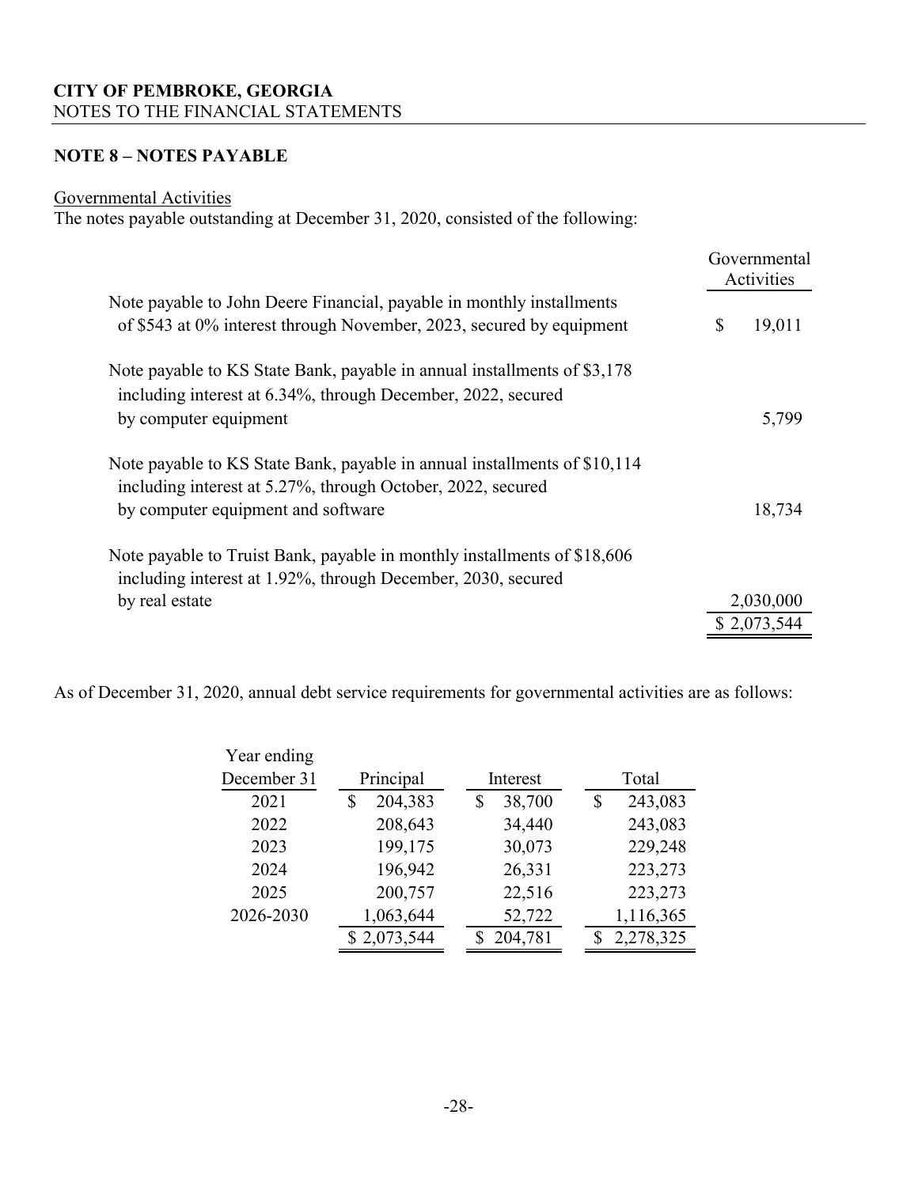**CITY OF PEMBROKE, GEORGIA**
NOTES TO THE FINANCIAL STATEMENTS

## NOTE 8 – NOTES PAYABLE

Governmental Activities

The notes payable outstanding at December 31, 2020, consisted of the following:

| | Governmental Activities |
|---|---|
| Note payable to John Deere Financial, payable in monthly installments of $543 at 0% interest through November, 2023, secured by equipment | $ 19,011 |
| Note payable to KS State Bank, payable in annual installments of $3,178 including interest at 6.34%, through December, 2022, secured by computer equipment | 5,799 |
| Note payable to KS State Bank, payable in annual installments of $10,114 including interest at 5.27%, through October, 2022, secured by computer equipment and software | 18,734 |
| Note payable to Truist Bank, payable in monthly installments of $18,606 including interest at 1.92%, through December, 2030, secured by real estate | 2,030,000 |
| | $ 2,073,544 |

As of December 31, 2020, annual debt service requirements for governmental activities are as follows:

| Year ending December 31 | Principal | Interest | Total |
|---|---|---|---|
| 2021 | $ 204,383 | $ 38,700 | $ 243,083 |
| 2022 | 208,643 | 34,440 | 243,083 |
| 2023 | 199,175 | 30,073 | 229,248 |
| 2024 | 196,942 | 26,331 | 223,273 |
| 2025 | 200,757 | 22,516 | 223,273 |
| 2026-2030 | 1,063,644 | 52,722 | 1,116,365 |
| | $ 2,073,544 | $ 204,781 | $ 2,278,325 |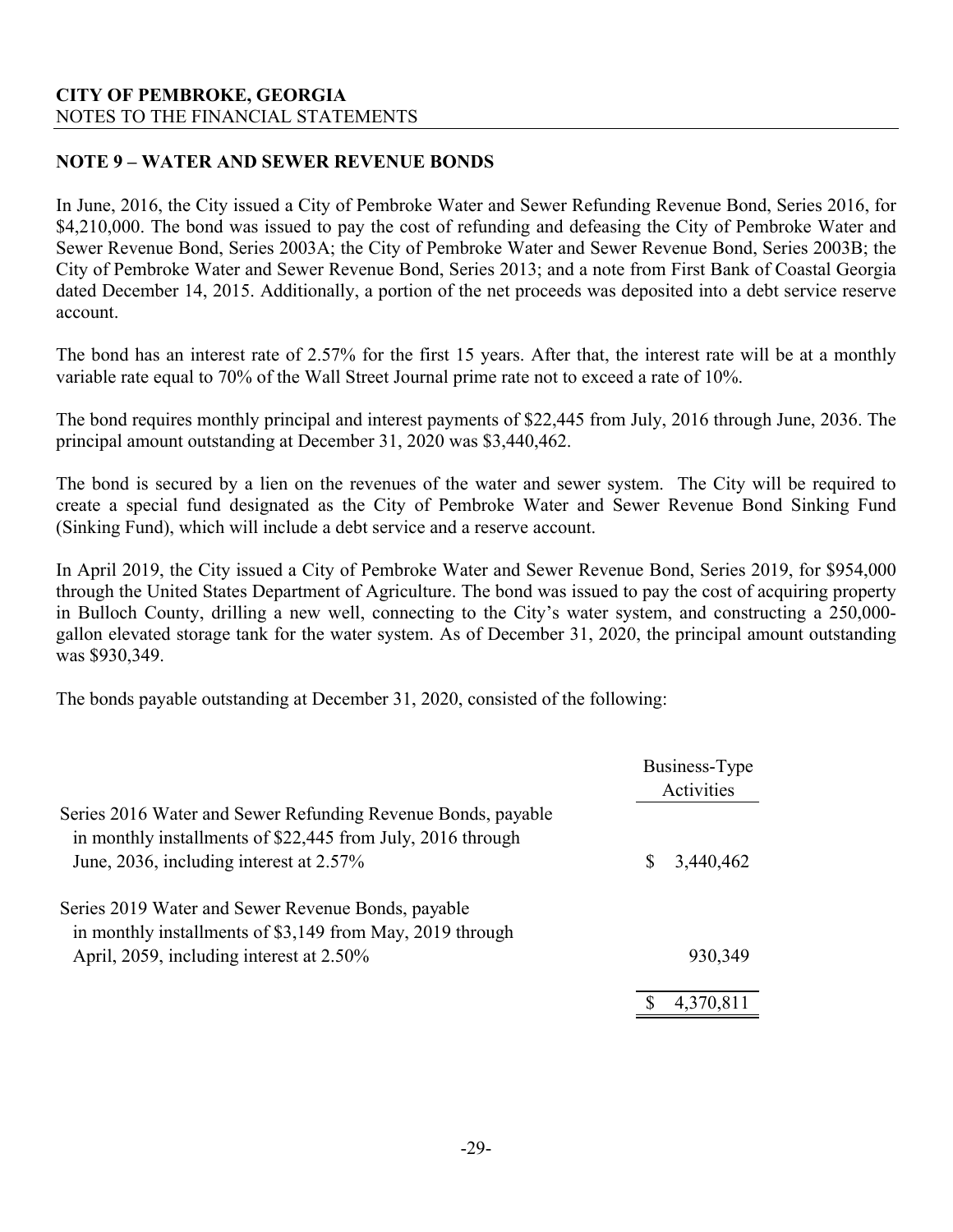**CITY OF PEMBROKE, GEORGIA**
NOTES TO THE FINANCIAL STATEMENTS

## NOTE 9 – WATER AND SEWER REVENUE BONDS

In June, 2016, the City issued a City of Pembroke Water and Sewer Refunding Revenue Bond, Series 2016, for $4,210,000. The bond was issued to pay the cost of refunding and defeasing the City of Pembroke Water and Sewer Revenue Bond, Series 2003A; the City of Pembroke Water and Sewer Revenue Bond, Series 2003B; the City of Pembroke Water and Sewer Revenue Bond, Series 2013; and a note from First Bank of Coastal Georgia dated December 14, 2015. Additionally, a portion of the net proceeds was deposited into a debt service reserve account.

The bond has an interest rate of 2.57% for the first 15 years. After that, the interest rate will be at a monthly variable rate equal to 70% of the Wall Street Journal prime rate not to exceed a rate of 10%.

The bond requires monthly principal and interest payments of $22,445 from July, 2016 through June, 2036. The principal amount outstanding at December 31, 2020 was $3,440,462.

The bond is secured by a lien on the revenues of the water and sewer system. The City will be required to create a special fund designated as the City of Pembroke Water and Sewer Revenue Bond Sinking Fund (Sinking Fund), which will include a debt service and a reserve account.

In April 2019, the City issued a City of Pembroke Water and Sewer Revenue Bond, Series 2019, for $954,000 through the United States Department of Agriculture. The bond was issued to pay the cost of acquiring property in Bulloch County, drilling a new well, connecting to the City's water system, and constructing a 250,000-gallon elevated storage tank for the water system. As of December 31, 2020, the principal amount outstanding was $930,349.

The bonds payable outstanding at December 31, 2020, consisted of the following:

| | Business-Type Activities |
|---|---|
| Series 2016 Water and Sewer Refunding Revenue Bonds, payable in monthly installments of $22,445 from July, 2016 through June, 2036, including interest at 2.57% | $ 3,440,462 |
| Series 2019 Water and Sewer Revenue Bonds, payable in monthly installments of $3,149 from May, 2019 through April, 2059, including interest at 2.50% | 930,349 |
| | $ 4,370,811 |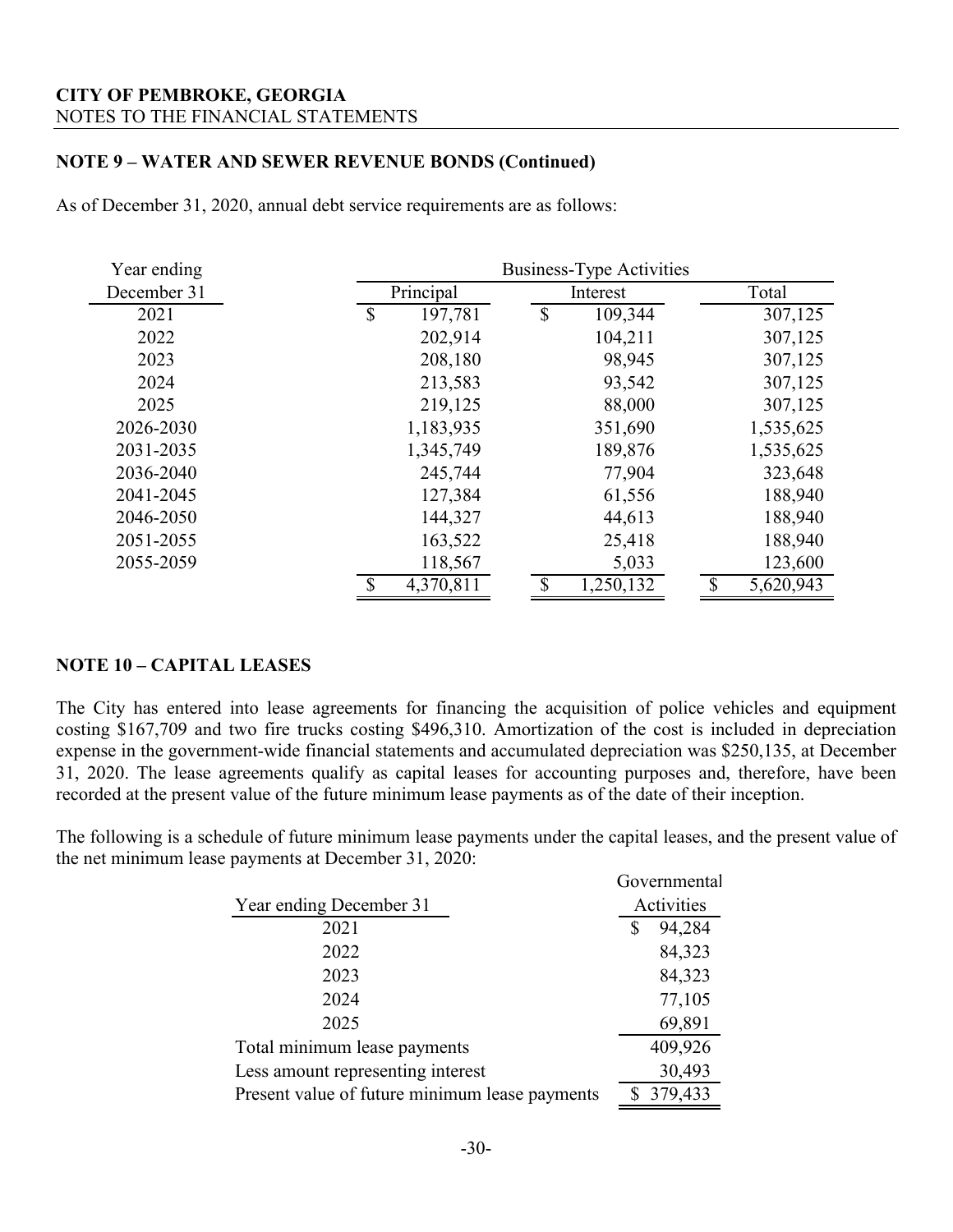**CITY OF PEMBROKE, GEORGIA**
NOTES TO THE FINANCIAL STATEMENTS

## NOTE 9 – WATER AND SEWER REVENUE BONDS (Continued)

As of December 31, 2020, annual debt service requirements are as follows:

| Year ending December 31 | Business-Type Activities | | |
|---|---|---|---|
| | Principal | Interest | Total |
| 2021 | $ 197,781 | $ 109,344 | 307,125 |
| 2022 | 202,914 | 104,211 | 307,125 |
| 2023 | 208,180 | 98,945 | 307,125 |
| 2024 | 213,583 | 93,542 | 307,125 |
| 2025 | 219,125 | 88,000 | 307,125 |
| 2026-2030 | 1,183,935 | 351,690 | 1,535,625 |
| 2031-2035 | 1,345,749 | 189,876 | 1,535,625 |
| 2036-2040 | 245,744 | 77,904 | 323,648 |
| 2041-2045 | 127,384 | 61,556 | 188,940 |
| 2046-2050 | 144,327 | 44,613 | 188,940 |
| 2051-2055 | 163,522 | 25,418 | 188,940 |
| 2055-2059 | 118,567 | 5,033 | 123,600 |
| | $ 4,370,811 | $ 1,250,132 | $ 5,620,943 |

## NOTE 10 – CAPITAL LEASES

The City has entered into lease agreements for financing the acquisition of police vehicles and equipment costing $167,709 and two fire trucks costing $496,310. Amortization of the cost is included in depreciation expense in the government-wide financial statements and accumulated depreciation was $250,135, at December 31, 2020. The lease agreements qualify as capital leases for accounting purposes and, therefore, have been recorded at the present value of the future minimum lease payments as of the date of their inception.

The following is a schedule of future minimum lease payments under the capital leases, and the present value of the net minimum lease payments at December 31, 2020:

| Year ending December 31 | Governmental Activities |
|---|---|
| 2021 | $ 94,284 |
| 2022 | 84,323 |
| 2023 | 84,323 |
| 2024 | 77,105 |
| 2025 | 69,891 |
| Total minimum lease payments | 409,926 |
| Less amount representing interest | 30,493 |
| Present value of future minimum lease payments | $ 379,433 |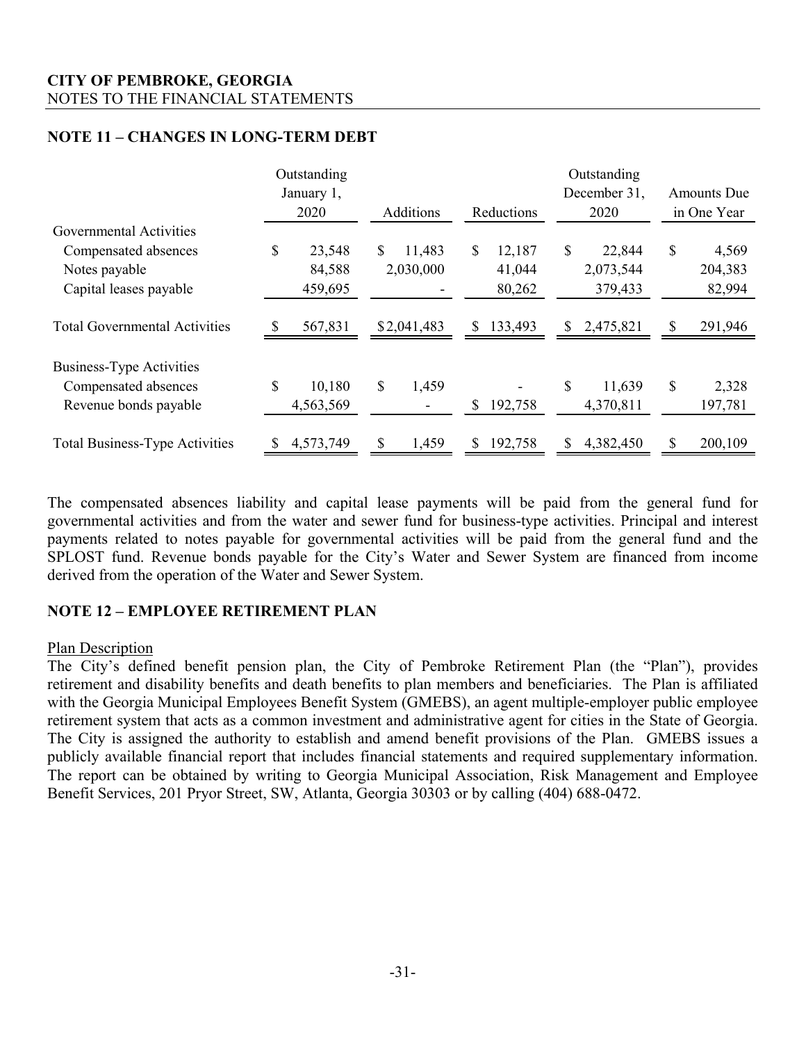**CITY OF PEMBROKE, GEORGIA**
NOTES TO THE FINANCIAL STATEMENTS

## NOTE 11 – CHANGES IN LONG-TERM DEBT

| | Outstanding January 1, 2020 | Additions | Reductions | Outstanding December 31, 2020 | Amounts Due in One Year |
|---|---|---|---|---|---|
| Governmental Activities | | | | | |
| Compensated absences | $ 23,548 | $ 11,483 | $ 12,187 | $ 22,844 | $ 4,569 |
| Notes payable | 84,588 | 2,030,000 | 41,044 | 2,073,544 | 204,383 |
| Capital leases payable | 459,695 | - | 80,262 | 379,433 | 82,994 |
| Total Governmental Activities | $ 567,831 | $2,041,483 | $ 133,493 | $ 2,475,821 | $ 291,946 |
| Business-Type Activities | | | | | |
| Compensated absences | $ 10,180 | $ 1,459 | - | $ 11,639 | $ 2,328 |
| Revenue bonds payable | 4,563,569 | - | $ 192,758 | 4,370,811 | 197,781 |
| Total Business-Type Activities | $ 4,573,749 | $ 1,459 | $ 192,758 | $ 4,382,450 | $ 200,109 |

The compensated absences liability and capital lease payments will be paid from the general fund for governmental activities and from the water and sewer fund for business-type activities. Principal and interest payments related to notes payable for governmental activities will be paid from the general fund and the SPLOST fund. Revenue bonds payable for the City's Water and Sewer System are financed from income derived from the operation of the Water and Sewer System.

## NOTE 12 – EMPLOYEE RETIREMENT PLAN

Plan Description

The City's defined benefit pension plan, the City of Pembroke Retirement Plan (the "Plan"), provides retirement and disability benefits and death benefits to plan members and beneficiaries. The Plan is affiliated with the Georgia Municipal Employees Benefit System (GMEBS), an agent multiple-employer public employee retirement system that acts as a common investment and administrative agent for cities in the State of Georgia. The City is assigned the authority to establish and amend benefit provisions of the Plan. GMEBS issues a publicly available financial report that includes financial statements and required supplementary information. The report can be obtained by writing to Georgia Municipal Association, Risk Management and Employee Benefit Services, 201 Pryor Street, SW, Atlanta, Georgia 30303 or by calling (404) 688-0472.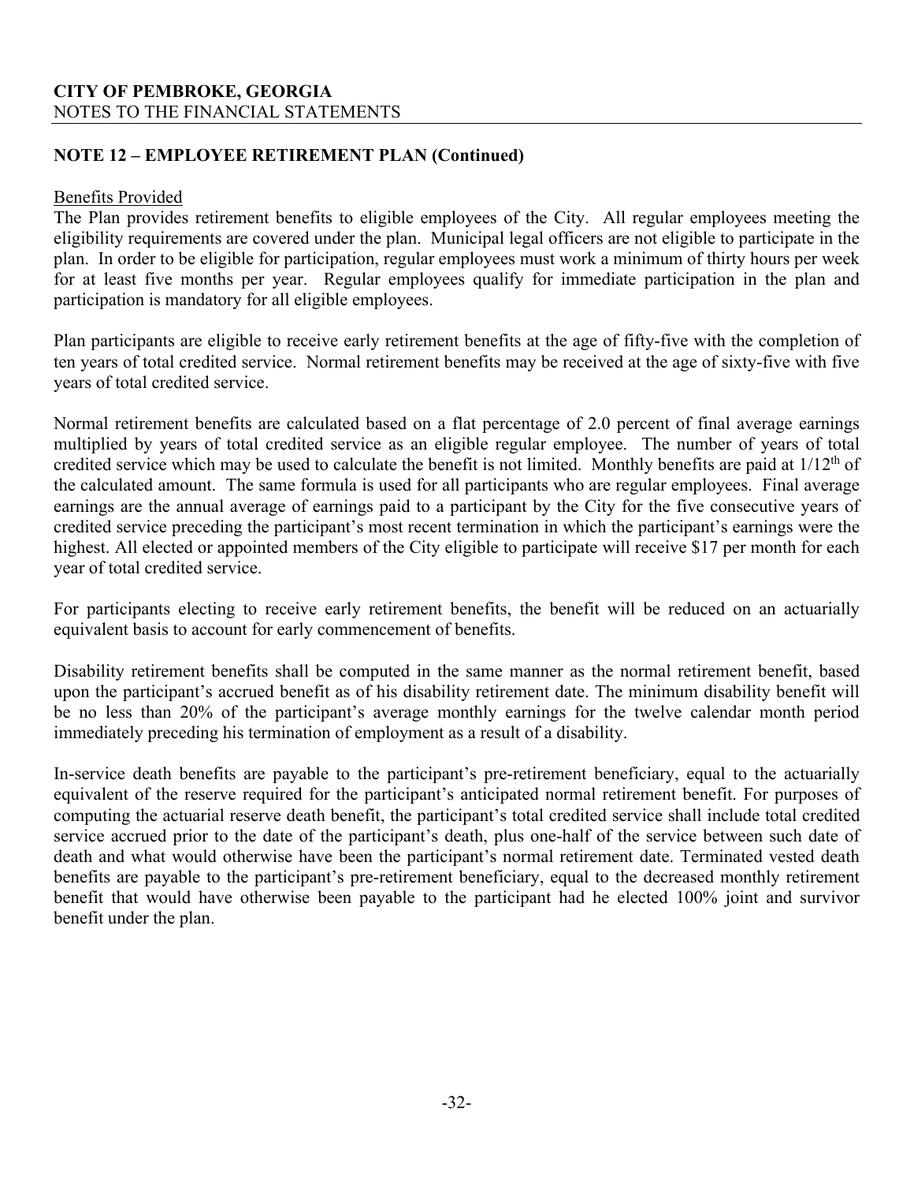## NOTE 12 – EMPLOYEE RETIREMENT PLAN (Continued)

Benefits Provided

The Plan provides retirement benefits to eligible employees of the City. All regular employees meeting the eligibility requirements are covered under the plan. Municipal legal officers are not eligible to participate in the plan. In order to be eligible for participation, regular employees must work a minimum of thirty hours per week for at least five months per year. Regular employees qualify for immediate participation in the plan and participation is mandatory for all eligible employees.

Plan participants are eligible to receive early retirement benefits at the age of fifty-five with the completion of ten years of total credited service. Normal retirement benefits may be received at the age of sixty-five with five years of total credited service.

Normal retirement benefits are calculated based on a flat percentage of 2.0 percent of final average earnings multiplied by years of total credited service as an eligible regular employee. The number of years of total credited service which may be used to calculate the benefit is not limited. Monthly benefits are paid at 1/12th of the calculated amount. The same formula is used for all participants who are regular employees. Final average earnings are the annual average of earnings paid to a participant by the City for the five consecutive years of credited service preceding the participant's most recent termination in which the participant's earnings were the highest. All elected or appointed members of the City eligible to participate will receive $17 per month for each year of total credited service.

For participants electing to receive early retirement benefits, the benefit will be reduced on an actuarially equivalent basis to account for early commencement of benefits.

Disability retirement benefits shall be computed in the same manner as the normal retirement benefit, based upon the participant's accrued benefit as of his disability retirement date. The minimum disability benefit will be no less than 20% of the participant's average monthly earnings for the twelve calendar month period immediately preceding his termination of employment as a result of a disability.

In-service death benefits are payable to the participant's pre-retirement beneficiary, equal to the actuarially equivalent of the reserve required for the participant's anticipated normal retirement benefit. For purposes of computing the actuarial reserve death benefit, the participant's total credited service shall include total credited service accrued prior to the date of the participant's death, plus one-half of the service between such date of death and what would otherwise have been the participant's normal retirement date. Terminated vested death benefits are payable to the participant's pre-retirement beneficiary, equal to the decreased monthly retirement benefit that would have otherwise been payable to the participant had he elected 100% joint and survivor benefit under the plan.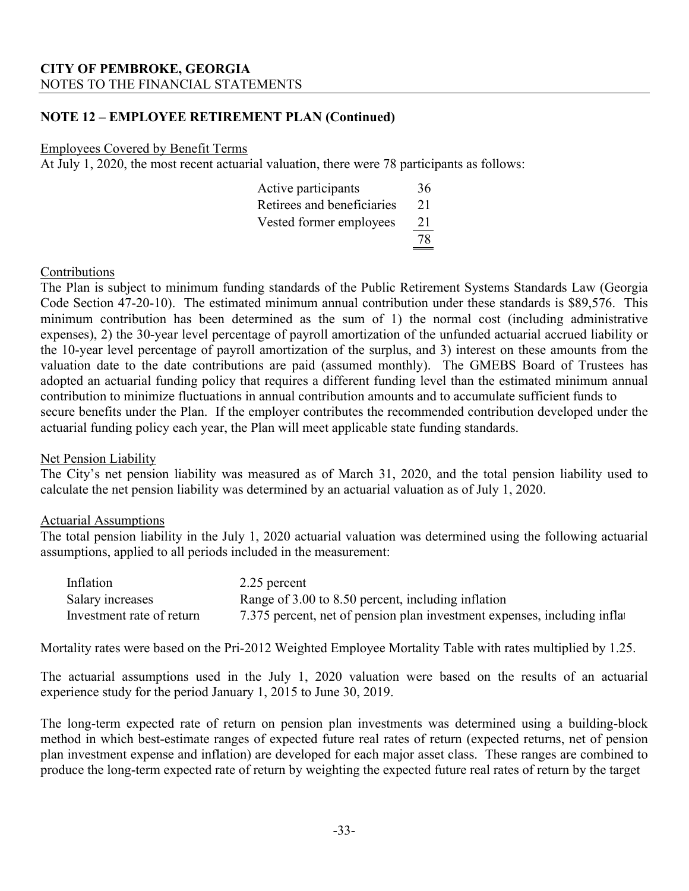**CITY OF PEMBROKE, GEORGIA**
NOTES TO THE FINANCIAL STATEMENTS

## NOTE 12 – EMPLOYEE RETIREMENT PLAN (Continued)

Employees Covered by Benefit Terms

At July 1, 2020, the most recent actuarial valuation, there were 78 participants as follows:

| | |
|---|---|
| Active participants | 36 |
| Retirees and beneficiaries | 21 |
| Vested former employees | 21 |
| | 78 |

Contributions

The Plan is subject to minimum funding standards of the Public Retirement Systems Standards Law (Georgia Code Section 47-20-10). The estimated minimum annual contribution under these standards is $89,576. This minimum contribution has been determined as the sum of 1) the normal cost (including administrative expenses), 2) the 30-year level percentage of payroll amortization of the unfunded actuarial accrued liability or the 10-year level percentage of payroll amortization of the surplus, and 3) interest on these amounts from the valuation date to the date contributions are paid (assumed monthly). The GMEBS Board of Trustees has adopted an actuarial funding policy that requires a different funding level than the estimated minimum annual contribution to minimize fluctuations in annual contribution amounts and to accumulate sufficient funds to secure benefits under the Plan. If the employer contributes the recommended contribution developed under the actuarial funding policy each year, the Plan will meet applicable state funding standards.

Net Pension Liability

The City's net pension liability was measured as of March 31, 2020, and the total pension liability used to calculate the net pension liability was determined by an actuarial valuation as of July 1, 2020.

Actuarial Assumptions

The total pension liability in the July 1, 2020 actuarial valuation was determined using the following actuarial assumptions, applied to all periods included in the measurement:

| | |
|---|---|
| Inflation | 2.25 percent |
| Salary increases | Range of 3.00 to 8.50 percent, including inflation |
| Investment rate of return | 7.375 percent, net of pension plan investment expenses, including infla |

Mortality rates were based on the Pri-2012 Weighted Employee Mortality Table with rates multiplied by 1.25.

The actuarial assumptions used in the July 1, 2020 valuation were based on the results of an actuarial experience study for the period January 1, 2015 to June 30, 2019.

The long-term expected rate of return on pension plan investments was determined using a building-block method in which best-estimate ranges of expected future real rates of return (expected returns, net of pension plan investment expense and inflation) are developed for each major asset class. These ranges are combined to produce the long-term expected rate of return by weighting the expected future real rates of return by the target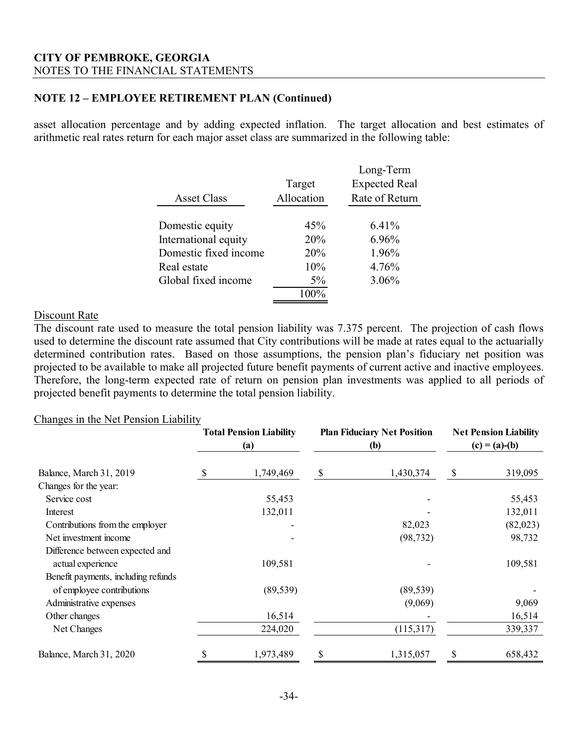**CITY OF PEMBROKE, GEORGIA**
NOTES TO THE FINANCIAL STATEMENTS

**NOTE 12 – EMPLOYEE RETIREMENT PLAN (Continued)**

asset allocation percentage and by adding expected inflation. The target allocation and best estimates of arithmetic real rates return for each major asset class are summarized in the following table:

| Asset Class | Target Allocation | Long-Term Expected Real Rate of Return |
|---|---|---|
| Domestic equity | 45% | 6.41% |
| International equity | 20% | 6.96% |
| Domestic fixed income | 20% | 1.96% |
| Real estate | 10% | 4.76% |
| Global fixed income | 5% | 3.06% |
| | 100% | |

Discount Rate

The discount rate used to measure the total pension liability was 7.375 percent. The projection of cash flows used to determine the discount rate assumed that City contributions will be made at rates equal to the actuarially determined contribution rates. Based on those assumptions, the pension plan's fiduciary net position was projected to be available to make all projected future benefit payments of current active and inactive employees. Therefore, the long-term expected rate of return on pension plan investments was applied to all periods of projected benefit payments to determine the total pension liability.

Changes in the Net Pension Liability

| | Total Pension Liability (a) | Plan Fiduciary Net Position (b) | Net Pension Liability (c) = (a)-(b) |
|---|---|---|---|
| Balance, March 31, 2019 | $ 1,749,469 | $ 1,430,374 | $ 319,095 |
| Changes for the year: | | | |
| Service cost | 55,453 | - | 55,453 |
| Interest | 132,011 | - | 132,011 |
| Contributions from the employer | - | 82,023 | (82,023) |
| Net investment income | - | (98,732) | 98,732 |
| Difference between expected and actual experience | 109,581 | - | 109,581 |
| Benefit payments, including refunds of employee contributions | (89,539) | (89,539) | - |
| Administrative expenses | | (9,069) | 9,069 |
| Other changes | 16,514 | - | 16,514 |
| Net Changes | 224,020 | (115,317) | 339,337 |
| Balance, March 31, 2020 | $ 1,973,489 | $ 1,315,057 | $ 658,432 |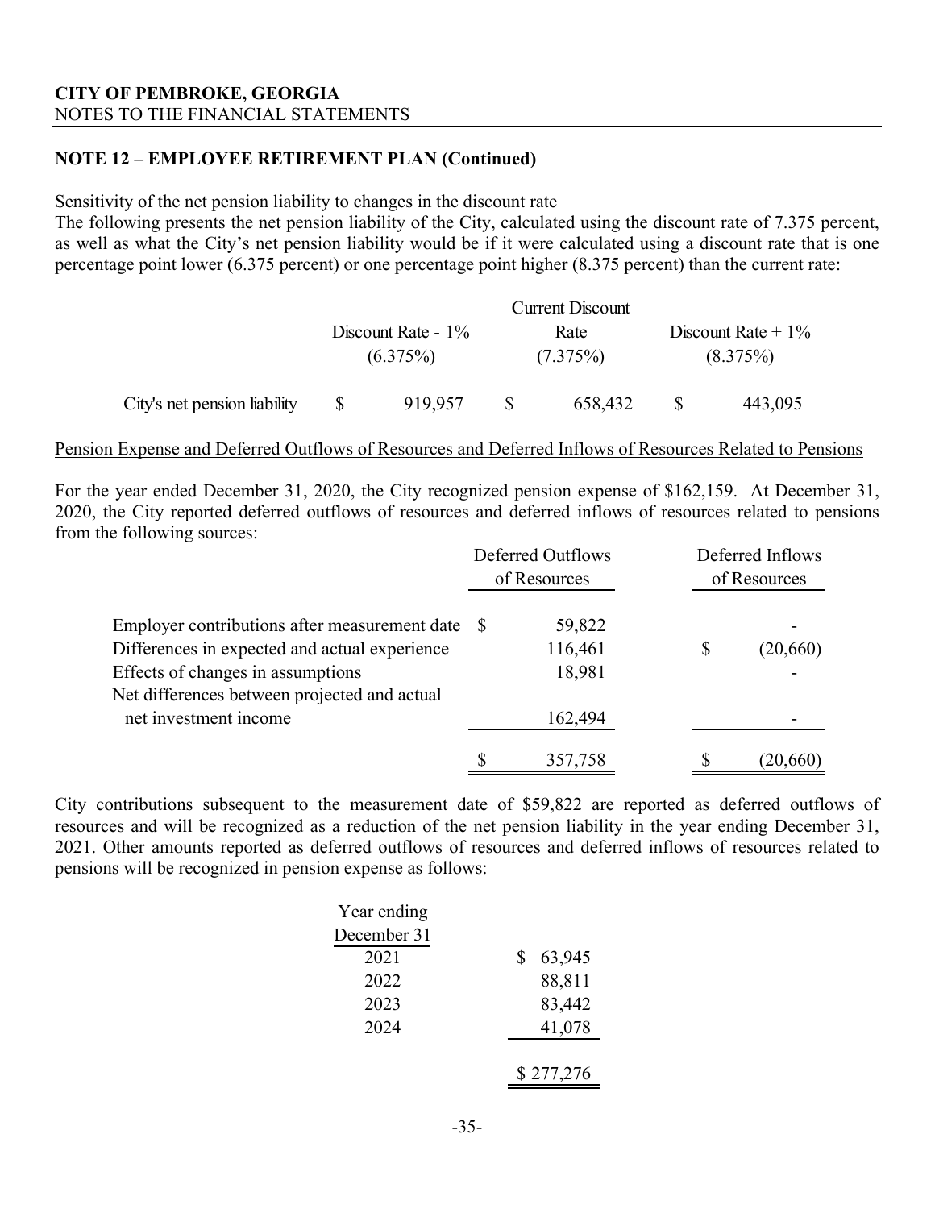**CITY OF PEMBROKE, GEORGIA**
NOTES TO THE FINANCIAL STATEMENTS

## NOTE 12 – EMPLOYEE RETIREMENT PLAN (Continued)

Sensitivity of the net pension liability to changes in the discount rate

The following presents the net pension liability of the City, calculated using the discount rate of 7.375 percent, as well as what the City's net pension liability would be if it were calculated using a discount rate that is one percentage point lower (6.375 percent) or one percentage point higher (8.375 percent) than the current rate:

| | Discount Rate - 1% (6.375%) | Current Discount Rate (7.375%) | Discount Rate + 1% (8.375%) |
|---|---|---|---|
| City's net pension liability | $ 919,957 | $ 658,432 | $ 443,095 |

Pension Expense and Deferred Outflows of Resources and Deferred Inflows of Resources Related to Pensions

For the year ended December 31, 2020, the City recognized pension expense of $162,159. At December 31, 2020, the City reported deferred outflows of resources and deferred inflows of resources related to pensions from the following sources:

| | Deferred Outflows of Resources | Deferred Inflows of Resources |
|---|---|---|
| Employer contributions after measurement date | $ 59,822 | - |
| Differences in expected and actual experience | 116,461 | $ (20,660) |
| Effects of changes in assumptions | 18,981 | - |
| Net differences between projected and actual net investment income | 162,494 | - |
| | $ 357,758 | $ (20,660) |

City contributions subsequent to the measurement date of $59,822 are reported as deferred outflows of resources and will be recognized as a reduction of the net pension liability in the year ending December 31, 2021. Other amounts reported as deferred outflows of resources and deferred inflows of resources related to pensions will be recognized in pension expense as follows:

| Year ending December 31 | |
|---|---|
| 2021 | $ 63,945 |
| 2022 | 88,811 |
| 2023 | 83,442 |
| 2024 | 41,078 |
| | $ 277,276 |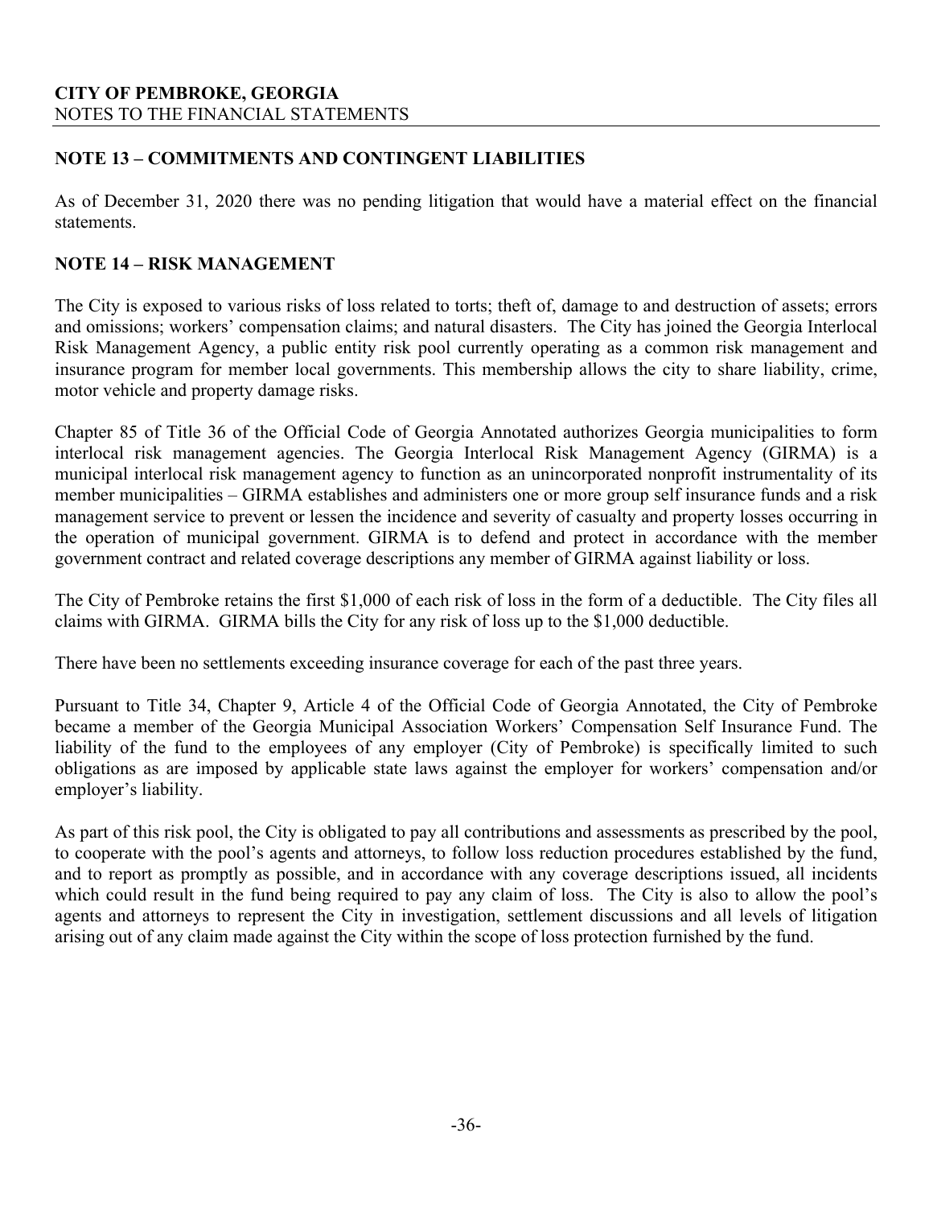## NOTE 13 – COMMITMENTS AND CONTINGENT LIABILITIES

As of December 31, 2020 there was no pending litigation that would have a material effect on the financial statements.

## NOTE 14 – RISK MANAGEMENT

The City is exposed to various risks of loss related to torts; theft of, damage to and destruction of assets; errors and omissions; workers' compensation claims; and natural disasters. The City has joined the Georgia Interlocal Risk Management Agency, a public entity risk pool currently operating as a common risk management and insurance program for member local governments. This membership allows the city to share liability, crime, motor vehicle and property damage risks.

Chapter 85 of Title 36 of the Official Code of Georgia Annotated authorizes Georgia municipalities to form interlocal risk management agencies. The Georgia Interlocal Risk Management Agency (GIRMA) is a municipal interlocal risk management agency to function as an unincorporated nonprofit instrumentality of its member municipalities – GIRMA establishes and administers one or more group self insurance funds and a risk management service to prevent or lessen the incidence and severity of casualty and property losses occurring in the operation of municipal government. GIRMA is to defend and protect in accordance with the member government contract and related coverage descriptions any member of GIRMA against liability or loss.

The City of Pembroke retains the first $1,000 of each risk of loss in the form of a deductible. The City files all claims with GIRMA. GIRMA bills the City for any risk of loss up to the $1,000 deductible.

There have been no settlements exceeding insurance coverage for each of the past three years.

Pursuant to Title 34, Chapter 9, Article 4 of the Official Code of Georgia Annotated, the City of Pembroke became a member of the Georgia Municipal Association Workers' Compensation Self Insurance Fund. The liability of the fund to the employees of any employer (City of Pembroke) is specifically limited to such obligations as are imposed by applicable state laws against the employer for workers' compensation and/or employer's liability.

As part of this risk pool, the City is obligated to pay all contributions and assessments as prescribed by the pool, to cooperate with the pool's agents and attorneys, to follow loss reduction procedures established by the fund, and to report as promptly as possible, and in accordance with any coverage descriptions issued, all incidents which could result in the fund being required to pay any claim of loss. The City is also to allow the pool's agents and attorneys to represent the City in investigation, settlement discussions and all levels of litigation arising out of any claim made against the City within the scope of loss protection furnished by the fund.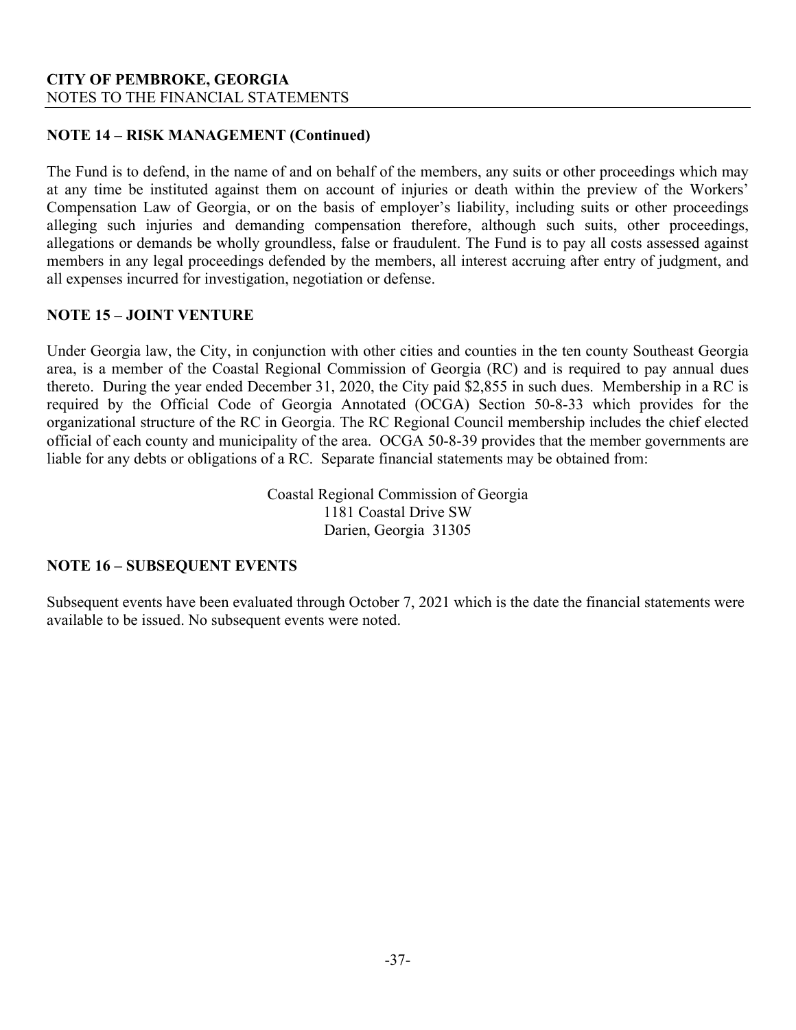## NOTE 14 – RISK MANAGEMENT (Continued)

The Fund is to defend, in the name of and on behalf of the members, any suits or other proceedings which may at any time be instituted against them on account of injuries or death within the preview of the Workers' Compensation Law of Georgia, or on the basis of employer's liability, including suits or other proceedings alleging such injuries and demanding compensation therefore, although such suits, other proceedings, allegations or demands be wholly groundless, false or fraudulent. The Fund is to pay all costs assessed against members in any legal proceedings defended by the members, all interest accruing after entry of judgment, and all expenses incurred for investigation, negotiation or defense.

## NOTE 15 – JOINT VENTURE

Under Georgia law, the City, in conjunction with other cities and counties in the ten county Southeast Georgia area, is a member of the Coastal Regional Commission of Georgia (RC) and is required to pay annual dues thereto. During the year ended December 31, 2020, the City paid $2,855 in such dues. Membership in a RC is required by the Official Code of Georgia Annotated (OCGA) Section 50-8-33 which provides for the organizational structure of the RC in Georgia. The RC Regional Council membership includes the chief elected official of each county and municipality of the area. OCGA 50-8-39 provides that the member governments are liable for any debts or obligations of a RC. Separate financial statements may be obtained from:

Coastal Regional Commission of Georgia
1181 Coastal Drive SW
Darien, Georgia 31305

## NOTE 16 – SUBSEQUENT EVENTS

Subsequent events have been evaluated through October 7, 2021 which is the date the financial statements were available to be issued. No subsequent events were noted.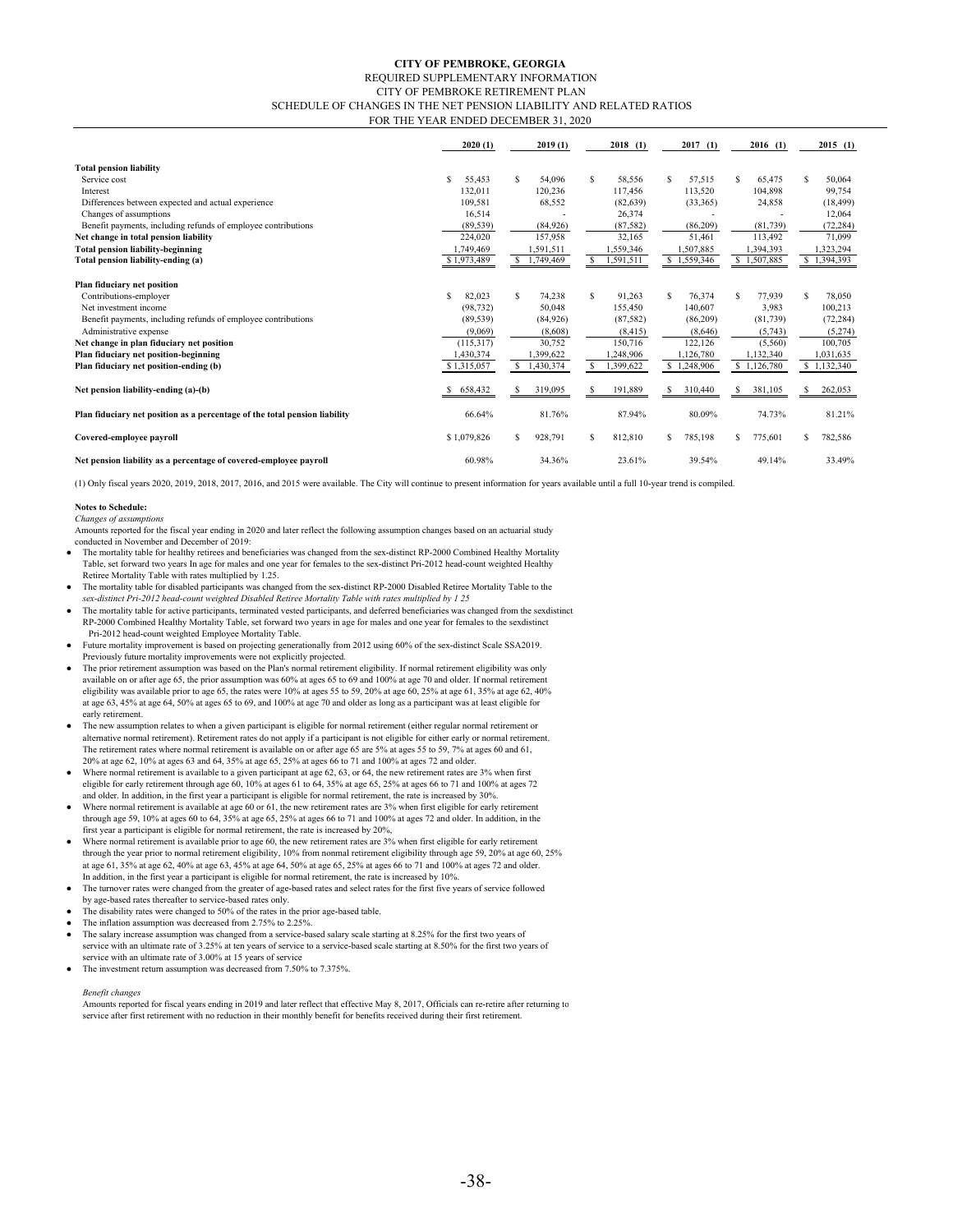# CITY OF PEMBROKE, GEORGIA

REQUIRED SUPPLEMENTARY INFORMATION
CITY OF PEMBROKE RETIREMENT PLAN
SCHEDULE OF CHANGES IN THE NET PENSION LIABILITY AND RELATED RATIOS
FOR THE YEAR ENDED DECEMBER 31, 2020

| | 2020 (1) | 2019 (1) | 2018 (1) | 2017 (1) | 2016 (1) | 2015 (1) |
|---|---|---|---|---|---|---|
| **Total pension liability** | | | | | | |
| Service cost | $ 55,453 | $ 54,096 | $ 58,556 | $ 57,515 | $ 65,475 | $ 50,064 |
| Interest | 132,011 | 120,236 | 117,456 | 113,520 | 104,898 | 99,754 |
| Differences between expected and actual experience | 109,581 | 68,552 | (82,639) | (33,365) | 24,858 | (18,499) |
| Changes of assumptions | 16,514 | - | 26,374 | - | - | 12,064 |
| Benefit payments, including refunds of employee contributions | (89,539) | (84,926) | (87,582) | (86,209) | (81,739) | (72,284) |
| **Net change in total pension liability** | 224,020 | 157,958 | 32,165 | 51,461 | 113,492 | 71,099 |
| **Total pension liability-beginning** | 1,749,469 | 1,591,511 | 1,559,346 | 1,507,885 | 1,394,393 | 1,323,294 |
| **Total pension liability-ending (a)** | $ 1,973,489 | $ 1,749,469 | $ 1,591,511 | $ 1,559,346 | $ 1,507,885 | $ 1,394,393 |
| **Plan fiduciary net position** | | | | | | |
| Contributions-employer | $ 82,023 | $ 74,238 | $ 91,263 | $ 76,374 | $ 77,939 | $ 78,050 |
| Net investment income | (98,732) | 50,048 | 155,450 | 140,607 | 3,983 | 100,213 |
| Benefit payments, including refunds of employee contributions | (89,539) | (84,926) | (87,582) | (86,209) | (81,739) | (72,284) |
| Administrative expense | (9,069) | (8,608) | (8,415) | (8,646) | (5,743) | (5,274) |
| **Net change in plan fiduciary net position** | (115,317) | 30,752 | 150,716 | 122,126 | (5,560) | 100,705 |
| **Plan fiduciary net position-beginning** | 1,430,374 | 1,399,622 | 1,248,906 | 1,126,780 | 1,132,340 | 1,031,635 |
| **Plan fiduciary net position-ending (b)** | $ 1,315,057 | $ 1,430,374 | $ 1,399,622 | $ 1,248,906 | $ 1,126,780 | $ 1,132,340 |
| **Net pension liability-ending (a)-(b)** | $ 658,432 | $ 319,095 | $ 191,889 | $ 310,440 | $ 381,105 | $ 262,053 |
| **Plan fiduciary net position as a percentage of the total pension liability** | 66.64% | 81.76% | 87.94% | 80.09% | 74.73% | 81.21% |
| **Covered-employee payroll** | $ 1,079,826 | $ 928,791 | $ 812,810 | $ 785,198 | $ 775,601 | $ 782,586 |
| **Net pension liability as a percentage of covered-employee payroll** | 60.98% | 34.36% | 23.61% | 39.54% | 49.14% | 33.49% |

(1) Only fiscal years 2020, 2019, 2018, 2017, 2016, and 2015 were available. The City will continue to present information for years available until a full 10-year trend is compiled.

**Notes to Schedule:**

*Changes of assumptions*

Amounts reported for the fiscal year ending in 2020 and later reflect the following assumption changes based on an actuarial study conducted in November and December of 2019:

- The mortality table for healthy retirees and beneficiaries was changed from the sex-distinct RP-2000 Combined Healthy Mortality Table, set forward two years In age for males and one year for females to the sex-distinct Pri-2012 head-count weighted Healthy Retiree Mortality Table with rates multiplied by 1.25.
- The mortality table for disabled participants was changed from the sex-distinct RP-2000 Disabled Retiree Mortality Table to the *sex-distinct Pri-2012 head-count weighted Disabled Retiree Mortality Table with rates multiplied by 1 25*
- The mortality table for active participants, terminated vested participants, and deferred beneficiaries was changed from the sexdistinct RP-2000 Combined Healthy Mortality Table, set forward two years in age for males and one year for females to the sexdistinct Pri-2012 head-count weighted Employee Mortality Table.
- Future mortality improvement is based on projecting generationally from 2012 using 60% of the sex-distinct Scale SSA2019. Previously future mortality improvements were not explicitly projected.
- The prior retirement assumption was based on the Plan's normal retirement eligibility. If normal retirement eligibility was only available on or after age 65, the prior assumption was 60% at ages 65 to 69 and 100% at age 70 and older. If normal retirement eligibility was available prior to age 65, the rates were 10% at ages 55 to 59, 20% at age 60, 25% at age 61, 35% at age 62, 40% at age 63, 45% at age 64, 50% at ages 65 to 69, and 100% at age 70 and older as long as a participant was at least eligible for early retirement.
- The new assumption relates to when a given participant is eligible for normal retirement (either regular normal retirement or alternative normal retirement). Retirement rates do not apply if a participant is not eligible for either early or normal retirement. The retirement rates where normal retirement is available on or after age 65 are 5% at ages 55 to 59, 7% at ages 60 and 61, 20% at age 62, 10% at ages 63 and 64, 35% at age 65, 25% at ages 66 to 71 and 100% at ages 72 and older.
- Where normal retirement is available to a given participant at age 62, 63, or 64, the new retirement rates are 3% when first eligible for early retirement through age 60, 10% at ages 61 to 64, 35% at age 65, 25% at ages 66 to 71 and 100% at ages 72 and older. In addition, in the first year a participant is eligible for normal retirement, the rate is increased by 30%.
- Where normal retirement is available at age 60 or 61, the new retirement rates are 3% when first eligible for early retirement through age 59, 10% at ages 60 to 64, 35% at age 65, 25% at ages 66 to 71 and 100% at ages 72 and older. In addition, in the first year a participant is eligible for normal retirement, the rate is increased by 20%,
- Where normal retirement is available prior to age 60, the new retirement rates are 3% when first eligible for early retirement through the year prior to normal retirement eligibility, 10% from nonmal retirement eligibility through age 59, 20% at age 60, 25% at age 61, 35% at age 62, 40% at age 63, 45% at age 64, 50% at age 65, 25% at ages 66 to 71 and 100% at ages 72 and older. In addition, in the first year a participant is eligible for normal retirement, the rate is increased by 10%.
- The turnover rates were changed from the greater of age-based rates and select rates for the first five years of service followed by age-based rates thereafter to service-based rates only.
- The disability rates were changed to 50% of the rates in the prior age-based table.
- The inflation assumption was decreased from 2.75% to 2.25%.
- The salary increase assumption was changed from a service-based salary scale starting at 8.25% for the first two years of service with an ultimate rate of 3.25% at ten years of service to a service-based scale starting at 8.50% for the first two years of service with an ultimate rate of 3.00% at 15 years of service
- The investment return assumption was decreased from 7.50% to 7.375%.

*Benefit changes*

Amounts reported for fiscal years ending in 2019 and later reflect that effective May 8, 2017, Officials can re-retire after returning to service after first retirement with no reduction in their monthly benefit for benefits received during their first retirement.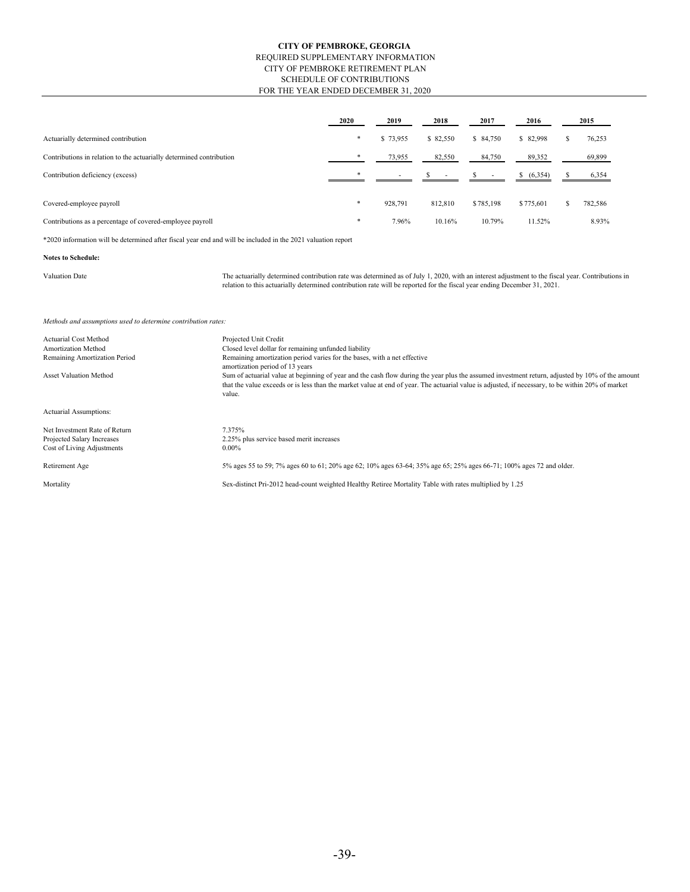**CITY OF PEMBROKE, GEORGIA**
REQUIRED SUPPLEMENTARY INFORMATION
CITY OF PEMBROKE RETIREMENT PLAN
SCHEDULE OF CONTRIBUTIONS
FOR THE YEAR ENDED DECEMBER 31, 2020

| | 2020 | 2019 | 2018 | 2017 | 2016 | 2015 |
|---|---|---|---|---|---|---|
| Actuarially determined contribution | * | $ 73,955 | $ 82,550 | $ 84,750 | $ 82,998 | $ 76,253 |
| Contributions in relation to the actuarially determined contribution | * | 73,955 | 82,550 | 84,750 | 89,352 | 69,899 |
| Contribution deficiency (excess) | * | - | $ - | $ - | $ (6,354) | $ 6,354 |
| Covered-employee payroll | * | 928,791 | 812,810 | $ 785,198 | $ 775,601 | $ 782,586 |
| Contributions as a percentage of covered-employee payroll | * | 7.96% | 10.16% | 10.79% | 11.52% | 8.93% |

*2020 information will be determined after fiscal year end and will be included in the 2021 valuation report

**Notes to Schedule:**

Valuation Date — The actuarially determined contribution rate was determined as of July 1, 2020, with an interest adjustment to the fiscal year. Contributions in relation to this actuarially determined contribution rate will be reported for the fiscal year ending December 31, 2021.

*Methods and assumptions used to determine contribution rates:*

| | |
|---|---|
| Actuarial Cost Method | Projected Unit Credit |
| Amortization Method | Closed level dollar for remaining unfunded liability |
| Remaining Amortization Period | Remaining amortization period varies for the bases, with a net effective amortization period of 13 years |
| Asset Valuation Method | Sum of actuarial value at beginning of year and the cash flow during the year plus the assumed investment return, adjusted by 10% of the amount that the value exceeds or is less than the market value at end of year. The actuarial value is adjusted, if necessary, to be within 20% of market value. |

Actuarial Assumptions:

| | |
|---|---|
| Net Investment Rate of Return | 7.375% |
| Projected Salary Increases | 2.25% plus service based merit increases |
| Cost of Living Adjustments | 0.00% |
| Retirement Age | 5% ages 55 to 59; 7% ages 60 to 61; 20% age 62; 10% ages 63-64; 35% age 65; 25% ages 66-71; 100% ages 72 and older. |
| Mortality | Sex-distinct Pri-2012 head-count weighted Healthy Retiree Mortality Table with rates multiplied by 1.25 |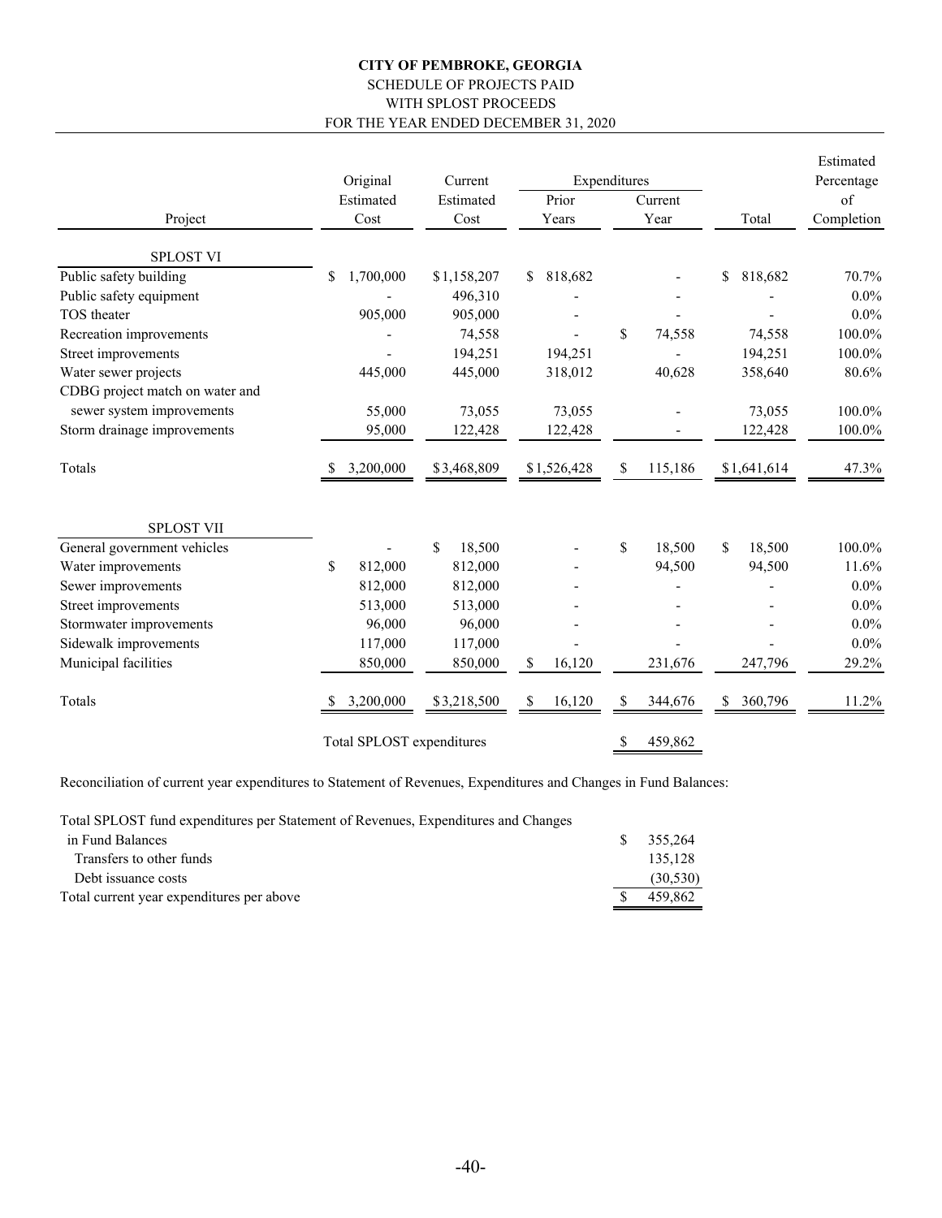**CITY OF PEMBROKE, GEORGIA**
SCHEDULE OF PROJECTS PAID
WITH SPLOST PROCEEDS
FOR THE YEAR ENDED DECEMBER 31, 2020

| Project | Original Estimated Cost | Current Estimated Cost | Expenditures Prior Years | Expenditures Current Year | Total | Estimated Percentage of Completion |
|---|---|---|---|---|---|---|
| **SPLOST VI** | | | | | | |
| Public safety building | $ 1,700,000 | $1,158,207 | $ 818,682 | - | $ 818,682 | 70.7% |
| Public safety equipment | - | 496,310 | - | - | - | 0.0% |
| TOS theater | 905,000 | 905,000 | - | - | - | 0.0% |
| Recreation improvements | - | 74,558 | - | $ 74,558 | 74,558 | 100.0% |
| Street improvements | - | 194,251 | 194,251 | - | 194,251 | 100.0% |
| Water sewer projects | 445,000 | 445,000 | 318,012 | 40,628 | 358,640 | 80.6% |
| CDBG project match on water and sewer system improvements | 55,000 | 73,055 | 73,055 | - | 73,055 | 100.0% |
| Storm drainage improvements | 95,000 | 122,428 | 122,428 | - | 122,428 | 100.0% |
| Totals | $ 3,200,000 | $3,468,809 | $1,526,428 | $ 115,186 | $1,641,614 | 47.3% |
| **SPLOST VII** | | | | | | |
| General government vehicles | - | $ 18,500 | - | $ 18,500 | $ 18,500 | 100.0% |
| Water improvements | $ 812,000 | 812,000 | - | 94,500 | 94,500 | 11.6% |
| Sewer improvements | 812,000 | 812,000 | - | - | - | 0.0% |
| Street improvements | 513,000 | 513,000 | - | - | - | 0.0% |
| Stormwater improvements | 96,000 | 96,000 | - | - | - | 0.0% |
| Sidewalk improvements | 117,000 | 117,000 | - | - | - | 0.0% |
| Municipal facilities | 850,000 | 850,000 | $ 16,120 | 231,676 | 247,796 | 29.2% |
| Totals | $ 3,200,000 | $3,218,500 | $ 16,120 | $ 344,676 | $ 360,796 | 11.2% |
| | Total SPLOST expenditures | | | $ 459,862 | | |

Reconciliation of current year expenditures to Statement of Revenues, Expenditures and Changes in Fund Balances:

| | |
|---|---|
| Total SPLOST fund expenditures per Statement of Revenues, Expenditures and Changes in Fund Balances | $ 355,264 |
| Transfers to other funds | 135,128 |
| Debt issuance costs | (30,530) |
| Total current year expenditures per above | $ 459,862 |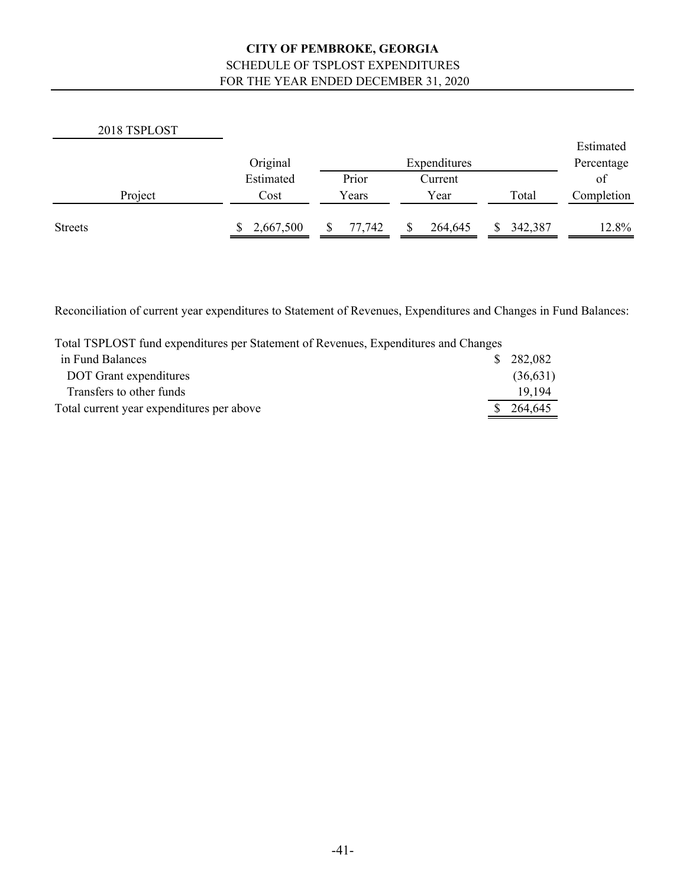# CITY OF PEMBROKE, GEORGIA

SCHEDULE OF TSPLOST EXPENDITURES

FOR THE YEAR ENDED DECEMBER 31, 2020

2018 TSPLOST

| Project | Original Estimated Cost | Expenditures | | | Estimated Percentage of Completion |
|---|---|---|---|---|---|
| | | Prior Years | Current Year | Total | |
| Streets | $ 2,667,500 | $ 77,742 | $ 264,645 | $ 342,387 | 12.8% |

Reconciliation of current year expenditures to Statement of Revenues, Expenditures and Changes in Fund Balances:

| | |
|---|---|
| Total TSPLOST fund expenditures per Statement of Revenues, Expenditures and Changes in Fund Balances | $ 282,082 |
| DOT Grant expenditures | (36,631) |
| Transfers to other funds | 19,194 |
| Total current year expenditures per above | $ 264,645 |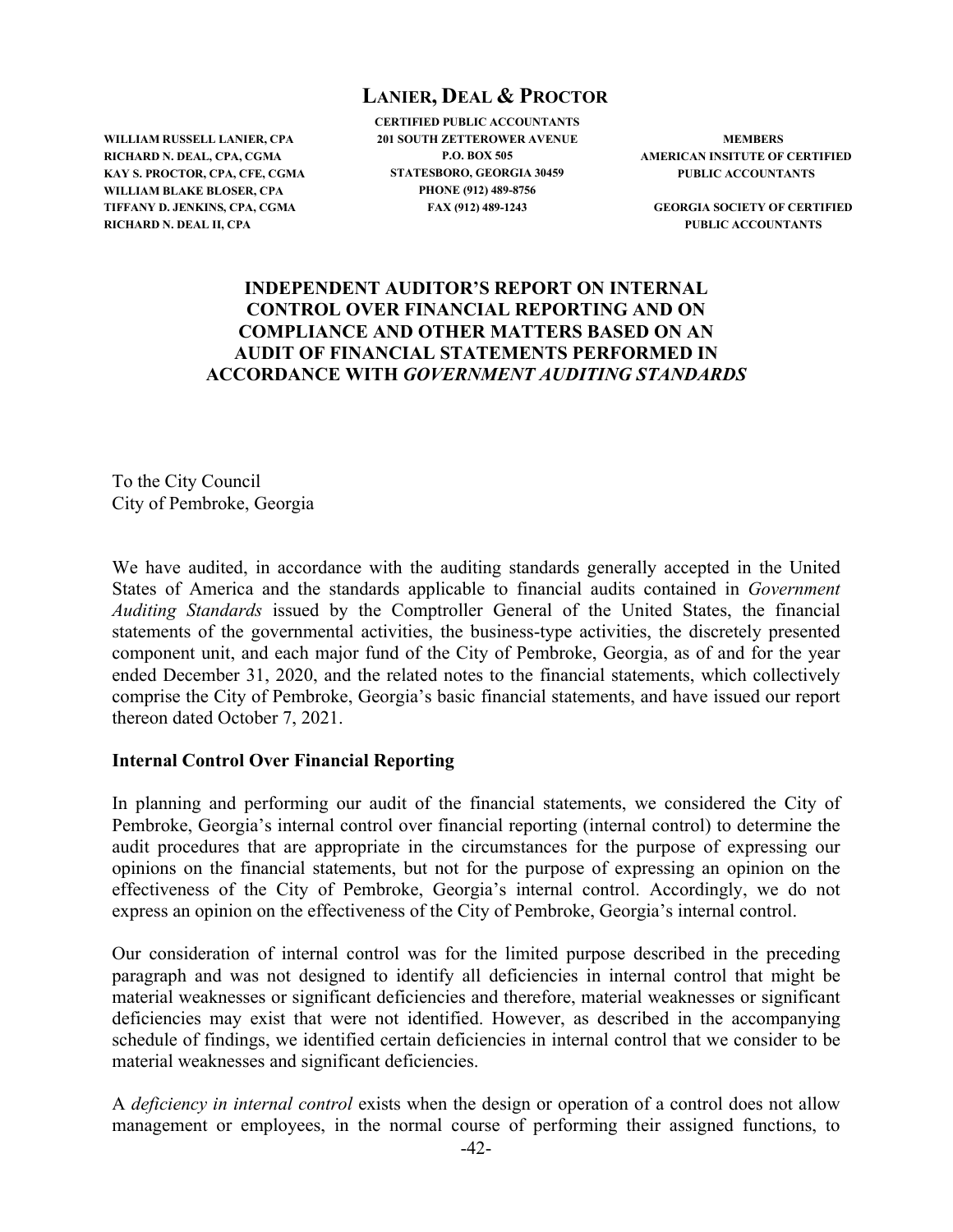# LANIER, DEAL & PROCTOR

CERTIFIED PUBLIC ACCOUNTANTS
201 SOUTH ZETTEROWER AVENUE
P.O. BOX 505
STATESBORO, GEORGIA 30459
PHONE (912) 489-8756
FAX (912) 489-1243

WILLIAM RUSSELL LANIER, CPA
RICHARD N. DEAL, CPA, CGMA
KAY S. PROCTOR, CPA, CFE, CGMA
WILLIAM BLAKE BLOSER, CPA
TIFFANY D. JENKINS, CPA, CGMA
RICHARD N. DEAL II, CPA

MEMBERS
AMERICAN INSITUTE OF CERTIFIED PUBLIC ACCOUNTANTS

GEORGIA SOCIETY OF CERTIFIED PUBLIC ACCOUNTANTS

## INDEPENDENT AUDITOR'S REPORT ON INTERNAL CONTROL OVER FINANCIAL REPORTING AND ON COMPLIANCE AND OTHER MATTERS BASED ON AN AUDIT OF FINANCIAL STATEMENTS PERFORMED IN ACCORDANCE WITH *GOVERNMENT AUDITING STANDARDS*

To the City Council
City of Pembroke, Georgia

We have audited, in accordance with the auditing standards generally accepted in the United States of America and the standards applicable to financial audits contained in *Government Auditing Standards* issued by the Comptroller General of the United States, the financial statements of the governmental activities, the business-type activities, the discretely presented component unit, and each major fund of the City of Pembroke, Georgia, as of and for the year ended December 31, 2020, and the related notes to the financial statements, which collectively comprise the City of Pembroke, Georgia's basic financial statements, and have issued our report thereon dated October 7, 2021.

### Internal Control Over Financial Reporting

In planning and performing our audit of the financial statements, we considered the City of Pembroke, Georgia's internal control over financial reporting (internal control) to determine the audit procedures that are appropriate in the circumstances for the purpose of expressing our opinions on the financial statements, but not for the purpose of expressing an opinion on the effectiveness of the City of Pembroke, Georgia's internal control. Accordingly, we do not express an opinion on the effectiveness of the City of Pembroke, Georgia's internal control.

Our consideration of internal control was for the limited purpose described in the preceding paragraph and was not designed to identify all deficiencies in internal control that might be material weaknesses or significant deficiencies and therefore, material weaknesses or significant deficiencies may exist that were not identified. However, as described in the accompanying schedule of findings, we identified certain deficiencies in internal control that we consider to be material weaknesses and significant deficiencies.

A *deficiency in internal control* exists when the design or operation of a control does not allow management or employees, in the normal course of performing their assigned functions, to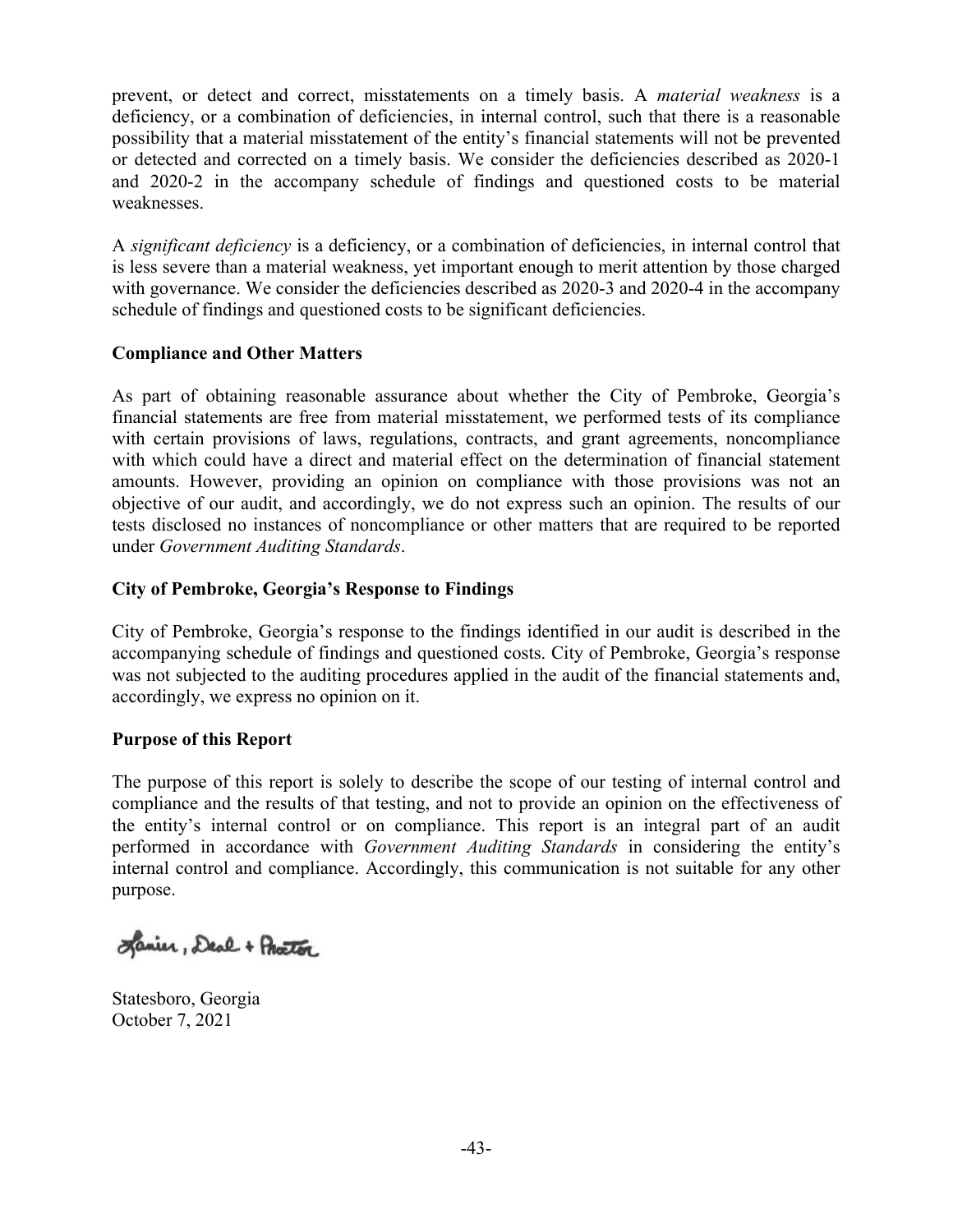prevent, or detect and correct, misstatements on a timely basis. A *material weakness* is a deficiency, or a combination of deficiencies, in internal control, such that there is a reasonable possibility that a material misstatement of the entity's financial statements will not be prevented or detected and corrected on a timely basis. We consider the deficiencies described as 2020-1 and 2020-2 in the accompany schedule of findings and questioned costs to be material weaknesses.

A *significant deficiency* is a deficiency, or a combination of deficiencies, in internal control that is less severe than a material weakness, yet important enough to merit attention by those charged with governance. We consider the deficiencies described as 2020-3 and 2020-4 in the accompany schedule of findings and questioned costs to be significant deficiencies.

**Compliance and Other Matters**

As part of obtaining reasonable assurance about whether the City of Pembroke, Georgia's financial statements are free from material misstatement, we performed tests of its compliance with certain provisions of laws, regulations, contracts, and grant agreements, noncompliance with which could have a direct and material effect on the determination of financial statement amounts. However, providing an opinion on compliance with those provisions was not an objective of our audit, and accordingly, we do not express such an opinion. The results of our tests disclosed no instances of noncompliance or other matters that are required to be reported under *Government Auditing Standards*.

**City of Pembroke, Georgia's Response to Findings**

City of Pembroke, Georgia's response to the findings identified in our audit is described in the accompanying schedule of findings and questioned costs. City of Pembroke, Georgia's response was not subjected to the auditing procedures applied in the audit of the financial statements and, accordingly, we express no opinion on it.

**Purpose of this Report**

The purpose of this report is solely to describe the scope of our testing of internal control and compliance and the results of that testing, and not to provide an opinion on the effectiveness of the entity's internal control or on compliance. This report is an integral part of an audit performed in accordance with *Government Auditing Standards* in considering the entity's internal control and compliance. Accordingly, this communication is not suitable for any other purpose.

Lanier, Deal + Proctor

Statesboro, Georgia
October 7, 2021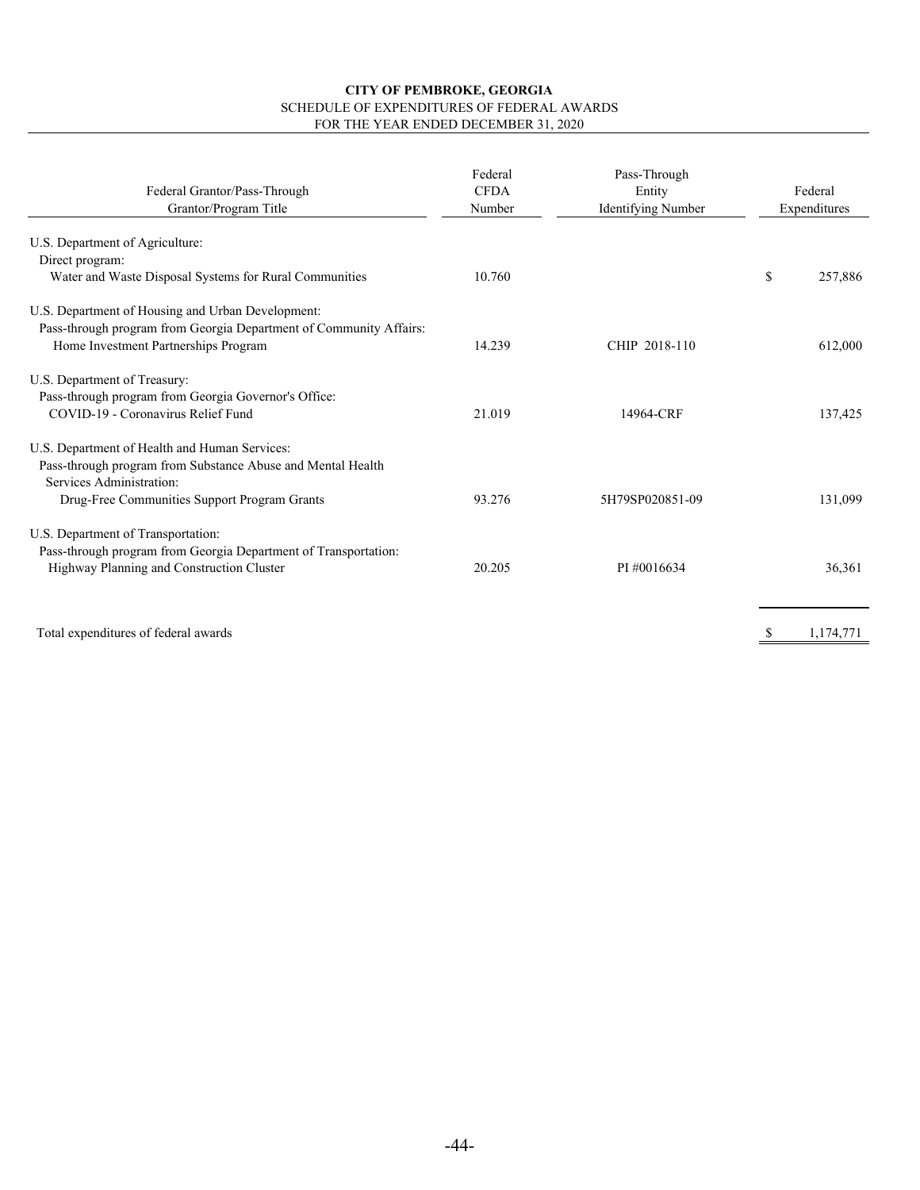**CITY OF PEMBROKE, GEORGIA**
SCHEDULE OF EXPENDITURES OF FEDERAL AWARDS
FOR THE YEAR ENDED DECEMBER 31, 2020

| Federal Grantor/Pass-Through Grantor/Program Title | Federal CFDA Number | Pass-Through Entity Identifying Number | Federal Expenditures |
|---|---|---|---|
| U.S. Department of Agriculture: | | | |
| Direct program: | | | |
| Water and Waste Disposal Systems for Rural Communities | 10.760 | | $ 257,886 |
| U.S. Department of Housing and Urban Development: | | | |
| Pass-through program from Georgia Department of Community Affairs: | | | |
| Home Investment Partnerships Program | 14.239 | CHIP 2018-110 | 612,000 |
| U.S. Department of Treasury: | | | |
| Pass-through program from Georgia Governor's Office: | | | |
| COVID-19 - Coronavirus Relief Fund | 21.019 | 14964-CRF | 137,425 |
| U.S. Department of Health and Human Services: | | | |
| Pass-through program from Substance Abuse and Mental Health Services Administration: | | | |
| Drug-Free Communities Support Program Grants | 93.276 | 5H79SP020851-09 | 131,099 |
| U.S. Department of Transportation: | | | |
| Pass-through program from Georgia Department of Transportation: | | | |
| Highway Planning and Construction Cluster | 20.205 | PI #0016634 | 36,361 |
| Total expenditures of federal awards | | | $ 1,174,771 |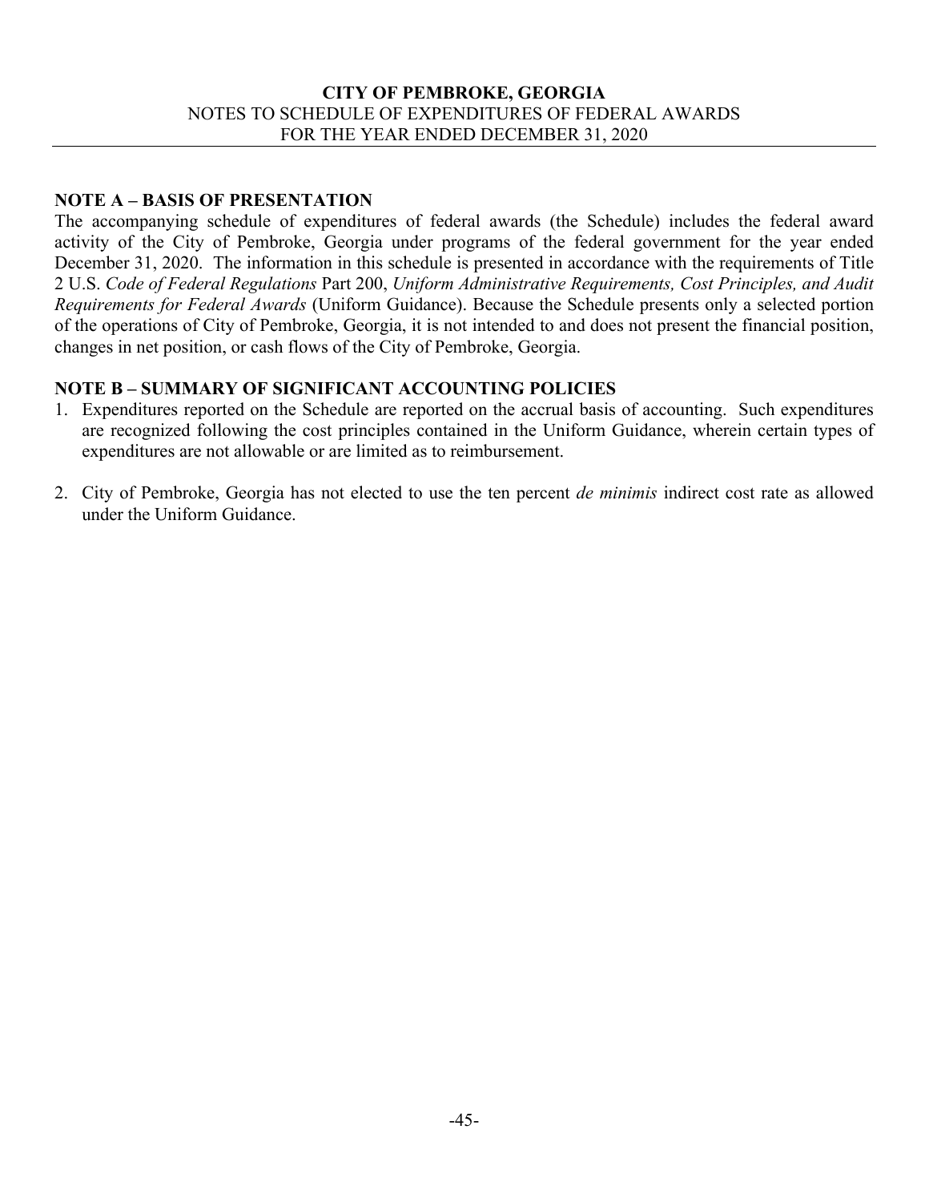**CITY OF PEMBROKE, GEORGIA**
NOTES TO SCHEDULE OF EXPENDITURES OF FEDERAL AWARDS
FOR THE YEAR ENDED DECEMBER 31, 2020

## NOTE A – BASIS OF PRESENTATION

The accompanying schedule of expenditures of federal awards (the Schedule) includes the federal award activity of the City of Pembroke, Georgia under programs of the federal government for the year ended December 31, 2020. The information in this schedule is presented in accordance with the requirements of Title 2 U.S. *Code of Federal Regulations* Part 200, *Uniform Administrative Requirements, Cost Principles, and Audit Requirements for Federal Awards* (Uniform Guidance). Because the Schedule presents only a selected portion of the operations of City of Pembroke, Georgia, it is not intended to and does not present the financial position, changes in net position, or cash flows of the City of Pembroke, Georgia.

## NOTE B – SUMMARY OF SIGNIFICANT ACCOUNTING POLICIES

1. Expenditures reported on the Schedule are reported on the accrual basis of accounting. Such expenditures are recognized following the cost principles contained in the Uniform Guidance, wherein certain types of expenditures are not allowable or are limited as to reimbursement.

2. City of Pembroke, Georgia has not elected to use the ten percent *de minimis* indirect cost rate as allowed under the Uniform Guidance.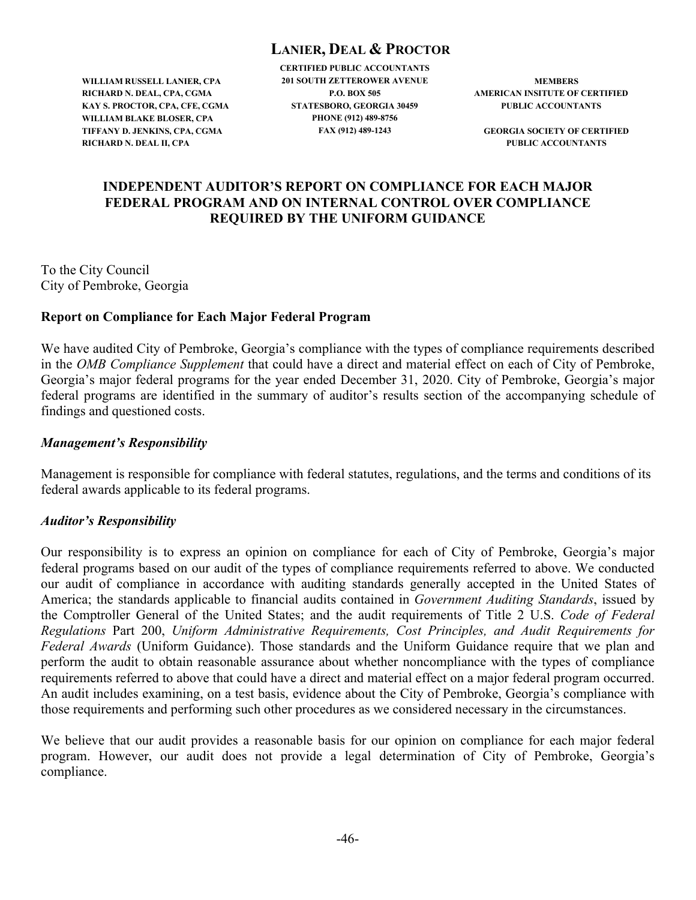**LANIER, DEAL & PROCTOR**

CERTIFIED PUBLIC ACCOUNTANTS
201 SOUTH ZETTEROWER AVENUE
P.O. BOX 505
STATESBORO, GEORGIA 30459
PHONE (912) 489-8756
FAX (912) 489-1243

WILLIAM RUSSELL LANIER, CPA
RICHARD N. DEAL, CPA, CGMA
KAY S. PROCTOR, CPA, CFE, CGMA
WILLIAM BLAKE BLOSER, CPA
TIFFANY D. JENKINS, CPA, CGMA
RICHARD N. DEAL II, CPA

MEMBERS
AMERICAN INSITUTE OF CERTIFIED PUBLIC ACCOUNTANTS

GEORGIA SOCIETY OF CERTIFIED PUBLIC ACCOUNTANTS

# INDEPENDENT AUDITOR'S REPORT ON COMPLIANCE FOR EACH MAJOR FEDERAL PROGRAM AND ON INTERNAL CONTROL OVER COMPLIANCE REQUIRED BY THE UNIFORM GUIDANCE

To the City Council
City of Pembroke, Georgia

## Report on Compliance for Each Major Federal Program

We have audited City of Pembroke, Georgia's compliance with the types of compliance requirements described in the *OMB Compliance Supplement* that could have a direct and material effect on each of City of Pembroke, Georgia's major federal programs for the year ended December 31, 2020. City of Pembroke, Georgia's major federal programs are identified in the summary of auditor's results section of the accompanying schedule of findings and questioned costs.

### *Management's Responsibility*

Management is responsible for compliance with federal statutes, regulations, and the terms and conditions of its federal awards applicable to its federal programs.

### *Auditor's Responsibility*

Our responsibility is to express an opinion on compliance for each of City of Pembroke, Georgia's major federal programs based on our audit of the types of compliance requirements referred to above. We conducted our audit of compliance in accordance with auditing standards generally accepted in the United States of America; the standards applicable to financial audits contained in *Government Auditing Standards*, issued by the Comptroller General of the United States; and the audit requirements of Title 2 U.S. *Code of Federal Regulations* Part 200, *Uniform Administrative Requirements, Cost Principles, and Audit Requirements for Federal Awards* (Uniform Guidance). Those standards and the Uniform Guidance require that we plan and perform the audit to obtain reasonable assurance about whether noncompliance with the types of compliance requirements referred to above that could have a direct and material effect on a major federal program occurred. An audit includes examining, on a test basis, evidence about the City of Pembroke, Georgia's compliance with those requirements and performing such other procedures as we considered necessary in the circumstances.

We believe that our audit provides a reasonable basis for our opinion on compliance for each major federal program. However, our audit does not provide a legal determination of City of Pembroke, Georgia's compliance.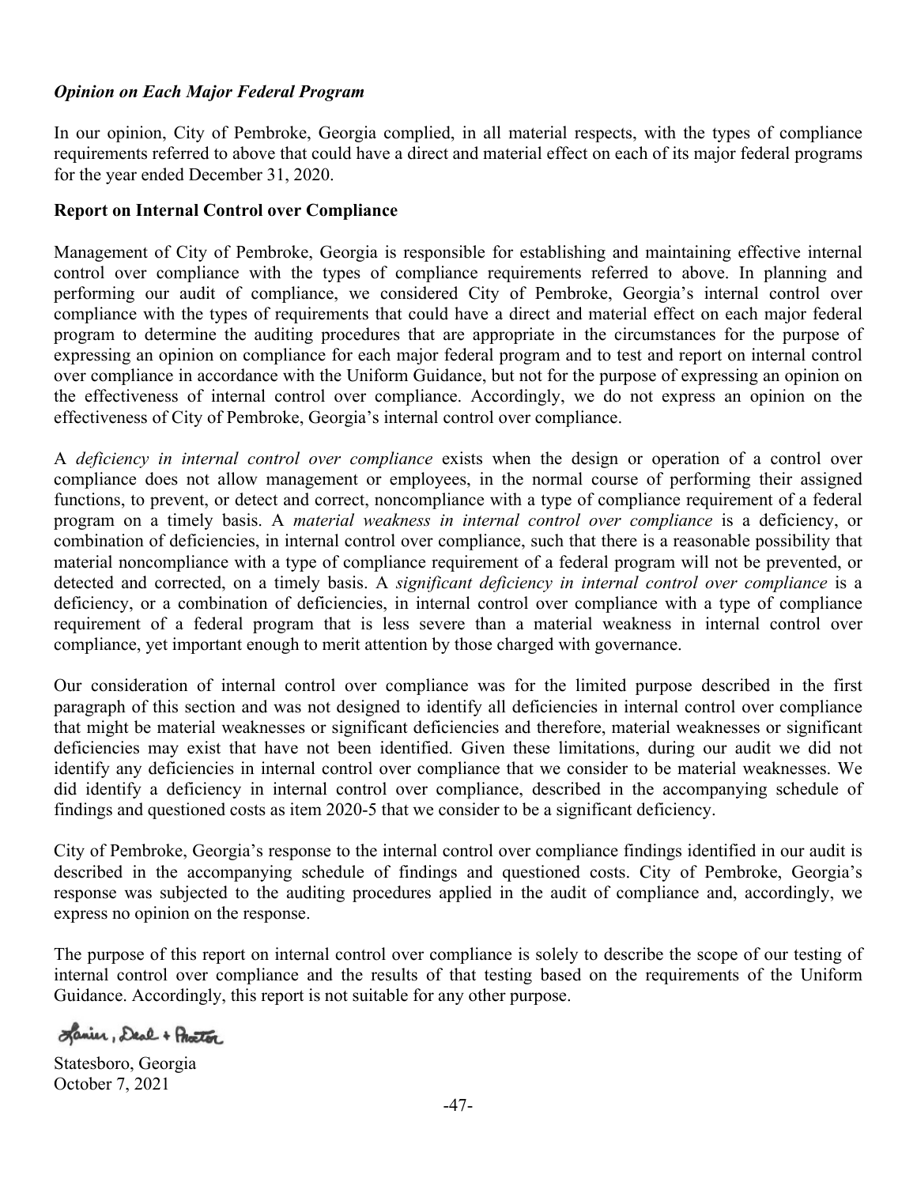***Opinion on Each Major Federal Program***

In our opinion, City of Pembroke, Georgia complied, in all material respects, with the types of compliance requirements referred to above that could have a direct and material effect on each of its major federal programs for the year ended December 31, 2020.

**Report on Internal Control over Compliance**

Management of City of Pembroke, Georgia is responsible for establishing and maintaining effective internal control over compliance with the types of compliance requirements referred to above. In planning and performing our audit of compliance, we considered City of Pembroke, Georgia's internal control over compliance with the types of requirements that could have a direct and material effect on each major federal program to determine the auditing procedures that are appropriate in the circumstances for the purpose of expressing an opinion on compliance for each major federal program and to test and report on internal control over compliance in accordance with the Uniform Guidance, but not for the purpose of expressing an opinion on the effectiveness of internal control over compliance. Accordingly, we do not express an opinion on the effectiveness of City of Pembroke, Georgia's internal control over compliance.

A *deficiency in internal control over compliance* exists when the design or operation of a control over compliance does not allow management or employees, in the normal course of performing their assigned functions, to prevent, or detect and correct, noncompliance with a type of compliance requirement of a federal program on a timely basis. A *material weakness in internal control over compliance* is a deficiency, or combination of deficiencies, in internal control over compliance, such that there is a reasonable possibility that material noncompliance with a type of compliance requirement of a federal program will not be prevented, or detected and corrected, on a timely basis. A *significant deficiency in internal control over compliance* is a deficiency, or a combination of deficiencies, in internal control over compliance with a type of compliance requirement of a federal program that is less severe than a material weakness in internal control over compliance, yet important enough to merit attention by those charged with governance.

Our consideration of internal control over compliance was for the limited purpose described in the first paragraph of this section and was not designed to identify all deficiencies in internal control over compliance that might be material weaknesses or significant deficiencies and therefore, material weaknesses or significant deficiencies may exist that have not been identified. Given these limitations, during our audit we did not identify any deficiencies in internal control over compliance that we consider to be material weaknesses. We did identify a deficiency in internal control over compliance, described in the accompanying schedule of findings and questioned costs as item 2020-5 that we consider to be a significant deficiency.

City of Pembroke, Georgia's response to the internal control over compliance findings identified in our audit is described in the accompanying schedule of findings and questioned costs. City of Pembroke, Georgia's response was subjected to the auditing procedures applied in the audit of compliance and, accordingly, we express no opinion on the response.

The purpose of this report on internal control over compliance is solely to describe the scope of our testing of internal control over compliance and the results of that testing based on the requirements of the Uniform Guidance. Accordingly, this report is not suitable for any other purpose.

Lanier, Deal + Proctor

Statesboro, Georgia
October 7, 2021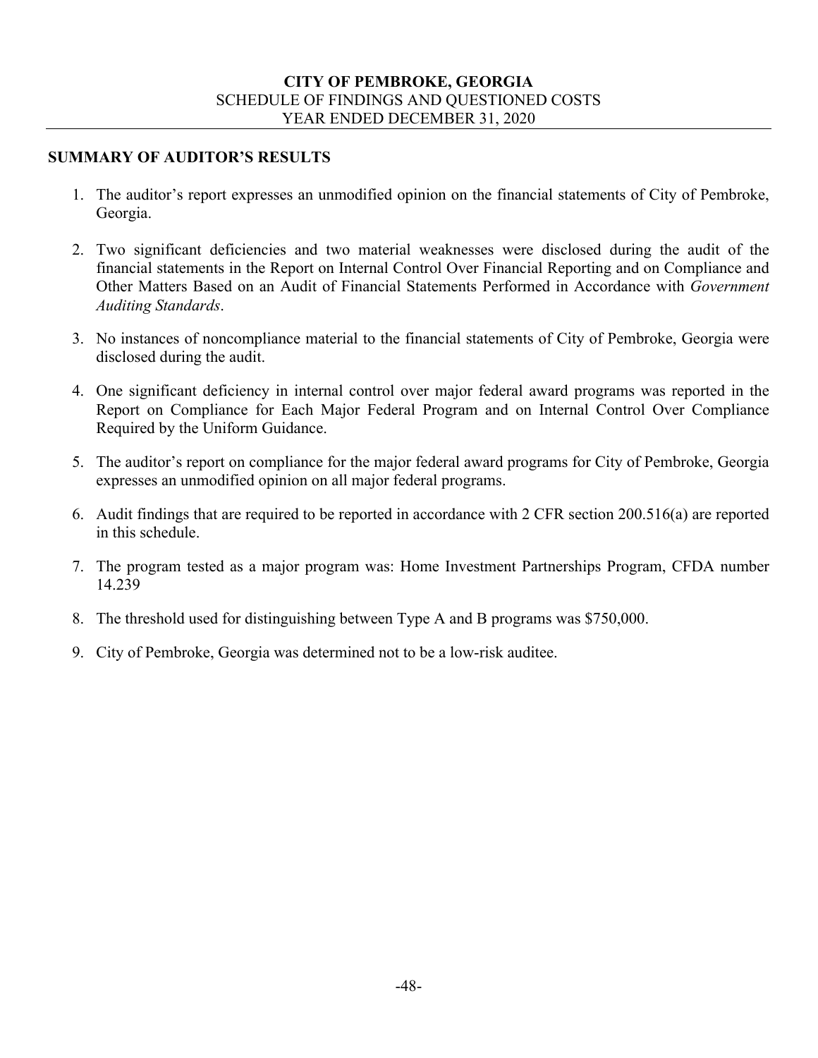**CITY OF PEMBROKE, GEORGIA**
SCHEDULE OF FINDINGS AND QUESTIONED COSTS
YEAR ENDED DECEMBER 31, 2020

## SUMMARY OF AUDITOR'S RESULTS

1. The auditor's report expresses an unmodified opinion on the financial statements of City of Pembroke, Georgia.

2. Two significant deficiencies and two material weaknesses were disclosed during the audit of the financial statements in the Report on Internal Control Over Financial Reporting and on Compliance and Other Matters Based on an Audit of Financial Statements Performed in Accordance with *Government Auditing Standards*.

3. No instances of noncompliance material to the financial statements of City of Pembroke, Georgia were disclosed during the audit.

4. One significant deficiency in internal control over major federal award programs was reported in the Report on Compliance for Each Major Federal Program and on Internal Control Over Compliance Required by the Uniform Guidance.

5. The auditor's report on compliance for the major federal award programs for City of Pembroke, Georgia expresses an unmodified opinion on all major federal programs.

6. Audit findings that are required to be reported in accordance with 2 CFR section 200.516(a) are reported in this schedule.

7. The program tested as a major program was: Home Investment Partnerships Program, CFDA number 14.239

8. The threshold used for distinguishing between Type A and B programs was $750,000.

9. City of Pembroke, Georgia was determined not to be a low-risk auditee.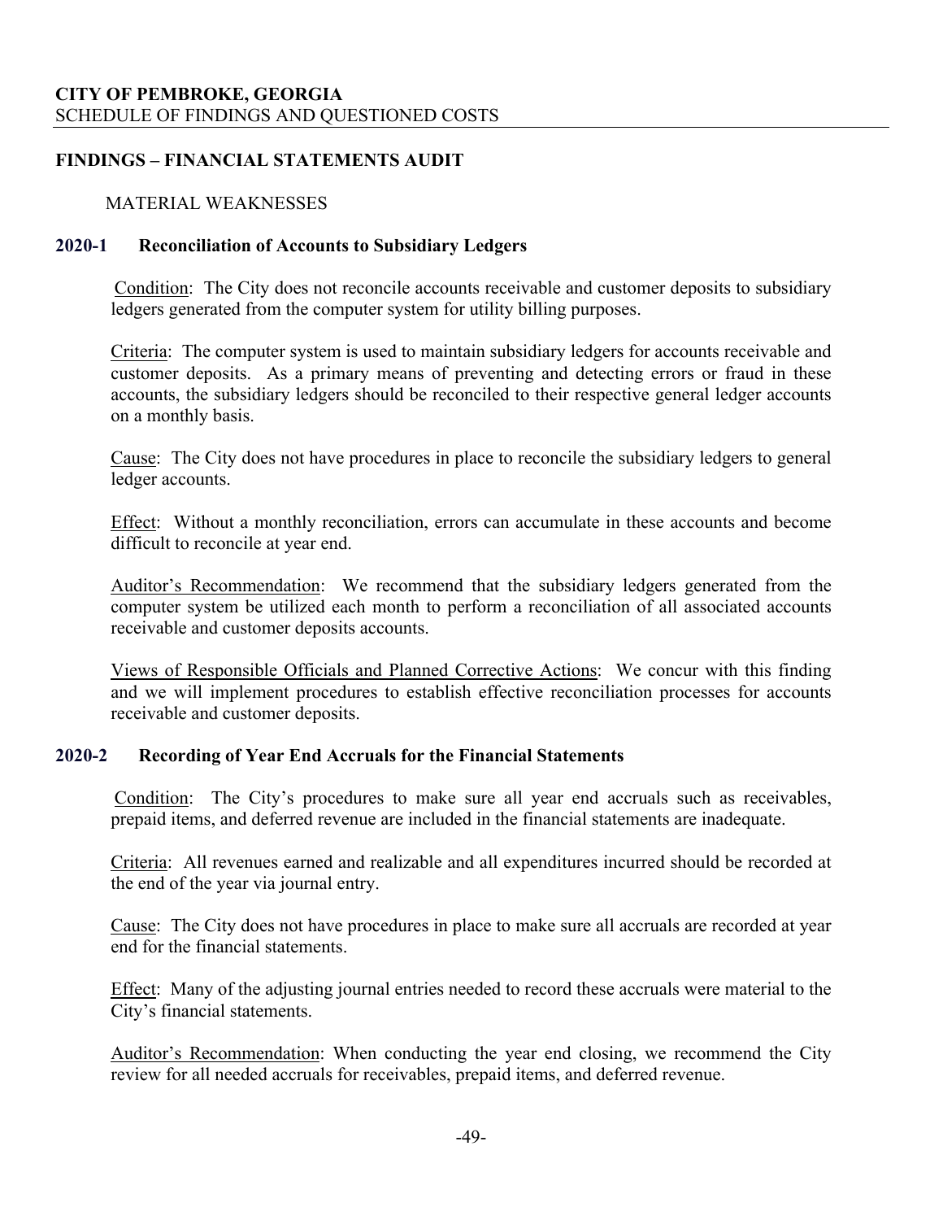**CITY OF PEMBROKE, GEORGIA**
SCHEDULE OF FINDINGS AND QUESTIONED COSTS

## FINDINGS – FINANCIAL STATEMENTS AUDIT

MATERIAL WEAKNESSES

### 2020-1 Reconciliation of Accounts to Subsidiary Ledgers

Condition: The City does not reconcile accounts receivable and customer deposits to subsidiary ledgers generated from the computer system for utility billing purposes.

Criteria: The computer system is used to maintain subsidiary ledgers for accounts receivable and customer deposits. As a primary means of preventing and detecting errors or fraud in these accounts, the subsidiary ledgers should be reconciled to their respective general ledger accounts on a monthly basis.

Cause: The City does not have procedures in place to reconcile the subsidiary ledgers to general ledger accounts.

Effect: Without a monthly reconciliation, errors can accumulate in these accounts and become difficult to reconcile at year end.

Auditor's Recommendation: We recommend that the subsidiary ledgers generated from the computer system be utilized each month to perform a reconciliation of all associated accounts receivable and customer deposits accounts.

Views of Responsible Officials and Planned Corrective Actions: We concur with this finding and we will implement procedures to establish effective reconciliation processes for accounts receivable and customer deposits.

### 2020-2 Recording of Year End Accruals for the Financial Statements

Condition: The City's procedures to make sure all year end accruals such as receivables, prepaid items, and deferred revenue are included in the financial statements are inadequate.

Criteria: All revenues earned and realizable and all expenditures incurred should be recorded at the end of the year via journal entry.

Cause: The City does not have procedures in place to make sure all accruals are recorded at year end for the financial statements.

Effect: Many of the adjusting journal entries needed to record these accruals were material to the City's financial statements.

Auditor's Recommendation: When conducting the year end closing, we recommend the City review for all needed accruals for receivables, prepaid items, and deferred revenue.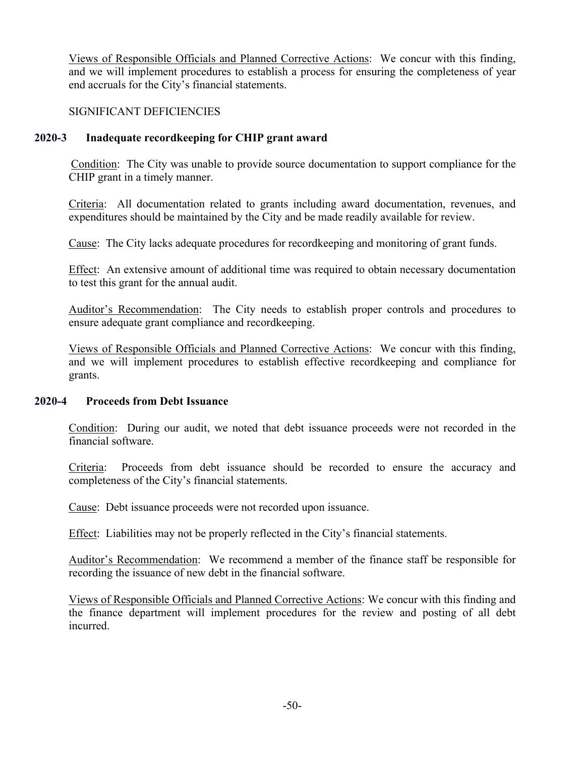Views of Responsible Officials and Planned Corrective Actions: We concur with this finding, and we will implement procedures to establish a process for ensuring the completeness of year end accruals for the City's financial statements.

SIGNIFICANT DEFICIENCIES

### 2020-3 Inadequate recordkeeping for CHIP grant award

Condition: The City was unable to provide source documentation to support compliance for the CHIP grant in a timely manner.

Criteria: All documentation related to grants including award documentation, revenues, and expenditures should be maintained by the City and be made readily available for review.

Cause: The City lacks adequate procedures for recordkeeping and monitoring of grant funds.

Effect: An extensive amount of additional time was required to obtain necessary documentation to test this grant for the annual audit.

Auditor's Recommendation: The City needs to establish proper controls and procedures to ensure adequate grant compliance and recordkeeping.

Views of Responsible Officials and Planned Corrective Actions: We concur with this finding, and we will implement procedures to establish effective recordkeeping and compliance for grants.

### 2020-4 Proceeds from Debt Issuance

Condition: During our audit, we noted that debt issuance proceeds were not recorded in the financial software.

Criteria: Proceeds from debt issuance should be recorded to ensure the accuracy and completeness of the City's financial statements.

Cause: Debt issuance proceeds were not recorded upon issuance.

Effect: Liabilities may not be properly reflected in the City's financial statements.

Auditor's Recommendation: We recommend a member of the finance staff be responsible for recording the issuance of new debt in the financial software.

Views of Responsible Officials and Planned Corrective Actions: We concur with this finding and the finance department will implement procedures for the review and posting of all debt incurred.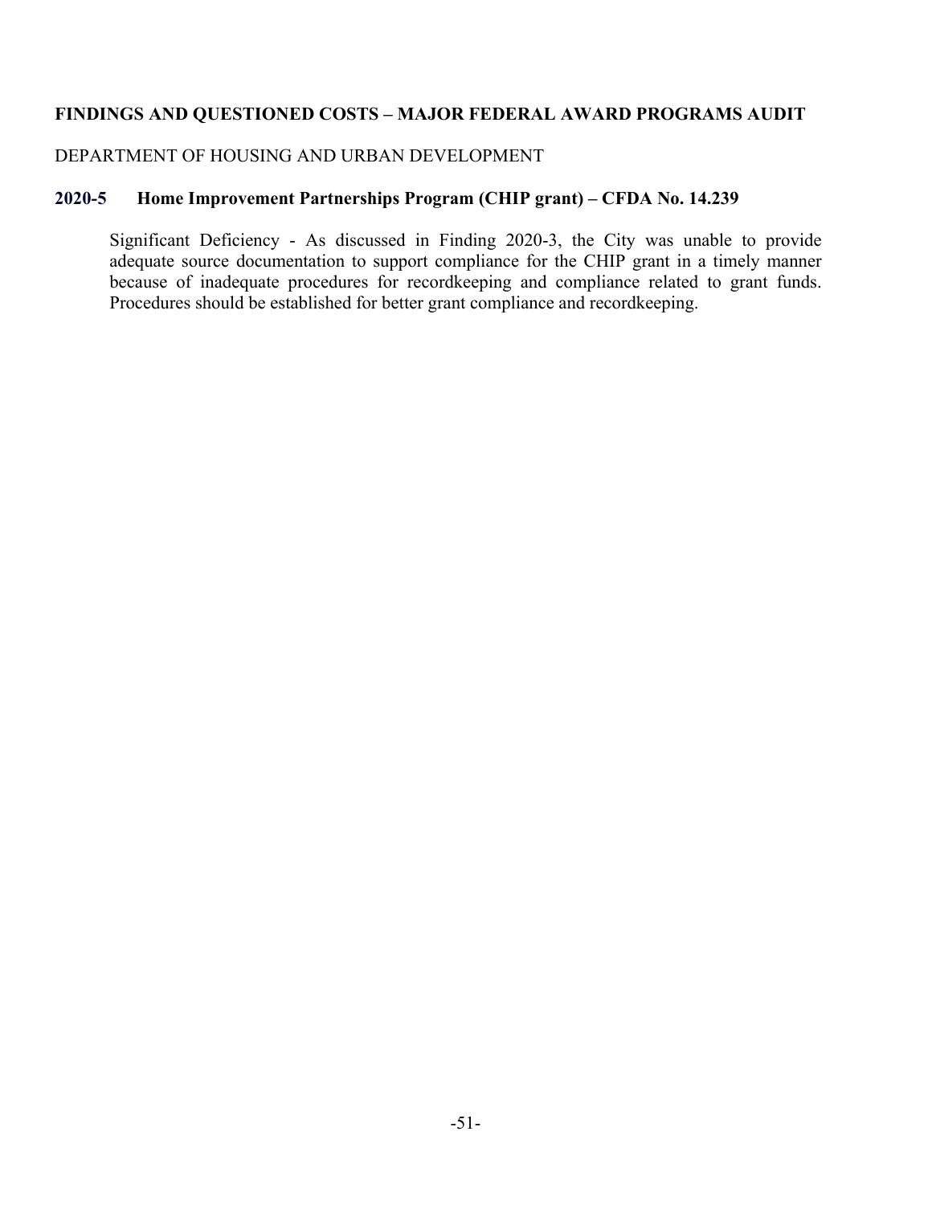## FINDINGS AND QUESTIONED COSTS – MAJOR FEDERAL AWARD PROGRAMS AUDIT

DEPARTMENT OF HOUSING AND URBAN DEVELOPMENT

### 2020-5 Home Improvement Partnerships Program (CHIP grant) – CFDA No. 14.239

Significant Deficiency - As discussed in Finding 2020-3, the City was unable to provide adequate source documentation to support compliance for the CHIP grant in a timely manner because of inadequate procedures for recordkeeping and compliance related to grant funds. Procedures should be established for better grant compliance and recordkeeping.